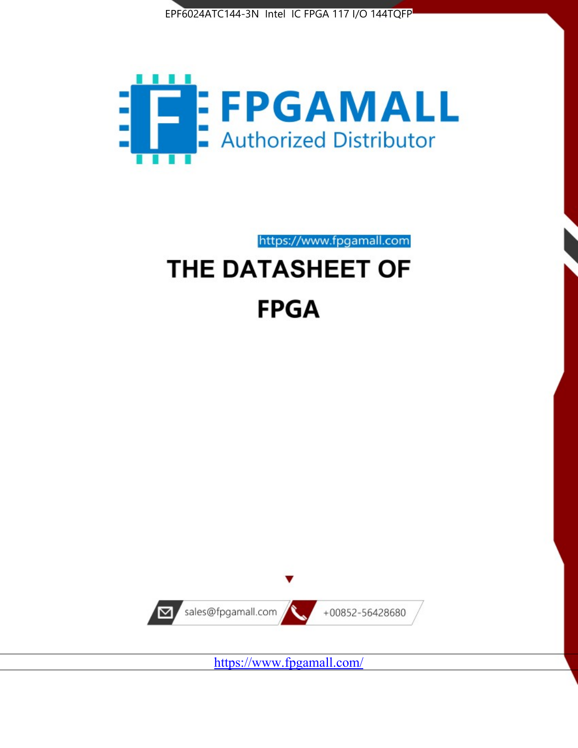EPF6024ATC144-3N Intel IC FPGA 117 I/O 144TQFP

FPGAMALL

Authorized Distributor

https://www.fpgamall.com

# THE DATASHEET OF

# FPGA

sales@fpgamall.com

+00852-56428680

https://www.fpgamall.com/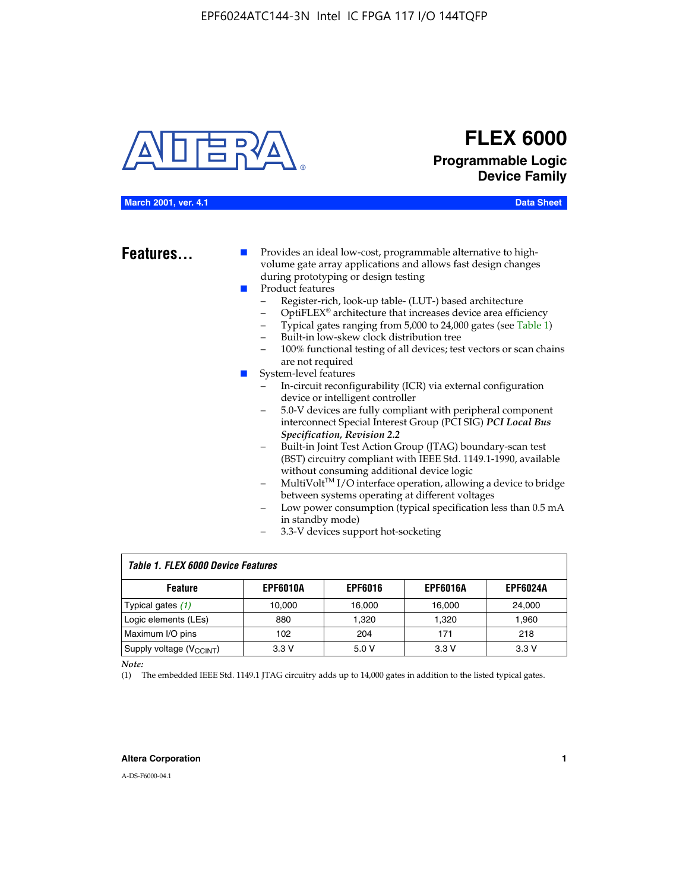# FLEX 6000

## Programmable Logic Device Family

**March 2001, ver. 4.1** **Data Sheet**

## Features...

- Provides an ideal low-cost, programmable alternative to high-volume gate array applications and allows fast design changes during prototyping or design testing
- Product features
  - Register-rich, look-up table- (LUT-) based architecture
  - OptiFLEX® architecture that increases device area efficiency
  - Typical gates ranging from 5,000 to 24,000 gates (see Table 1)
  - Built-in low-skew clock distribution tree
  - 100% functional testing of all devices; test vectors or scan chains are not required
- System-level features
  - In-circuit reconfigurability (ICR) via external configuration device or intelligent controller
  - 5.0-V devices are fully compliant with peripheral component interconnect Special Interest Group (PCI SIG) ***PCI Local Bus Specification, Revision 2.2***
  - Built-in Joint Test Action Group (JTAG) boundary-scan test (BST) circuitry compliant with IEEE Std. 1149.1-1990, available without consuming additional device logic
  - MultiVolt™ I/O interface operation, allowing a device to bridge between systems operating at different voltages
  - Low power consumption (typical specification less than 0.5 mA in standby mode)
  - 3.3-V devices support hot-socketing

*Table 1. FLEX 6000 Device Features*

| Feature | EPF6010A | EPF6016 | EPF6016A | EPF6024A |
|---|---|---|---|---|
| Typical gates *(1)* | 10,000 | 16,000 | 16,000 | 24,000 |
| Logic elements (LEs) | 880 | 1,320 | 1,320 | 1,960 |
| Maximum I/O pins | 102 | 204 | 171 | 218 |
| Supply voltage ($V_{CCINT}$) | 3.3 V | 5.0 V | 3.3 V | 3.3 V |

*Note:*

(1) The embedded IEEE Std. 1149.1 JTAG circuitry adds up to 14,000 gates in addition to the listed typical gates.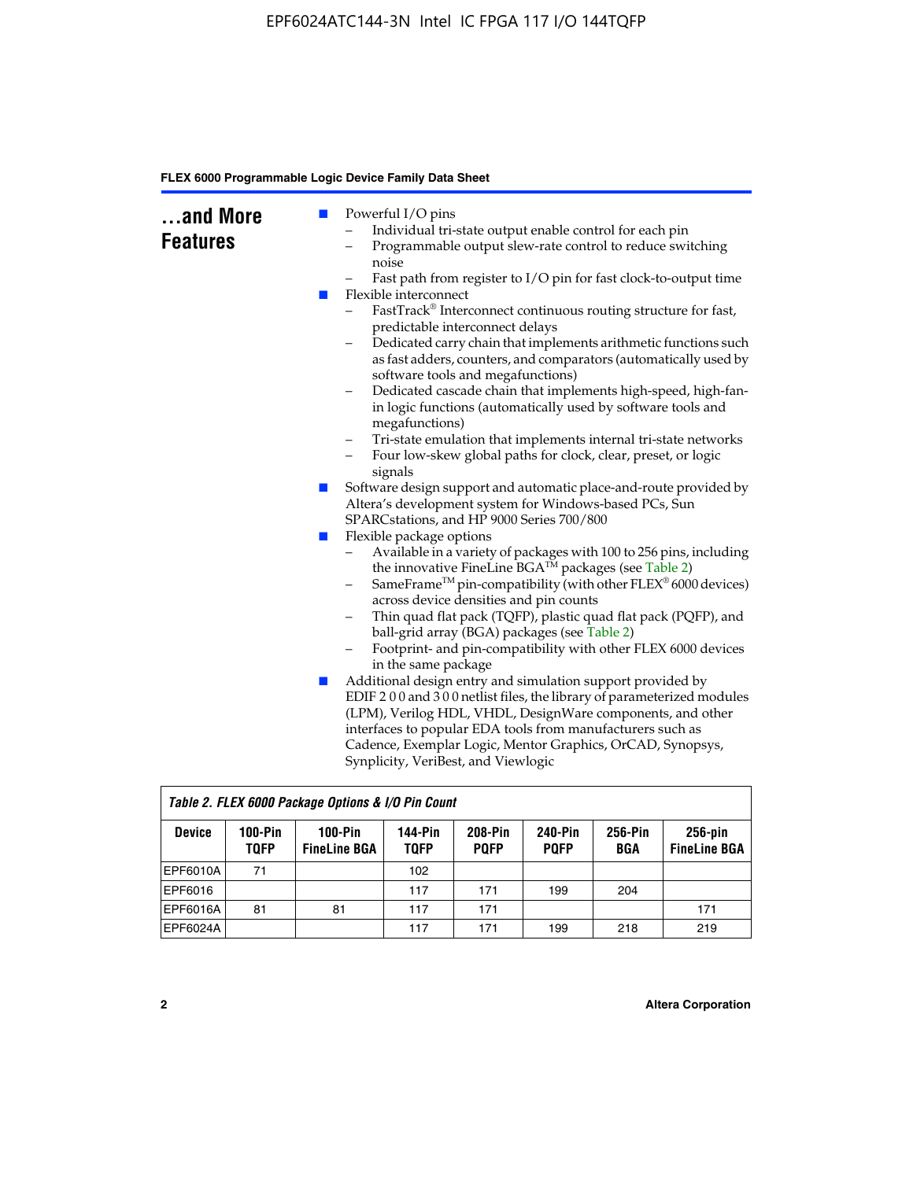## ...and More Features

- Powerful I/O pins
  - Individual tri-state output enable control for each pin
  - Programmable output slew-rate control to reduce switching noise
  - Fast path from register to I/O pin for fast clock-to-output time
- Flexible interconnect
  - FastTrack® Interconnect continuous routing structure for fast, predictable interconnect delays
  - Dedicated carry chain that implements arithmetic functions such as fast adders, counters, and comparators (automatically used by software tools and megafunctions)
  - Dedicated cascade chain that implements high-speed, high-fan-in logic functions (automatically used by software tools and megafunctions)
  - Tri-state emulation that implements internal tri-state networks
  - Four low-skew global paths for clock, clear, preset, or logic signals
- Software design support and automatic place-and-route provided by Altera's development system for Windows-based PCs, Sun SPARCstations, and HP 9000 Series 700/800
- Flexible package options
  - Available in a variety of packages with 100 to 256 pins, including the innovative FineLine BGA™ packages (see Table 2)
  - SameFrame™ pin-compatibility (with other FLEX® 6000 devices) across device densities and pin counts
  - Thin quad flat pack (TQFP), plastic quad flat pack (PQFP), and ball-grid array (BGA) packages (see Table 2)
  - Footprint- and pin-compatibility with other FLEX 6000 devices in the same package
- Additional design entry and simulation support provided by EDIF 2 0 0 and 3 0 0 netlist files, the library of parameterized modules (LPM), Verilog HDL, VHDL, DesignWare components, and other interfaces to popular EDA tools from manufacturers such as Cadence, Exemplar Logic, Mentor Graphics, OrCAD, Synopsys, Synplicity, VeriBest, and Viewlogic

*Table 2. FLEX 6000 Package Options & I/O Pin Count*

| Device | 100-Pin TQFP | 100-Pin FineLine BGA | 144-Pin TQFP | 208-Pin PQFP | 240-Pin PQFP | 256-Pin BGA | 256-pin FineLine BGA |
|---|---|---|---|---|---|---|---|
| EPF6010A | 71 | | 102 | | | | |
| EPF6016 | | | 117 | 171 | 199 | 204 | |
| EPF6016A | 81 | 81 | 117 | 171 | | | 171 |
| EPF6024A | | | 117 | 171 | 199 | 218 | 219 |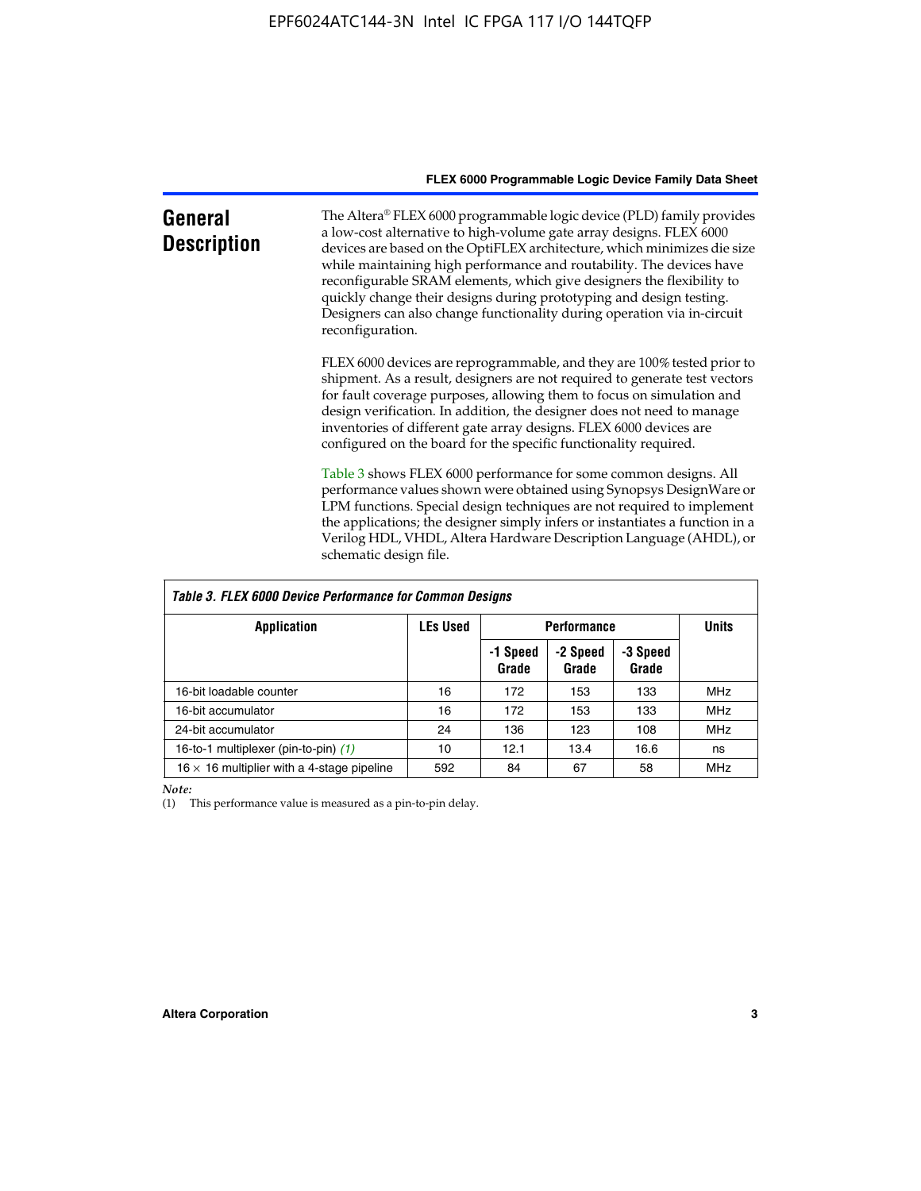## General Description

The Altera® FLEX 6000 programmable logic device (PLD) family provides a low-cost alternative to high-volume gate array designs. FLEX 6000 devices are based on the OptiFLEX architecture, which minimizes die size while maintaining high performance and routability. The devices have reconfigurable SRAM elements, which give designers the flexibility to quickly change their designs during prototyping and design testing. Designers can also change functionality during operation via in-circuit reconfiguration.

FLEX 6000 devices are reprogrammable, and they are 100% tested prior to shipment. As a result, designers are not required to generate test vectors for fault coverage purposes, allowing them to focus on simulation and design verification. In addition, the designer does not need to manage inventories of different gate array designs. FLEX 6000 devices are configured on the board for the specific functionality required.

Table 3 shows FLEX 6000 performance for some common designs. All performance values shown were obtained using Synopsys DesignWare or LPM functions. Special design techniques are not required to implement the applications; the designer simply infers or instantiates a function in a Verilog HDL, VHDL, Altera Hardware Description Language (AHDL), or schematic design file.

**Table 3. FLEX 6000 Device Performance for Common Designs**

| Application | LEs Used | Performance | | | Units |
|---|---|---|---|---|---|
| | | -1 Speed Grade | -2 Speed Grade | -3 Speed Grade | |
| 16-bit loadable counter | 16 | 172 | 153 | 133 | MHz |
| 16-bit accumulator | 16 | 172 | 153 | 133 | MHz |
| 24-bit accumulator | 24 | 136 | 123 | 108 | MHz |
| 16-to-1 multiplexer (pin-to-pin) *(1)* | 10 | 12.1 | 13.4 | 16.6 | ns |
| $16 \times 16$ multiplier with a 4-stage pipeline | 592 | 84 | 67 | 58 | MHz |

*Note:*

(1) This performance value is measured as a pin-to-pin delay.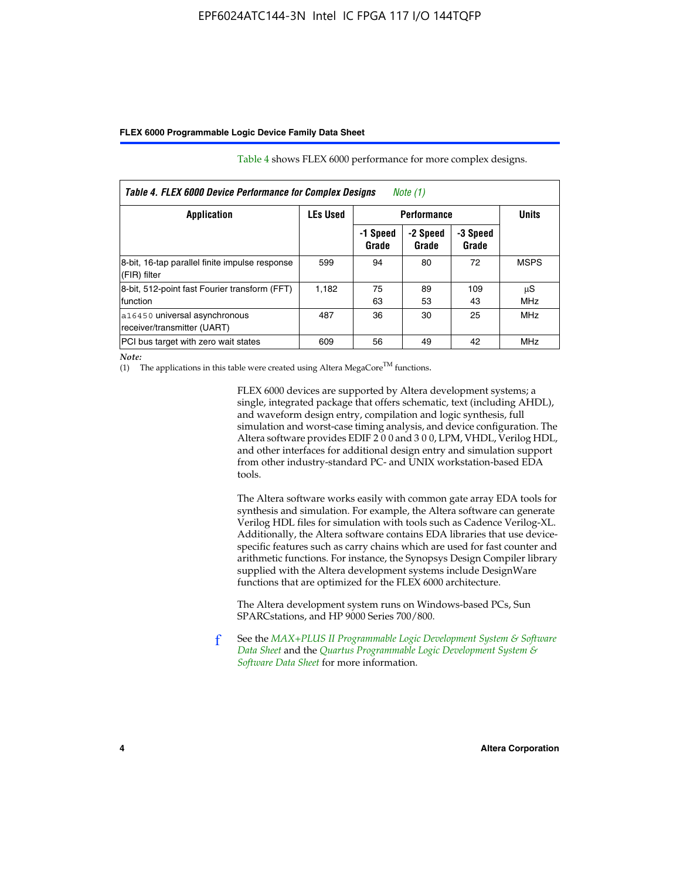Table 4 shows FLEX 6000 performance for more complex designs.

**Table 4. FLEX 6000 Device Performance for Complex Designs** *Note (1)*

| Application | LEs Used | Performance | | | Units |
|---|---|---|---|---|---|
| | | -1 Speed Grade | -2 Speed Grade | -3 Speed Grade | |
| 8-bit, 16-tap parallel finite impulse response (FIR) filter | 599 | 94 | 80 | 72 | MSPS |
| 8-bit, 512-point fast Fourier transform (FFT) function | 1,182 | 75<br>63 | 89<br>53 | 109<br>43 | µS<br>MHz |
| `a16450` universal asynchronous receiver/transmitter (UART) | 487 | 36 | 30 | 25 | MHz |
| PCI bus target with zero wait states | 609 | 56 | 49 | 42 | MHz |

*Note:*

(1) The applications in this table were created using Altera MegaCore™ functions.

FLEX 6000 devices are supported by Altera development systems; a single, integrated package that offers schematic, text (including AHDL), and waveform design entry, compilation and logic synthesis, full simulation and worst-case timing analysis, and device configuration. The Altera software provides EDIF 2 0 0 and 3 0 0, LPM, VHDL, Verilog HDL, and other interfaces for additional design entry and simulation support from other industry-standard PC- and UNIX workstation-based EDA tools.

The Altera software works easily with common gate array EDA tools for synthesis and simulation. For example, the Altera software can generate Verilog HDL files for simulation with tools such as Cadence Verilog-XL. Additionally, the Altera software contains EDA libraries that use device-specific features such as carry chains which are used for fast counter and arithmetic functions. For instance, the Synopsys Design Compiler library supplied with the Altera development systems include DesignWare functions that are optimized for the FLEX 6000 architecture.

The Altera development system runs on Windows-based PCs, Sun SPARCstations, and HP 9000 Series 700/800.

See the *MAX+PLUS II Programmable Logic Development System & Software Data Sheet* and the *Quartus Programmable Logic Development System & Software Data Sheet* for more information.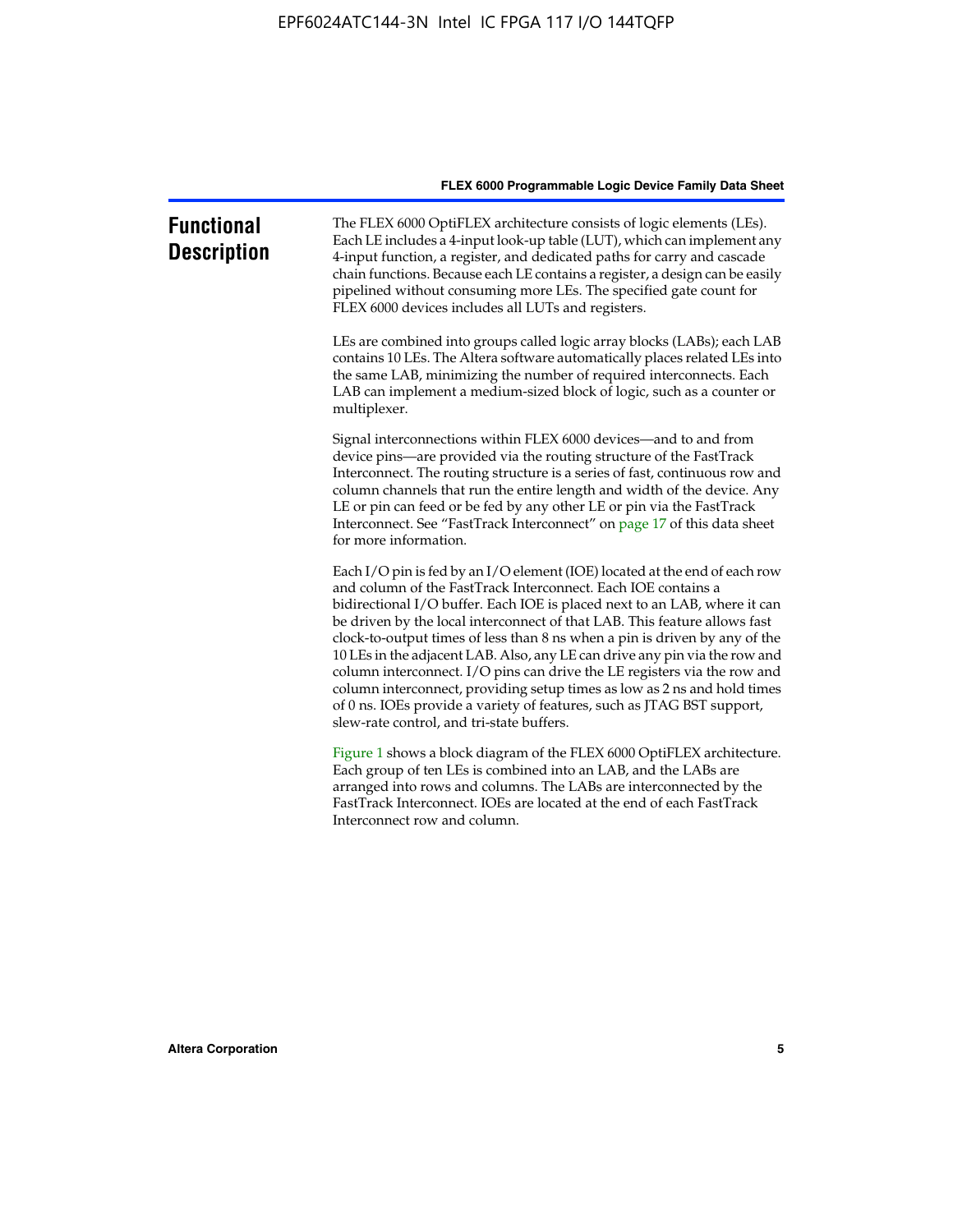# Functional Description

The FLEX 6000 OptiFLEX architecture consists of logic elements (LEs). Each LE includes a 4-input look-up table (LUT), which can implement any 4-input function, a register, and dedicated paths for carry and cascade chain functions. Because each LE contains a register, a design can be easily pipelined without consuming more LEs. The specified gate count for FLEX 6000 devices includes all LUTs and registers.

LEs are combined into groups called logic array blocks (LABs); each LAB contains 10 LEs. The Altera software automatically places related LEs into the same LAB, minimizing the number of required interconnects. Each LAB can implement a medium-sized block of logic, such as a counter or multiplexer.

Signal interconnections within FLEX 6000 devices—and to and from device pins—are provided via the routing structure of the FastTrack Interconnect. The routing structure is a series of fast, continuous row and column channels that run the entire length and width of the device. Any LE or pin can feed or be fed by any other LE or pin via the FastTrack Interconnect. See "FastTrack Interconnect" on page 17 of this data sheet for more information.

Each I/O pin is fed by an I/O element (IOE) located at the end of each row and column of the FastTrack Interconnect. Each IOE contains a bidirectional I/O buffer. Each IOE is placed next to an LAB, where it can be driven by the local interconnect of that LAB. This feature allows fast clock-to-output times of less than 8 ns when a pin is driven by any of the 10 LEs in the adjacent LAB. Also, any LE can drive any pin via the row and column interconnect. I/O pins can drive the LE registers via the row and column interconnect, providing setup times as low as 2 ns and hold times of 0 ns. IOEs provide a variety of features, such as JTAG BST support, slew-rate control, and tri-state buffers.

Figure 1 shows a block diagram of the FLEX 6000 OptiFLEX architecture. Each group of ten LEs is combined into an LAB, and the LABs are arranged into rows and columns. The LABs are interconnected by the FastTrack Interconnect. IOEs are located at the end of each FastTrack Interconnect row and column.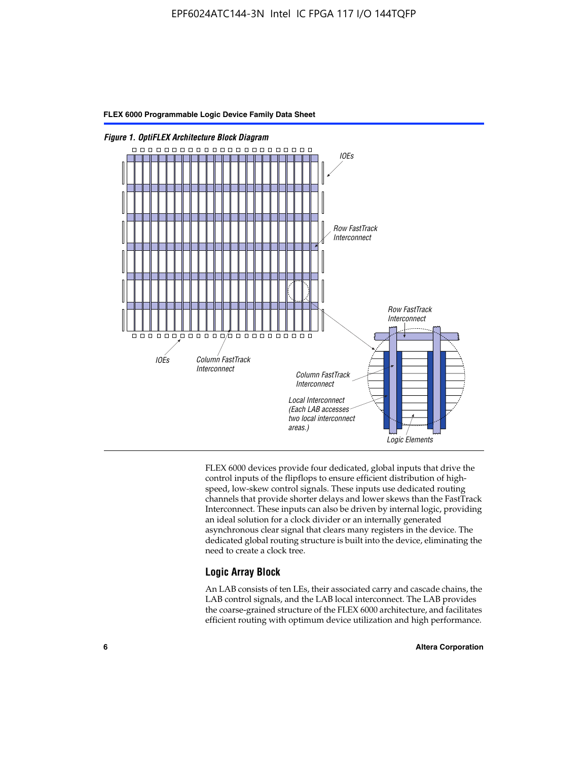*Figure 1. OptiFLEX Architecture Block Diagram*

FLEX 6000 devices provide four dedicated, global inputs that drive the control inputs of the flipflops to ensure efficient distribution of high-speed, low-skew control signals. These inputs use dedicated routing channels that provide shorter delays and lower skews than the FastTrack Interconnect. These inputs can also be driven by internal logic, providing an ideal solution for a clock divider or an internally generated asynchronous clear signal that clears many registers in the device. The dedicated global routing structure is built into the device, eliminating the need to create a clock tree.

## Logic Array Block

An LAB consists of ten LEs, their associated carry and cascade chains, the LAB control signals, and the LAB local interconnect. The LAB provides the coarse-grained structure of the FLEX 6000 architecture, and facilitates efficient routing with optimum device utilization and high performance.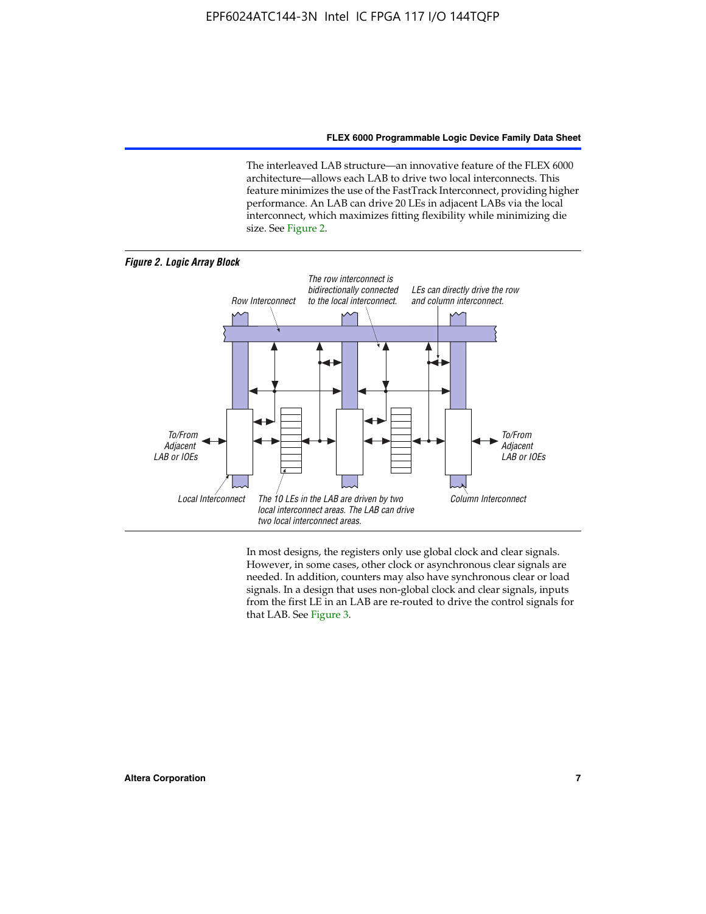The interleaved LAB structure—an innovative feature of the FLEX 6000 architecture—allows each LAB to drive two local interconnects. This feature minimizes the use of the FastTrack Interconnect, providing higher performance. An LAB can drive 20 LEs in adjacent LABs via the local interconnect, which maximizes fitting flexibility while minimizing die size. See Figure 2.

***Figure 2. Logic Array Block***

*Row Interconnect*

*The row interconnect is bidirectionally connected to the local interconnect.*

*LEs can directly drive the row and column interconnect.*

*To/From Adjacent LAB or IOEs*

*To/From Adjacent LAB or IOEs*

*Local Interconnect*

*The 10 LEs in the LAB are driven by two local interconnect areas. The LAB can drive two local interconnect areas.*

*Column Interconnect*

In most designs, the registers only use global clock and clear signals. However, in some cases, other clock or asynchronous clear signals are needed. In addition, counters may also have synchronous clear or load signals. In a design that uses non-global clock and clear signals, inputs from the first LE in an LAB are re-routed to drive the control signals for that LAB. See Figure 3.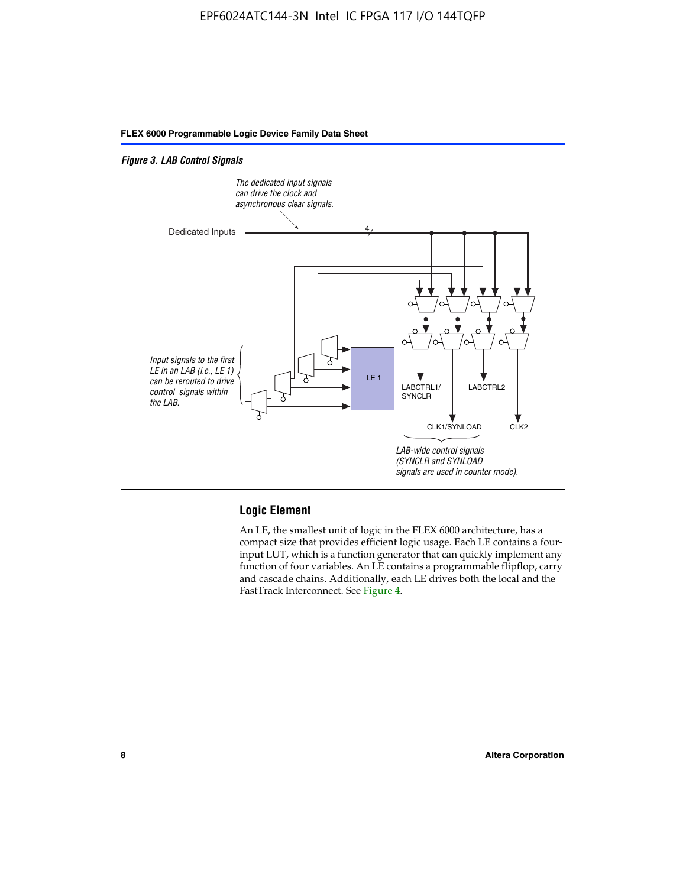*Figure 3. LAB Control Signals*

The dedicated input signals can drive the clock and asynchronous clear signals.

Dedicated Inputs

4

Input signals to the first LE in an LAB (i.e., LE 1) can be rerouted to drive control signals within the LAB.

LE 1

LABCTRL1/ SYNCLR

LABCTRL2

CLK1/SYNLOAD

CLK2

LAB-wide control signals (SYNCLR and SYNLOAD signals are used in counter mode).

## Logic Element

An LE, the smallest unit of logic in the FLEX 6000 architecture, has a compact size that provides efficient logic usage. Each LE contains a four-input LUT, which is a function generator that can quickly implement any function of four variables. An LE contains a programmable flipflop, carry and cascade chains. Additionally, each LE drives both the local and the FastTrack Interconnect. See Figure 4.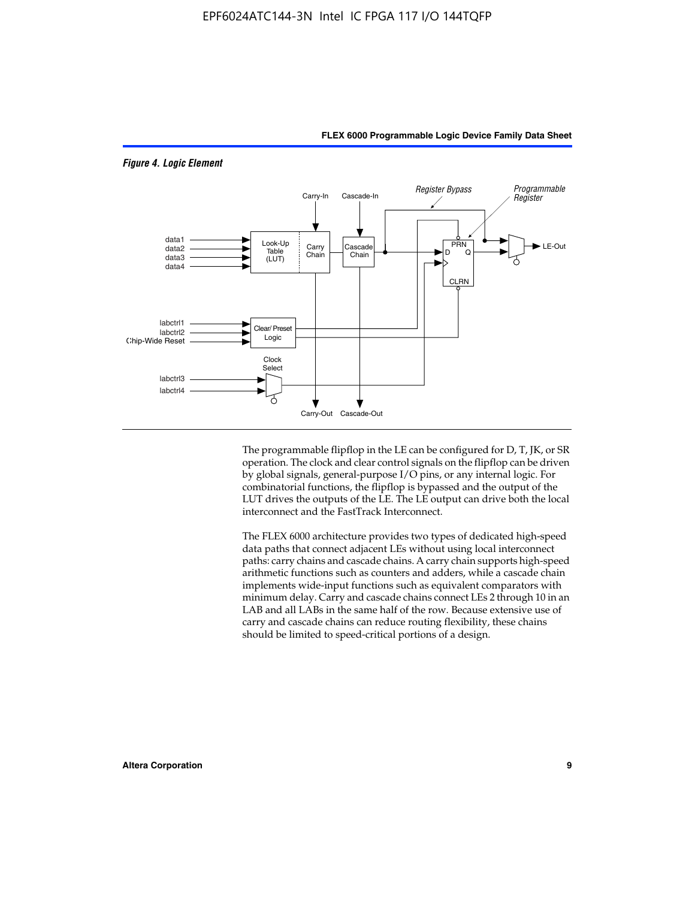*Figure 4. Logic Element*

The programmable flipflop in the LE can be configured for D, T, JK, or SR operation. The clock and clear control signals on the flipflop can be driven by global signals, general-purpose I/O pins, or any internal logic. For combinatorial functions, the flipflop is bypassed and the output of the LUT drives the outputs of the LE. The LE output can drive both the local interconnect and the FastTrack Interconnect.

The FLEX 6000 architecture provides two types of dedicated high-speed data paths that connect adjacent LEs without using local interconnect paths: carry chains and cascade chains. A carry chain supports high-speed arithmetic functions such as counters and adders, while a cascade chain implements wide-input functions such as equivalent comparators with minimum delay. Carry and cascade chains connect LEs 2 through 10 in an LAB and all LABs in the same half of the row. Because extensive use of carry and cascade chains can reduce routing flexibility, these chains should be limited to speed-critical portions of a design.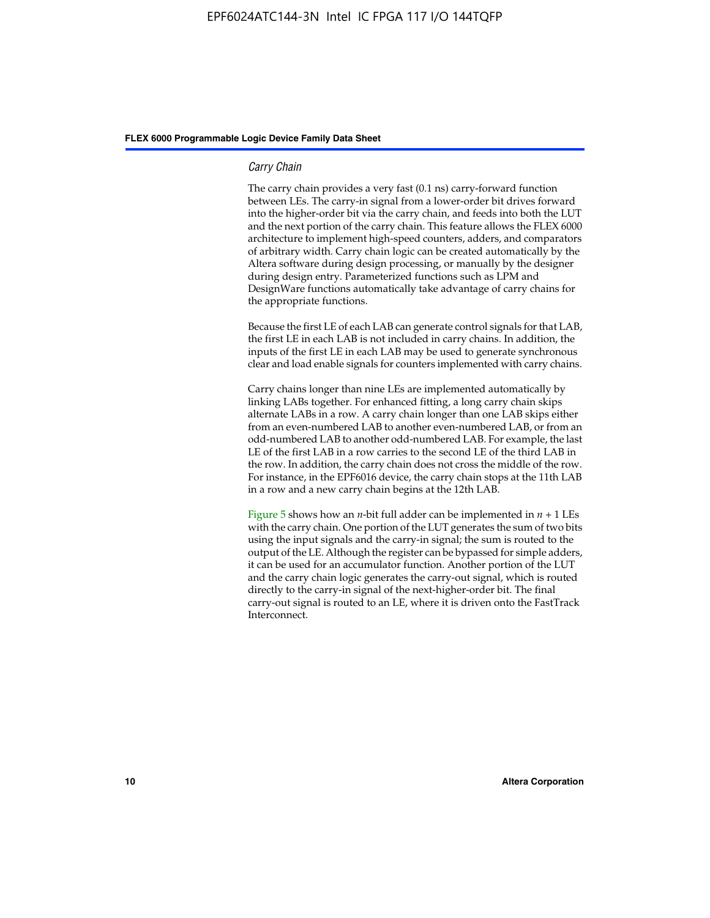### *Carry Chain*

The carry chain provides a very fast (0.1 ns) carry-forward function between LEs. The carry-in signal from a lower-order bit drives forward into the higher-order bit via the carry chain, and feeds into both the LUT and the next portion of the carry chain. This feature allows the FLEX 6000 architecture to implement high-speed counters, adders, and comparators of arbitrary width. Carry chain logic can be created automatically by the Altera software during design processing, or manually by the designer during design entry. Parameterized functions such as LPM and DesignWare functions automatically take advantage of carry chains for the appropriate functions.

Because the first LE of each LAB can generate control signals for that LAB, the first LE in each LAB is not included in carry chains. In addition, the inputs of the first LE in each LAB may be used to generate synchronous clear and load enable signals for counters implemented with carry chains.

Carry chains longer than nine LEs are implemented automatically by linking LABs together. For enhanced fitting, a long carry chain skips alternate LABs in a row. A carry chain longer than one LAB skips either from an even-numbered LAB to another even-numbered LAB, or from an odd-numbered LAB to another odd-numbered LAB. For example, the last LE of the first LAB in a row carries to the second LE of the third LAB in the row. In addition, the carry chain does not cross the middle of the row. For instance, in the EPF6016 device, the carry chain stops at the 11th LAB in a row and a new carry chain begins at the 12th LAB.

Figure 5 shows how an $n$-bit full adder can be implemented in $n + 1$ LEs with the carry chain. One portion of the LUT generates the sum of two bits using the input signals and the carry-in signal; the sum is routed to the output of the LE. Although the register can be bypassed for simple adders, it can be used for an accumulator function. Another portion of the LUT and the carry chain logic generates the carry-out signal, which is routed directly to the carry-in signal of the next-higher-order bit. The final carry-out signal is routed to an LE, where it is driven onto the FastTrack Interconnect.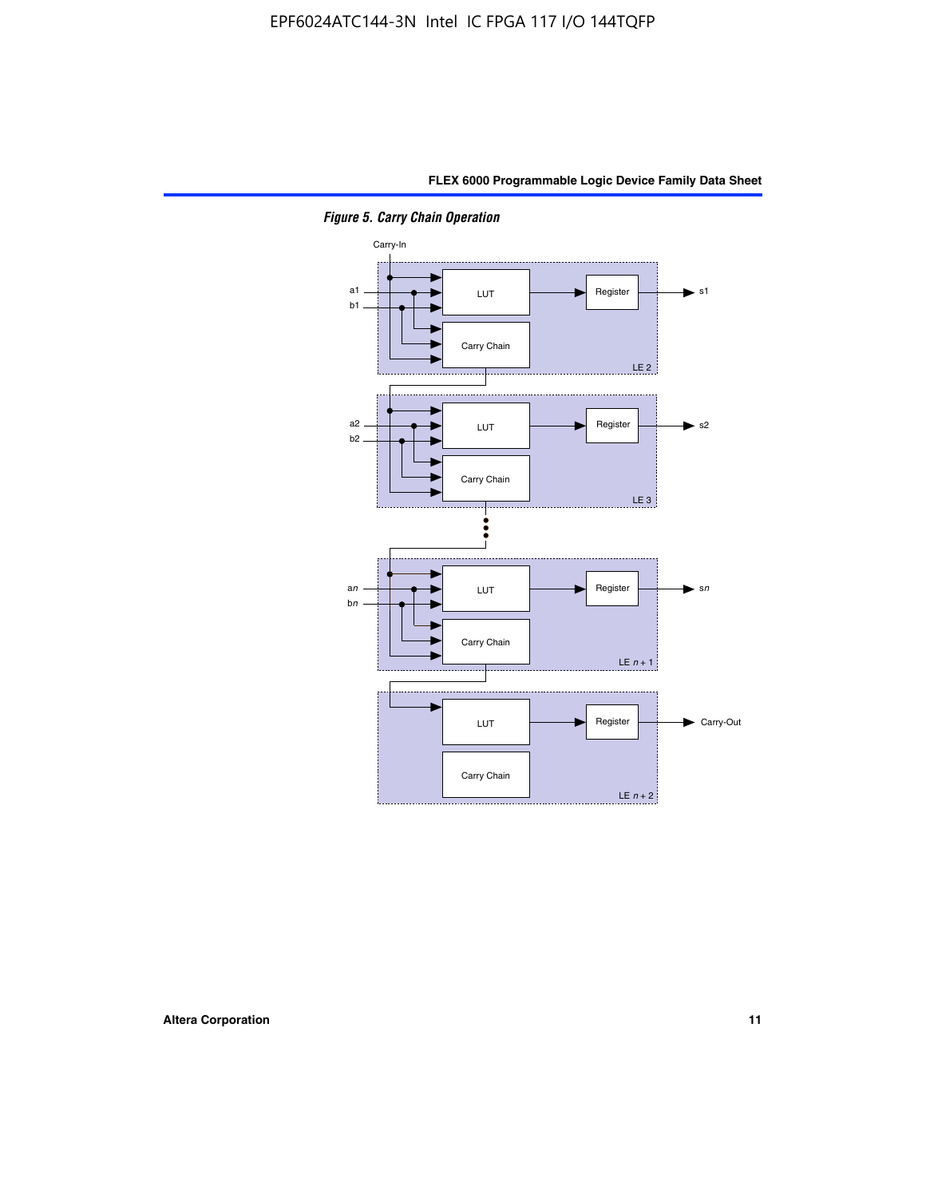*Figure 5. Carry Chain Operation*

Carry-In

a1
b1

LUT

Register

s1

Carry Chain

LE 2

a2
b2

LUT

Register

s2

Carry Chain

LE 3

a*n*
b*n*

LUT

Register

s*n*

Carry Chain

LE *n* + 1

LUT

Register

Carry-Out

Carry Chain

LE *n* + 2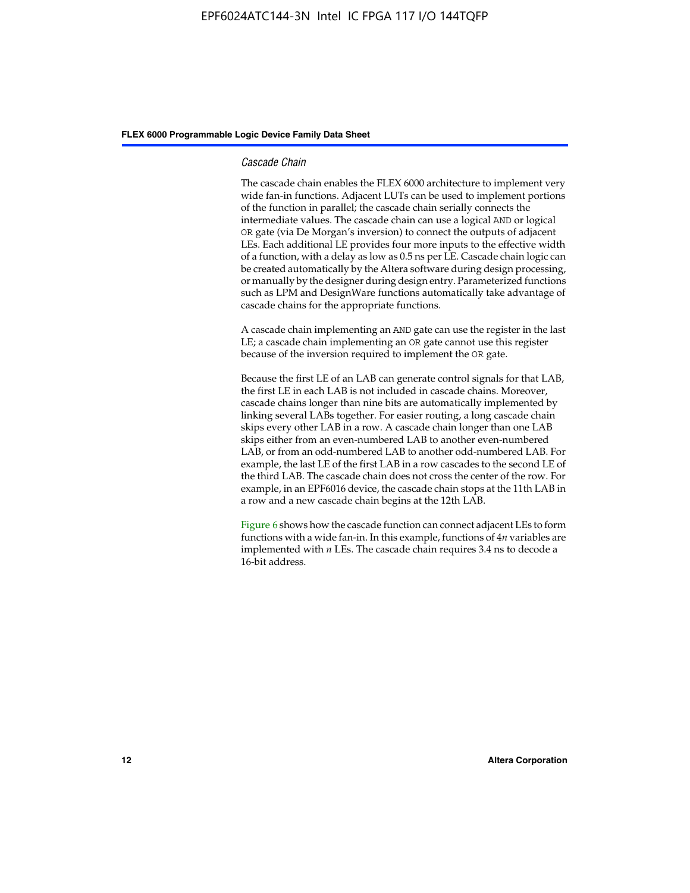### *Cascade Chain*

The cascade chain enables the FLEX 6000 architecture to implement very wide fan-in functions. Adjacent LUTs can be used to implement portions of the function in parallel; the cascade chain serially connects the intermediate values. The cascade chain can use a logical AND or logical OR gate (via De Morgan's inversion) to connect the outputs of adjacent LEs. Each additional LE provides four more inputs to the effective width of a function, with a delay as low as 0.5 ns per LE. Cascade chain logic can be created automatically by the Altera software during design processing, or manually by the designer during design entry. Parameterized functions such as LPM and DesignWare functions automatically take advantage of cascade chains for the appropriate functions.

A cascade chain implementing an AND gate can use the register in the last LE; a cascade chain implementing an OR gate cannot use this register because of the inversion required to implement the OR gate.

Because the first LE of an LAB can generate control signals for that LAB, the first LE in each LAB is not included in cascade chains. Moreover, cascade chains longer than nine bits are automatically implemented by linking several LABs together. For easier routing, a long cascade chain skips every other LAB in a row. A cascade chain longer than one LAB skips either from an even-numbered LAB to another even-numbered LAB, or from an odd-numbered LAB to another odd-numbered LAB. For example, the last LE of the first LAB in a row cascades to the second LE of the third LAB. The cascade chain does not cross the center of the row. For example, in an EPF6016 device, the cascade chain stops at the 11th LAB in a row and a new cascade chain begins at the 12th LAB.

Figure 6 shows how the cascade function can connect adjacent LEs to form functions with a wide fan-in. In this example, functions of $4n$ variables are implemented with $n$ LEs. The cascade chain requires 3.4 ns to decode a 16-bit address.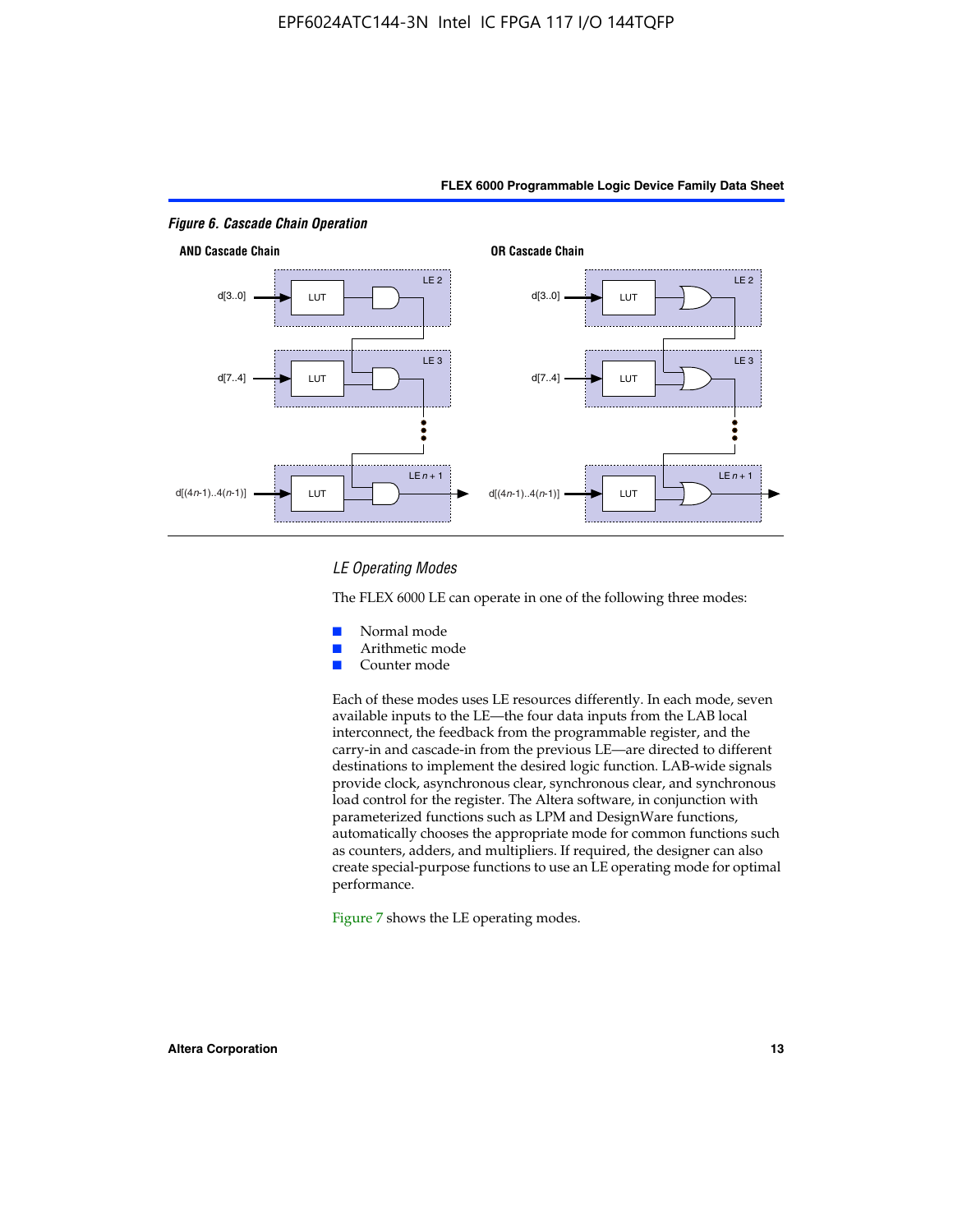*Figure 6. Cascade Chain Operation*

**AND Cascade Chain**

**OR Cascade Chain**

LE 2

d[3..0]

LUT

LE 3

d[7..4]

LUT

LE $n$ + 1

d[(4$n$-1)..4($n$-1)]

LUT

### *LE Operating Modes*

The FLEX 6000 LE can operate in one of the following three modes:

- Normal mode
- Arithmetic mode
- Counter mode

Each of these modes uses LE resources differently. In each mode, seven available inputs to the LE—the four data inputs from the LAB local interconnect, the feedback from the programmable register, and the carry-in and cascade-in from the previous LE—are directed to different destinations to implement the desired logic function. LAB-wide signals provide clock, asynchronous clear, synchronous clear, and synchronous load control for the register. The Altera software, in conjunction with parameterized functions such as LPM and DesignWare functions, automatically chooses the appropriate mode for common functions such as counters, adders, and multipliers. If required, the designer can also create special-purpose functions to use an LE operating mode for optimal performance.

Figure 7 shows the LE operating modes.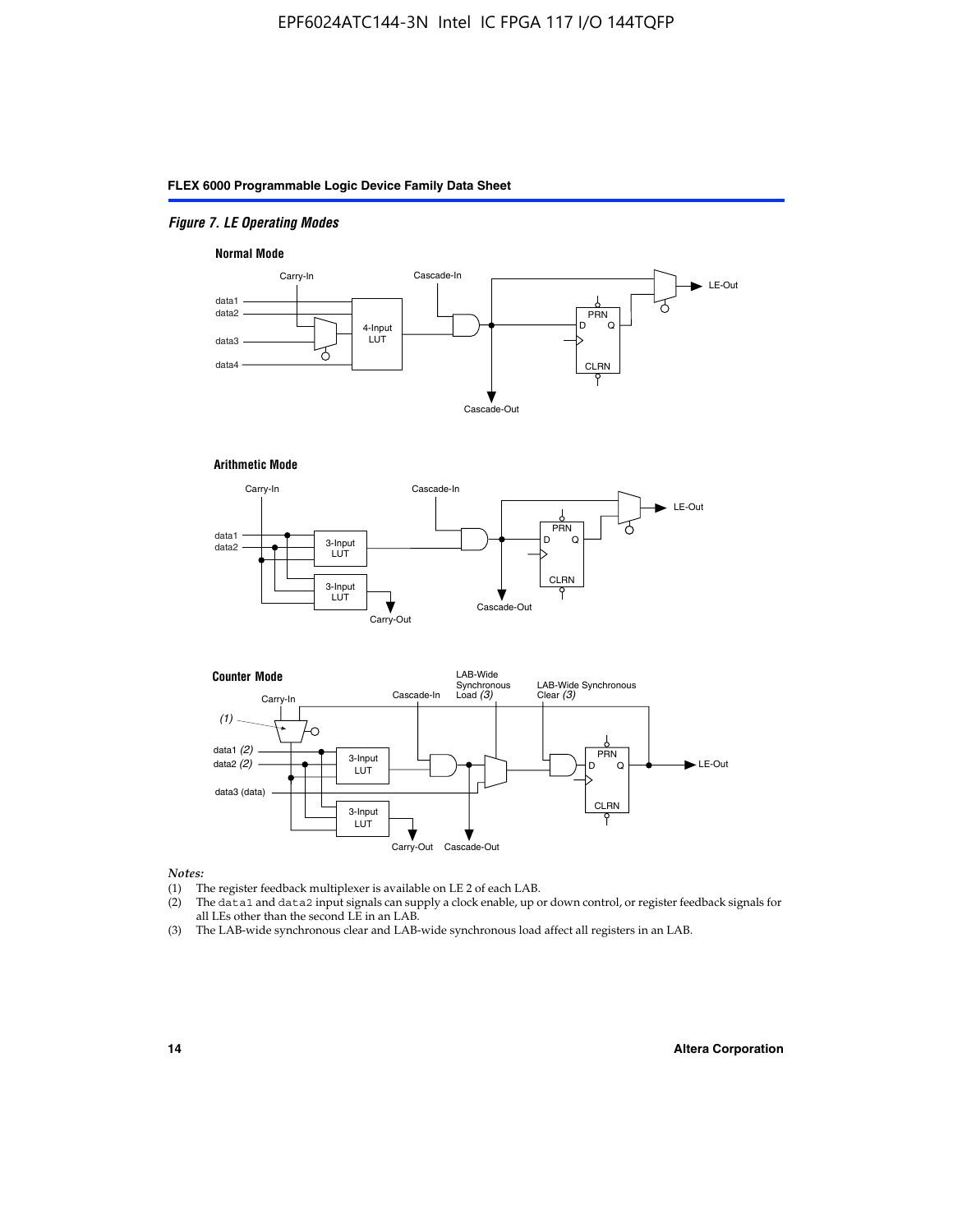*Figure 7. LE Operating Modes*

**Normal Mode**

Carry-In, Cascade-In, data1, data2, data3, data4, 4-Input LUT, PRN, D, Q, CLRN, LE-Out, Cascade-Out

**Arithmetic Mode**

Carry-In, Cascade-In, data1, data2, 3-Input LUT, 3-Input LUT, PRN, D, Q, CLRN, LE-Out, Cascade-Out, Carry-Out

**Counter Mode**

Carry-In, (1), Cascade-In, LAB-Wide Synchronous Load (3), LAB-Wide Synchronous Clear (3), data1 (2), data2 (2), data3 (data), 3-Input LUT, 3-Input LUT, PRN, D, Q, CLRN, LE-Out, Carry-Out, Cascade-Out

*Notes:*

(1) The register feedback multiplexer is available on LE 2 of each LAB.

(2) The `data1` and `data2` input signals can supply a clock enable, up or down control, or register feedback signals for all LEs other than the second LE in an LAB.

(3) The LAB-wide synchronous clear and LAB-wide synchronous load affect all registers in an LAB.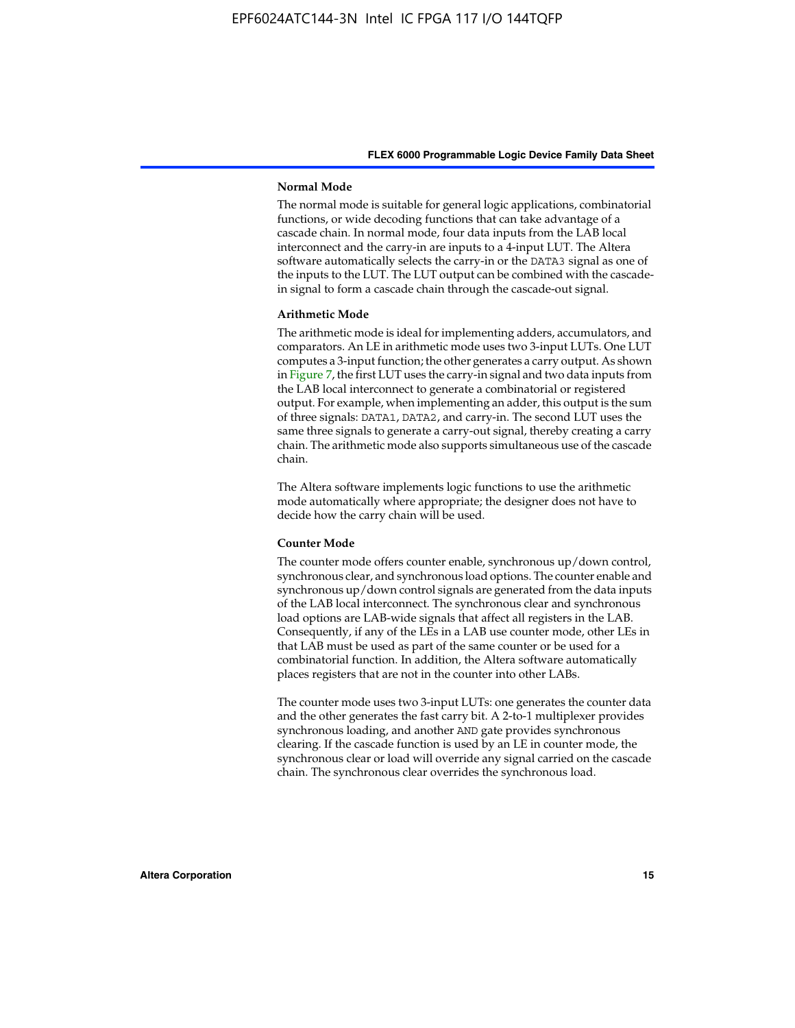#### Normal Mode

The normal mode is suitable for general logic applications, combinatorial functions, or wide decoding functions that can take advantage of a cascade chain. In normal mode, four data inputs from the LAB local interconnect and the carry-in are inputs to a 4-input LUT. The Altera software automatically selects the carry-in or the DATA3 signal as one of the inputs to the LUT. The LUT output can be combined with the cascade-in signal to form a cascade chain through the cascade-out signal.

#### Arithmetic Mode

The arithmetic mode is ideal for implementing adders, accumulators, and comparators. An LE in arithmetic mode uses two 3-input LUTs. One LUT computes a 3-input function; the other generates a carry output. As shown in Figure 7, the first LUT uses the carry-in signal and two data inputs from the LAB local interconnect to generate a combinatorial or registered output. For example, when implementing an adder, this output is the sum of three signals: DATA1, DATA2, and carry-in. The second LUT uses the same three signals to generate a carry-out signal, thereby creating a carry chain. The arithmetic mode also supports simultaneous use of the cascade chain.

The Altera software implements logic functions to use the arithmetic mode automatically where appropriate; the designer does not have to decide how the carry chain will be used.

#### Counter Mode

The counter mode offers counter enable, synchronous up/down control, synchronous clear, and synchronous load options. The counter enable and synchronous up/down control signals are generated from the data inputs of the LAB local interconnect. The synchronous clear and synchronous load options are LAB-wide signals that affect all registers in the LAB. Consequently, if any of the LEs in a LAB use counter mode, other LEs in that LAB must be used as part of the same counter or be used for a combinatorial function. In addition, the Altera software automatically places registers that are not in the counter into other LABs.

The counter mode uses two 3-input LUTs: one generates the counter data and the other generates the fast carry bit. A 2-to-1 multiplexer provides synchronous loading, and another AND gate provides synchronous clearing. If the cascade function is used by an LE in counter mode, the synchronous clear or load will override any signal carried on the cascade chain. The synchronous clear overrides the synchronous load.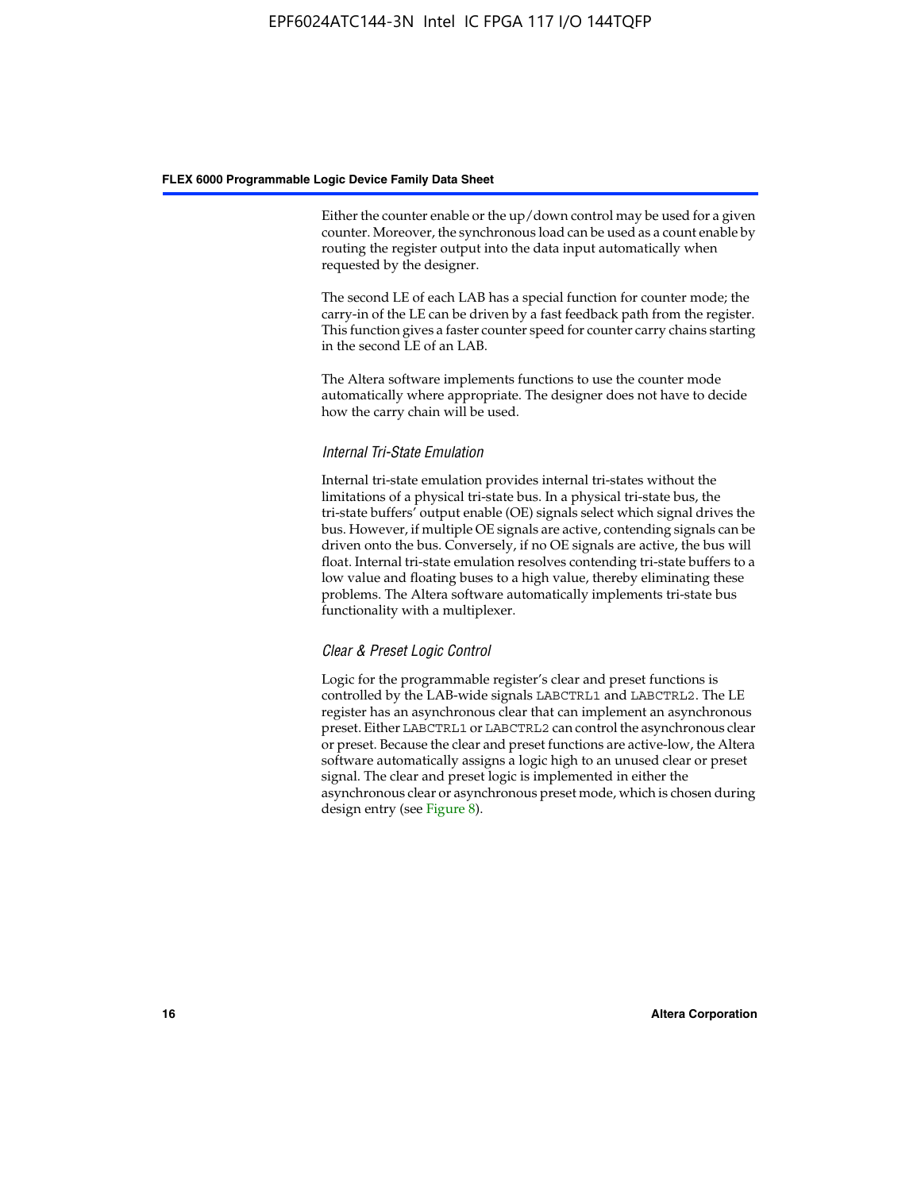Either the counter enable or the up/down control may be used for a given counter. Moreover, the synchronous load can be used as a count enable by routing the register output into the data input automatically when requested by the designer.

The second LE of each LAB has a special function for counter mode; the carry-in of the LE can be driven by a fast feedback path from the register. This function gives a faster counter speed for counter carry chains starting in the second LE of an LAB.

The Altera software implements functions to use the counter mode automatically where appropriate. The designer does not have to decide how the carry chain will be used.

#### *Internal Tri-State Emulation*

Internal tri-state emulation provides internal tri-states without the limitations of a physical tri-state bus. In a physical tri-state bus, the tri-state buffers' output enable (OE) signals select which signal drives the bus. However, if multiple OE signals are active, contending signals can be driven onto the bus. Conversely, if no OE signals are active, the bus will float. Internal tri-state emulation resolves contending tri-state buffers to a low value and floating buses to a high value, thereby eliminating these problems. The Altera software automatically implements tri-state bus functionality with a multiplexer.

#### *Clear & Preset Logic Control*

Logic for the programmable register's clear and preset functions is controlled by the LAB-wide signals `LABCTRL1` and `LABCTRL2`. The LE register has an asynchronous clear that can implement an asynchronous preset. Either `LABCTRL1` or `LABCTRL2` can control the asynchronous clear or preset. Because the clear and preset functions are active-low, the Altera software automatically assigns a logic high to an unused clear or preset signal. The clear and preset logic is implemented in either the asynchronous clear or asynchronous preset mode, which is chosen during design entry (see Figure 8).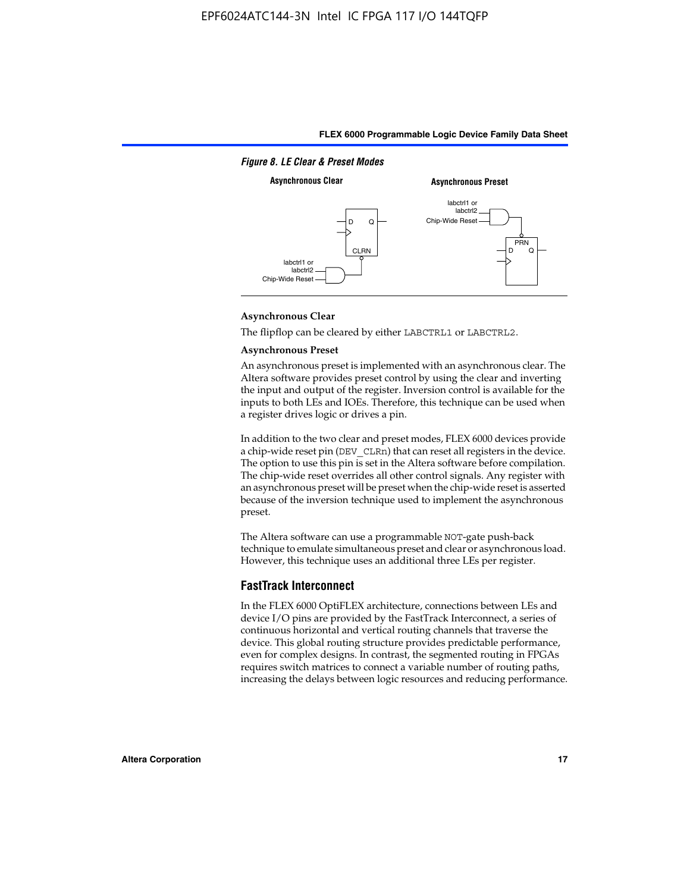*Figure 8. LE Clear & Preset Modes*

**Asynchronous Clear** **Asynchronous Preset**

labctrl1 or labctrl2
Chip-Wide Reset

D Q
CLRN

PRN
D Q

### Asynchronous Clear

The flipflop can be cleared by either LABCTRL1 or LABCTRL2.

### Asynchronous Preset

An asynchronous preset is implemented with an asynchronous clear. The Altera software provides preset control by using the clear and inverting the input and output of the register. Inversion control is available for the inputs to both LEs and IOEs. Therefore, this technique can be used when a register drives logic or drives a pin.

In addition to the two clear and preset modes, FLEX 6000 devices provide a chip-wide reset pin (DEV_CLRn) that can reset all registers in the device. The option to use this pin is set in the Altera software before compilation. The chip-wide reset overrides all other control signals. Any register with an asynchronous preset will be preset when the chip-wide reset is asserted because of the inversion technique used to implement the asynchronous preset.

The Altera software can use a programmable NOT-gate push-back technique to emulate simultaneous preset and clear or asynchronous load. However, this technique uses an additional three LEs per register.

## FastTrack Interconnect

In the FLEX 6000 OptiFLEX architecture, connections between LEs and device I/O pins are provided by the FastTrack Interconnect, a series of continuous horizontal and vertical routing channels that traverse the device. This global routing structure provides predictable performance, even for complex designs. In contrast, the segmented routing in FPGAs requires switch matrices to connect a variable number of routing paths, increasing the delays between logic resources and reducing performance.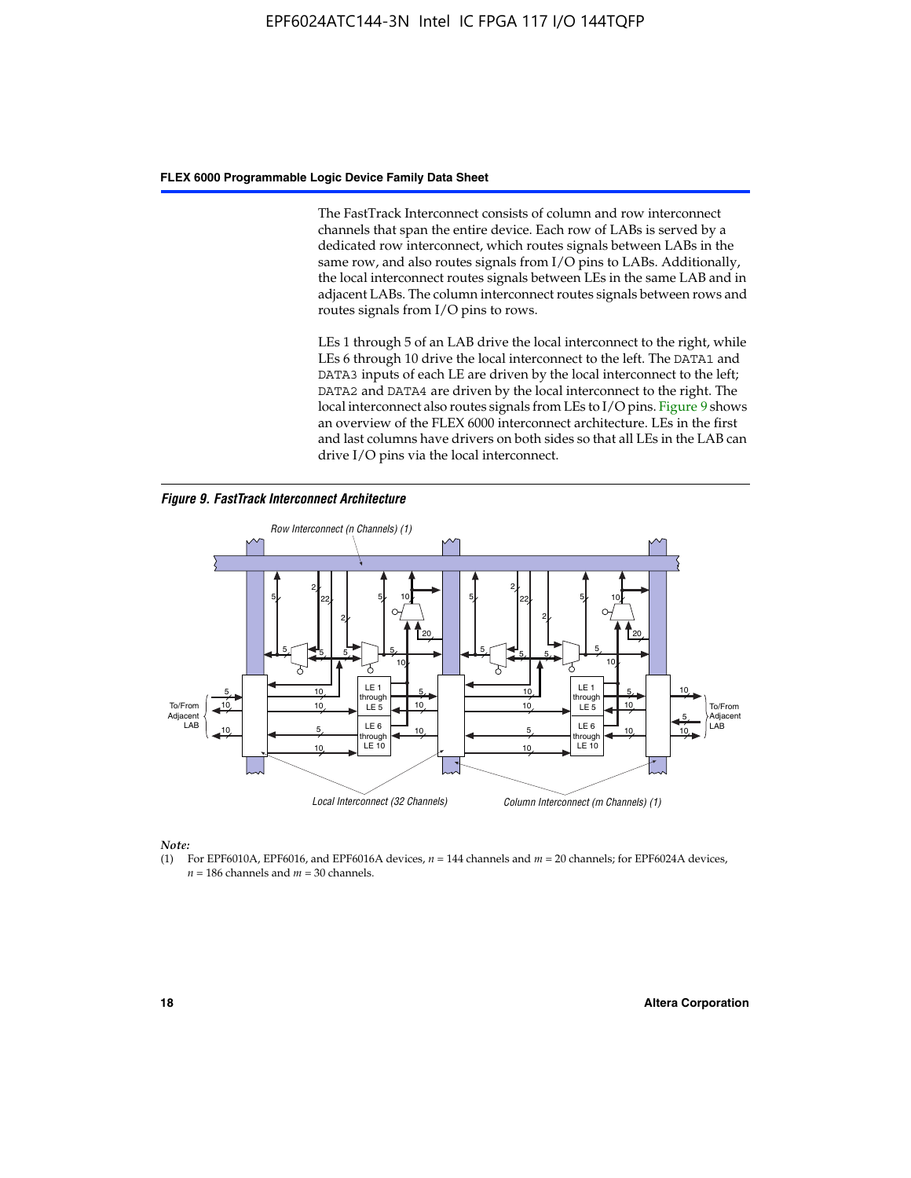The FastTrack Interconnect consists of column and row interconnect channels that span the entire device. Each row of LABs is served by a dedicated row interconnect, which routes signals between LABs in the same row, and also routes signals from I/O pins to LABs. Additionally, the local interconnect routes signals between LEs in the same LAB and in adjacent LABs. The column interconnect routes signals between rows and routes signals from I/O pins to rows.

LEs 1 through 5 of an LAB drive the local interconnect to the right, while LEs 6 through 10 drive the local interconnect to the left. The `DATA1` and `DATA3` inputs of each LE are driven by the local interconnect to the left; `DATA2` and `DATA4` are driven by the local interconnect to the right. The local interconnect also routes signals from LEs to I/O pins. Figure 9 shows an overview of the FLEX 6000 interconnect architecture. LEs in the first and last columns have drivers on both sides so that all LEs in the LAB can drive I/O pins via the local interconnect.

***Figure 9. FastTrack Interconnect Architecture***

*Note:*

(1) For EPF6010A, EPF6016, and EPF6016A devices, $n$ = 144 channels and $m$ = 20 channels; for EPF6024A devices, $n$ = 186 channels and $m$ = 30 channels.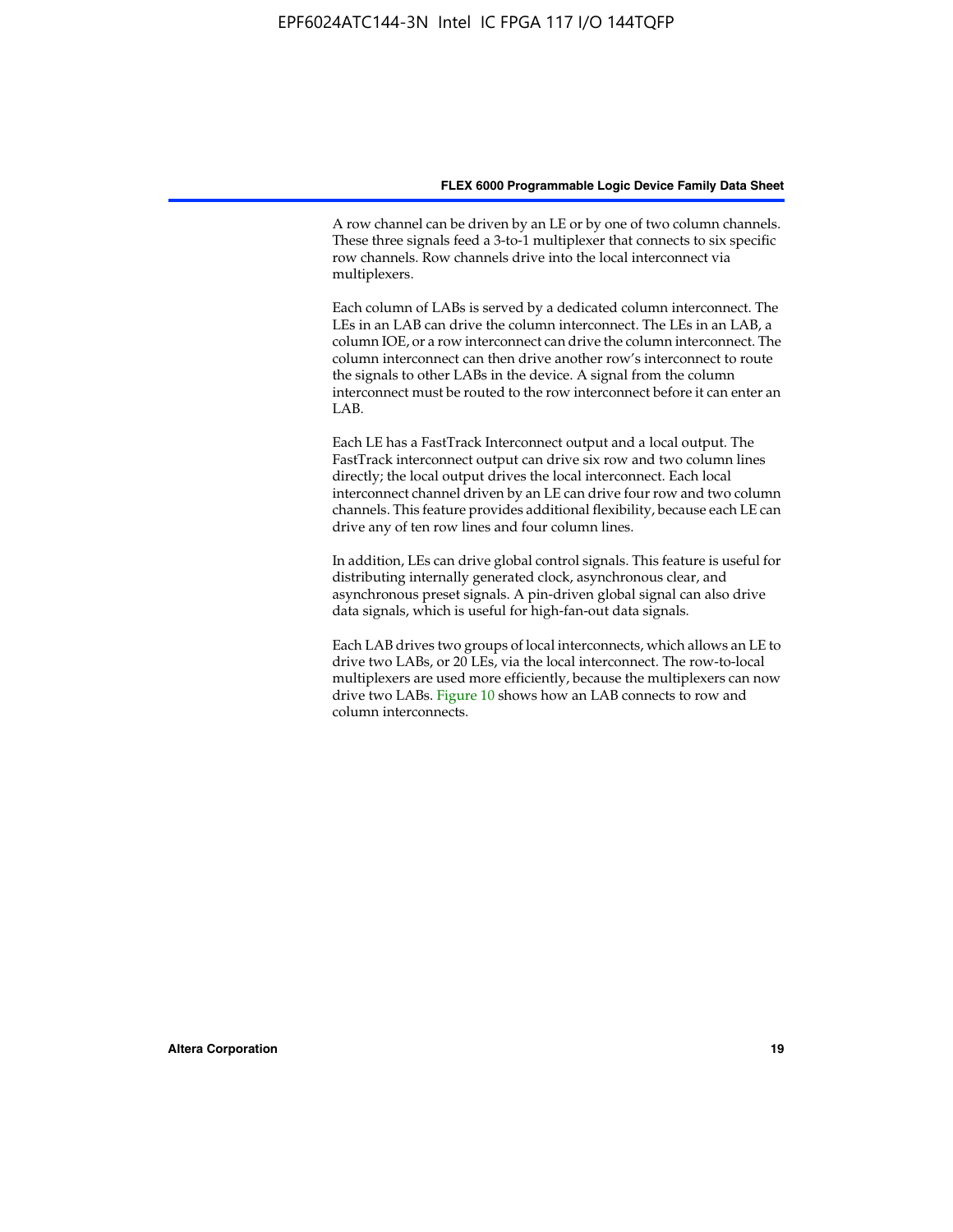A row channel can be driven by an LE or by one of two column channels. These three signals feed a 3-to-1 multiplexer that connects to six specific row channels. Row channels drive into the local interconnect via multiplexers.

Each column of LABs is served by a dedicated column interconnect. The LEs in an LAB can drive the column interconnect. The LEs in an LAB, a column IOE, or a row interconnect can drive the column interconnect. The column interconnect can then drive another row's interconnect to route the signals to other LABs in the device. A signal from the column interconnect must be routed to the row interconnect before it can enter an LAB.

Each LE has a FastTrack Interconnect output and a local output. The FastTrack interconnect output can drive six row and two column lines directly; the local output drives the local interconnect. Each local interconnect channel driven by an LE can drive four row and two column channels. This feature provides additional flexibility, because each LE can drive any of ten row lines and four column lines.

In addition, LEs can drive global control signals. This feature is useful for distributing internally generated clock, asynchronous clear, and asynchronous preset signals. A pin-driven global signal can also drive data signals, which is useful for high-fan-out data signals.

Each LAB drives two groups of local interconnects, which allows an LE to drive two LABs, or 20 LEs, via the local interconnect. The row-to-local multiplexers are used more efficiently, because the multiplexers can now drive two LABs. Figure 10 shows how an LAB connects to row and column interconnects.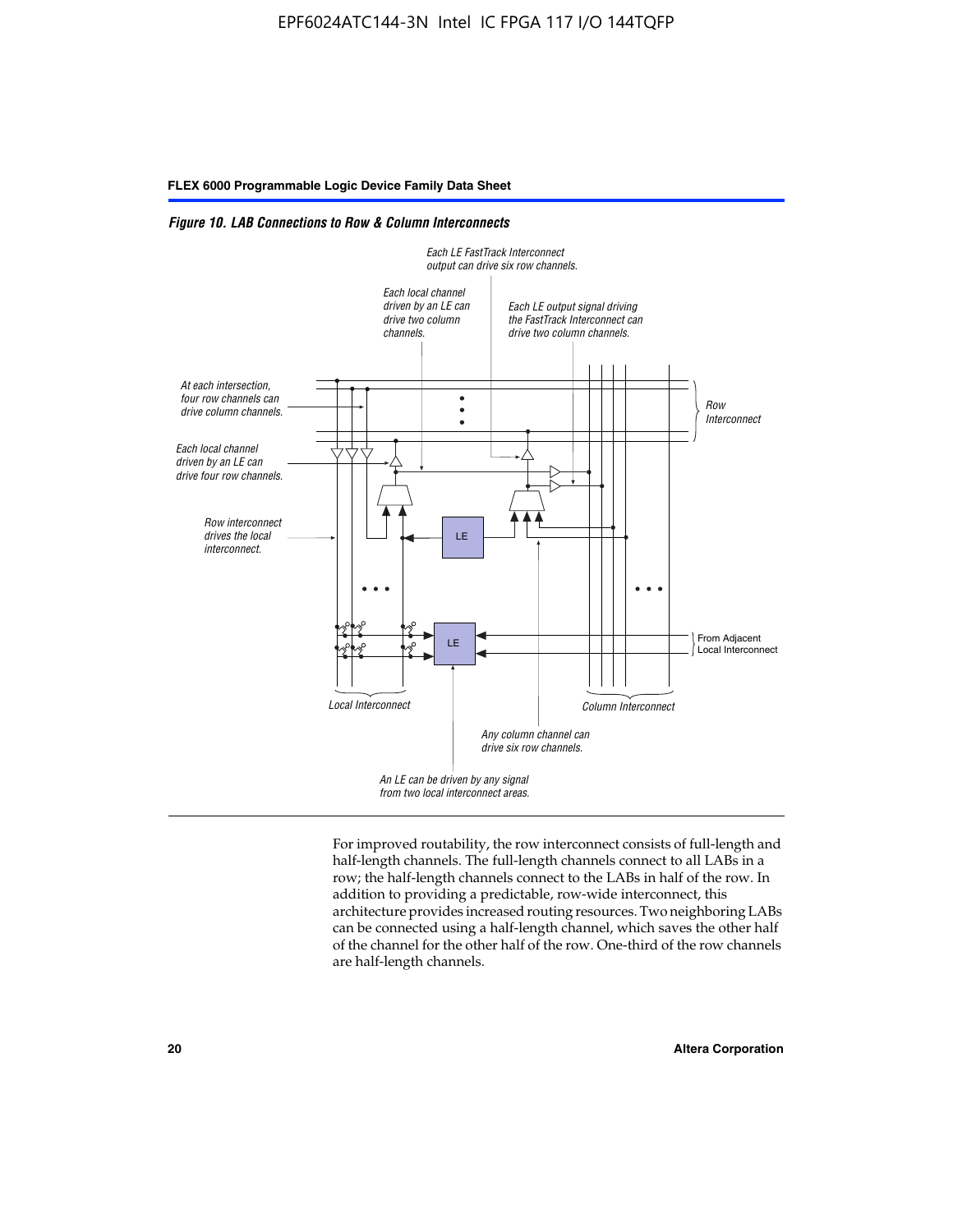*Figure 10. LAB Connections to Row & Column Interconnects*

Each LE FastTrack Interconnect output can drive six row channels.

Each local channel driven by an LE can drive two column channels.

Each LE output signal driving the FastTrack Interconnect can drive two column channels.

At each intersection, four row channels can drive column channels.

Row Interconnect

Each local channel driven by an LE can drive four row channels.

Row interconnect drives the local interconnect.

LE

LE

From Adjacent Local Interconnect

Local Interconnect

Column Interconnect

Any column channel can drive six row channels.

An LE can be driven by any signal from two local interconnect areas.

For improved routability, the row interconnect consists of full-length and half-length channels. The full-length channels connect to all LABs in a row; the half-length channels connect to the LABs in half of the row. In addition to providing a predictable, row-wide interconnect, this architecture provides increased routing resources. Two neighboring LABs can be connected using a half-length channel, which saves the other half of the channel for the other half of the row. One-third of the row channels are half-length channels.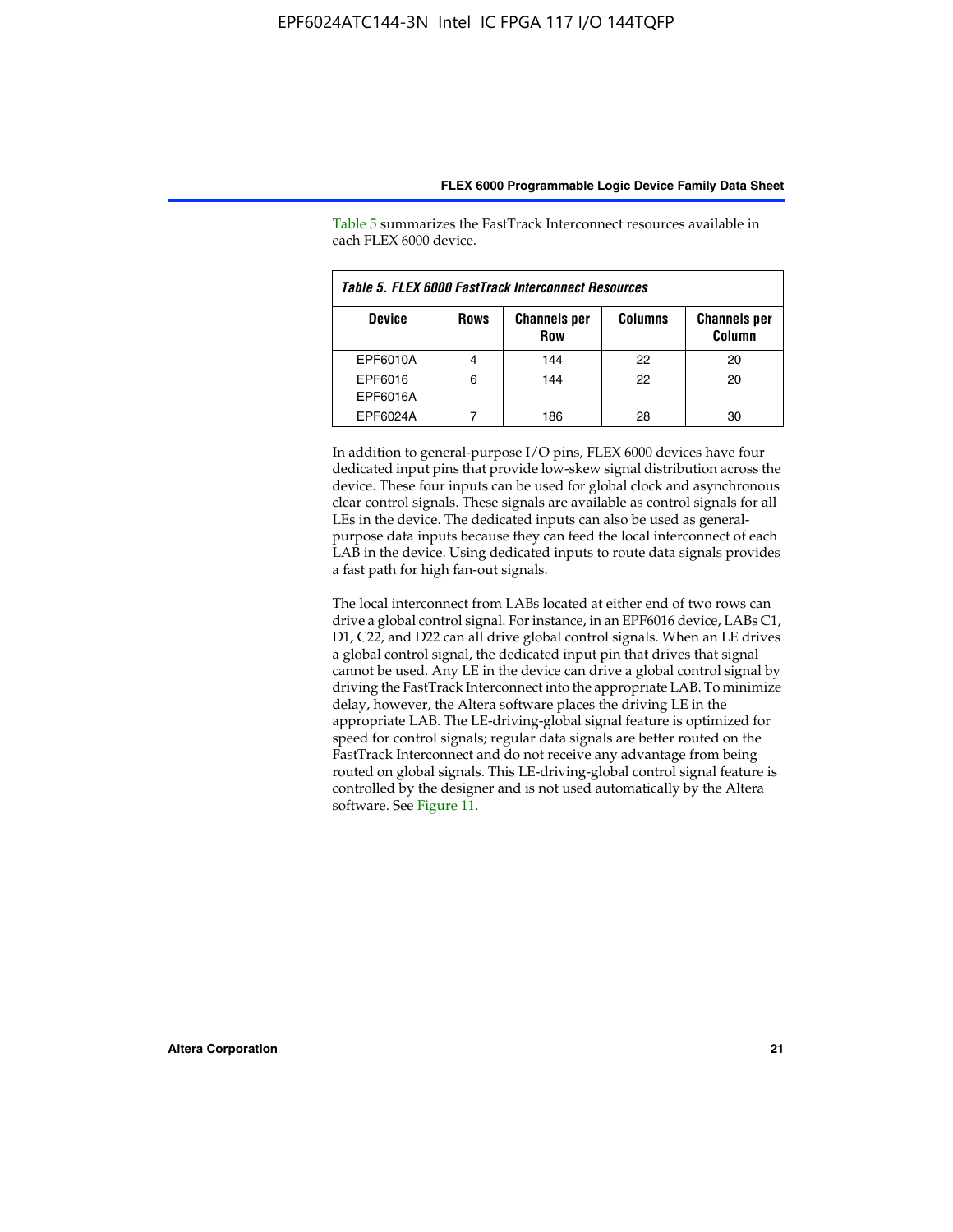Table 5 summarizes the FastTrack Interconnect resources available in each FLEX 6000 device.

*Table 5. FLEX 6000 FastTrack Interconnect Resources*

| Device | Rows | Channels per Row | Columns | Channels per Column |
|---|---|---|---|---|
| EPF6010A | 4 | 144 | 22 | 20 |
| EPF6016<br>EPF6016A | 6 | 144 | 22 | 20 |
| EPF6024A | 7 | 186 | 28 | 30 |

In addition to general-purpose I/O pins, FLEX 6000 devices have four dedicated input pins that provide low-skew signal distribution across the device. These four inputs can be used for global clock and asynchronous clear control signals. These signals are available as control signals for all LEs in the device. The dedicated inputs can also be used as general-purpose data inputs because they can feed the local interconnect of each LAB in the device. Using dedicated inputs to route data signals provides a fast path for high fan-out signals.

The local interconnect from LABs located at either end of two rows can drive a global control signal. For instance, in an EPF6016 device, LABs C1, D1, C22, and D22 can all drive global control signals. When an LE drives a global control signal, the dedicated input pin that drives that signal cannot be used. Any LE in the device can drive a global control signal by driving the FastTrack Interconnect into the appropriate LAB. To minimize delay, however, the Altera software places the driving LE in the appropriate LAB. The LE-driving-global signal feature is optimized for speed for control signals; regular data signals are better routed on the FastTrack Interconnect and do not receive any advantage from being routed on global signals. This LE-driving-global control signal feature is controlled by the designer and is not used automatically by the Altera software. See Figure 11.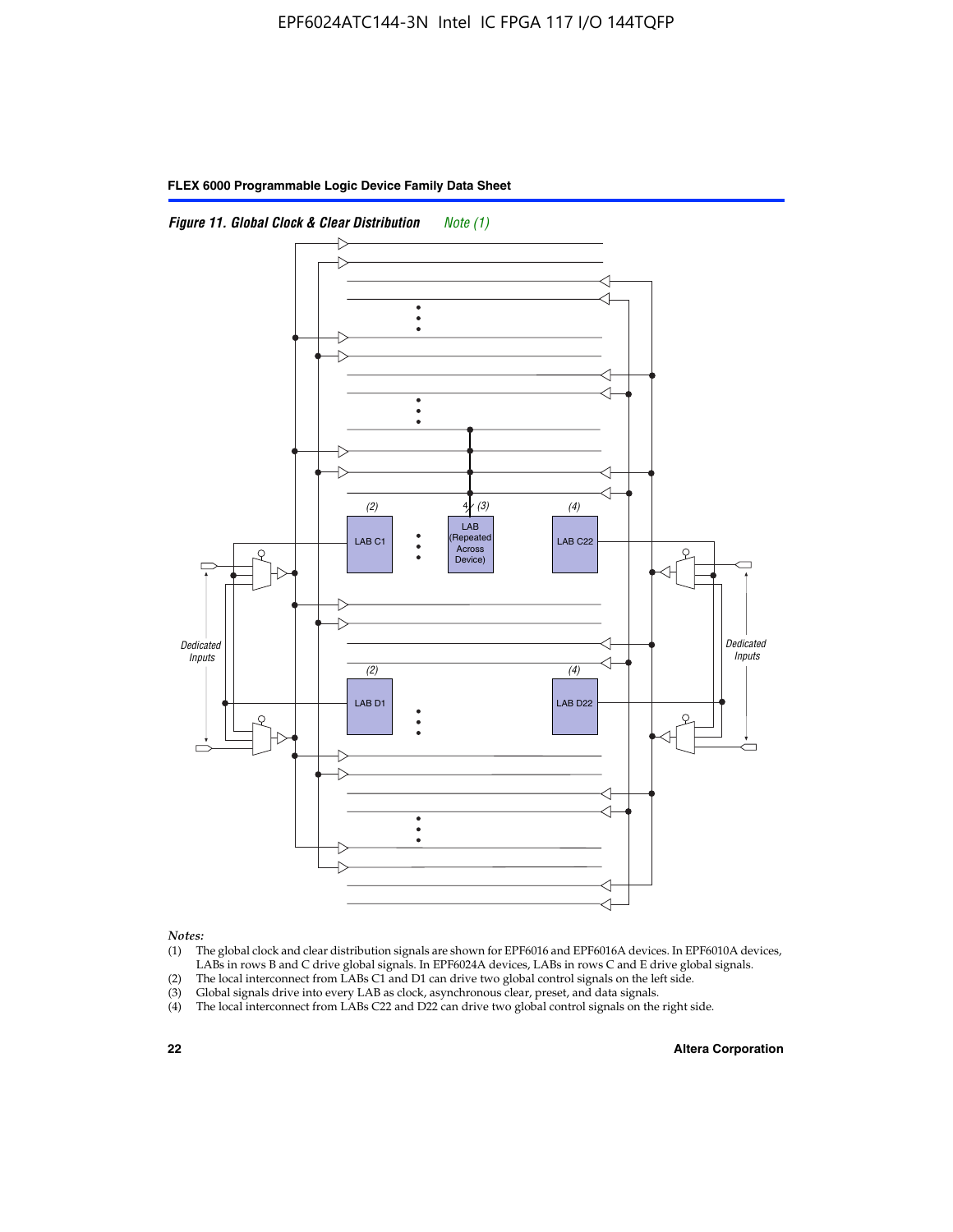*Figure 11. Global Clock & Clear Distribution* *Note (1)*

*Notes:*

(1) The global clock and clear distribution signals are shown for EPF6016 and EPF6016A devices. In EPF6010A devices, LABs in rows B and C drive global signals. In EPF6024A devices, LABs in rows C and E drive global signals.

(2) The local interconnect from LABs C1 and D1 can drive two global control signals on the left side.

(3) Global signals drive into every LAB as clock, asynchronous clear, preset, and data signals.

(4) The local interconnect from LABs C22 and D22 can drive two global control signals on the right side.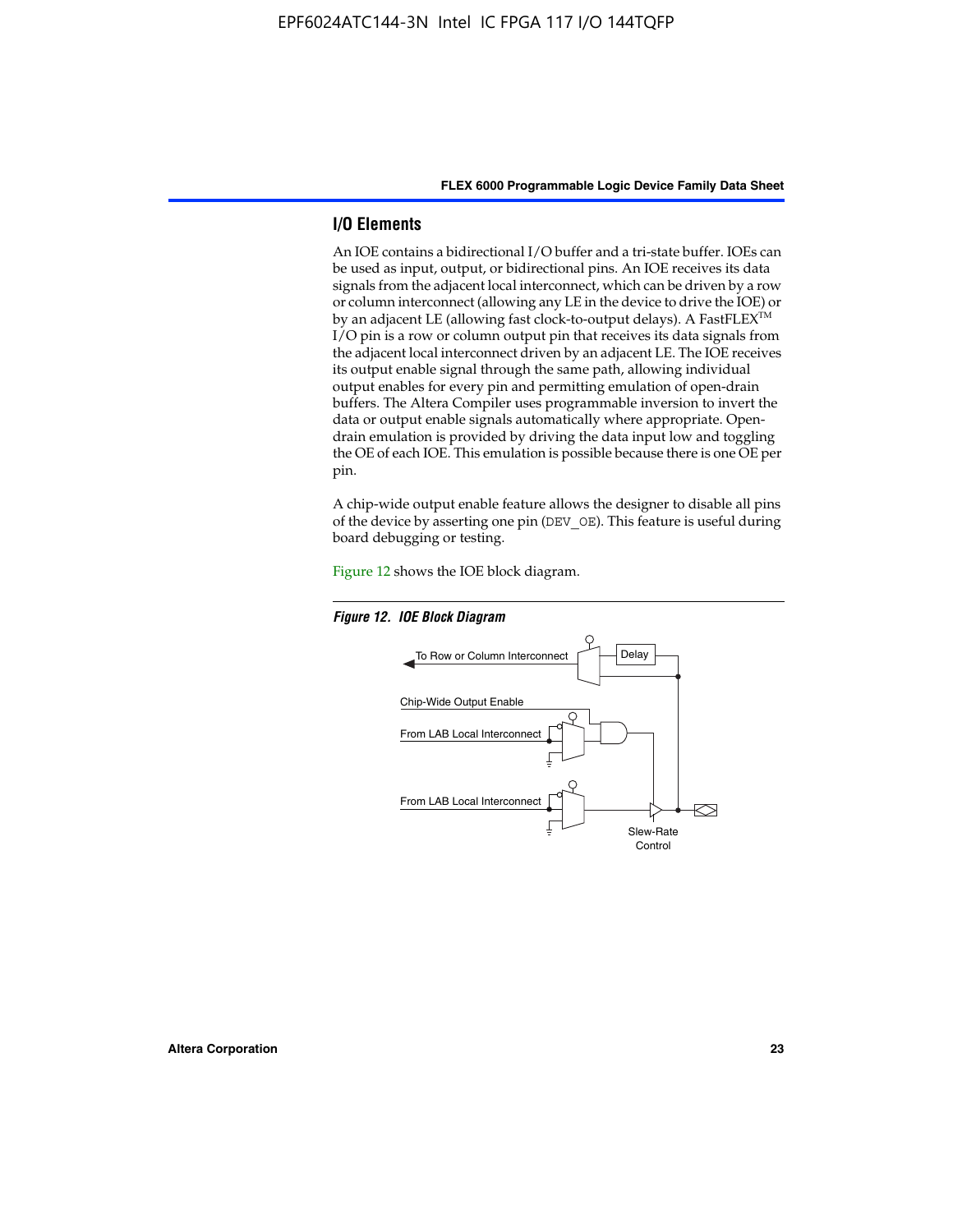## I/O Elements

An IOE contains a bidirectional I/O buffer and a tri-state buffer. IOEs can be used as input, output, or bidirectional pins. An IOE receives its data signals from the adjacent local interconnect, which can be driven by a row or column interconnect (allowing any LE in the device to drive the IOE) or by an adjacent LE (allowing fast clock-to-output delays). A FastFLEX™ I/O pin is a row or column output pin that receives its data signals from the adjacent local interconnect driven by an adjacent LE. The IOE receives its output enable signal through the same path, allowing individual output enables for every pin and permitting emulation of open-drain buffers. The Altera Compiler uses programmable inversion to invert the data or output enable signals automatically where appropriate. Open-drain emulation is provided by driving the data input low and toggling the OE of each IOE. This emulation is possible because there is one OE per pin.

A chip-wide output enable feature allows the designer to disable all pins of the device by asserting one pin (DEV_OE). This feature is useful during board debugging or testing.

Figure 12 shows the IOE block diagram.

*Figure 12. IOE Block Diagram*

To Row or Column Interconnect

Delay

Chip-Wide Output Enable

From LAB Local Interconnect

From LAB Local Interconnect

Slew-Rate Control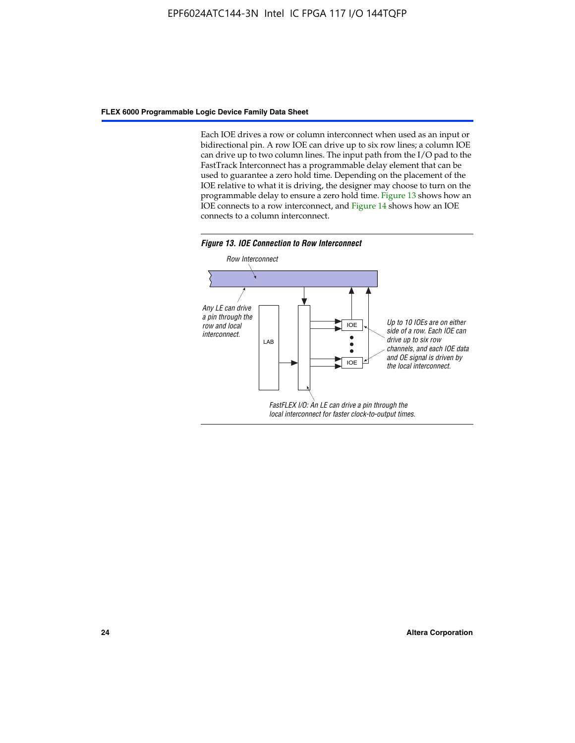Each IOE drives a row or column interconnect when used as an input or bidirectional pin. A row IOE can drive up to six row lines; a column IOE can drive up to two column lines. The input path from the I/O pad to the FastTrack Interconnect has a programmable delay element that can be used to guarantee a zero hold time. Depending on the placement of the IOE relative to what it is driving, the designer may choose to turn on the programmable delay to ensure a zero hold time. Figure 13 shows how an IOE connects to a row interconnect, and Figure 14 shows how an IOE connects to a column interconnect.

***Figure 13. IOE Connection to Row Interconnect***

*Row Interconnect*

*Any LE can drive a pin through the row and local interconnect.*

LAB

IOE

IOE

*Up to 10 IOEs are on either side of a row. Each IOE can drive up to six row channels, and each IOE data and OE signal is driven by the local interconnect.*

*FastFLEX I/O: An LE can drive a pin through the local interconnect for faster clock-to-output times.*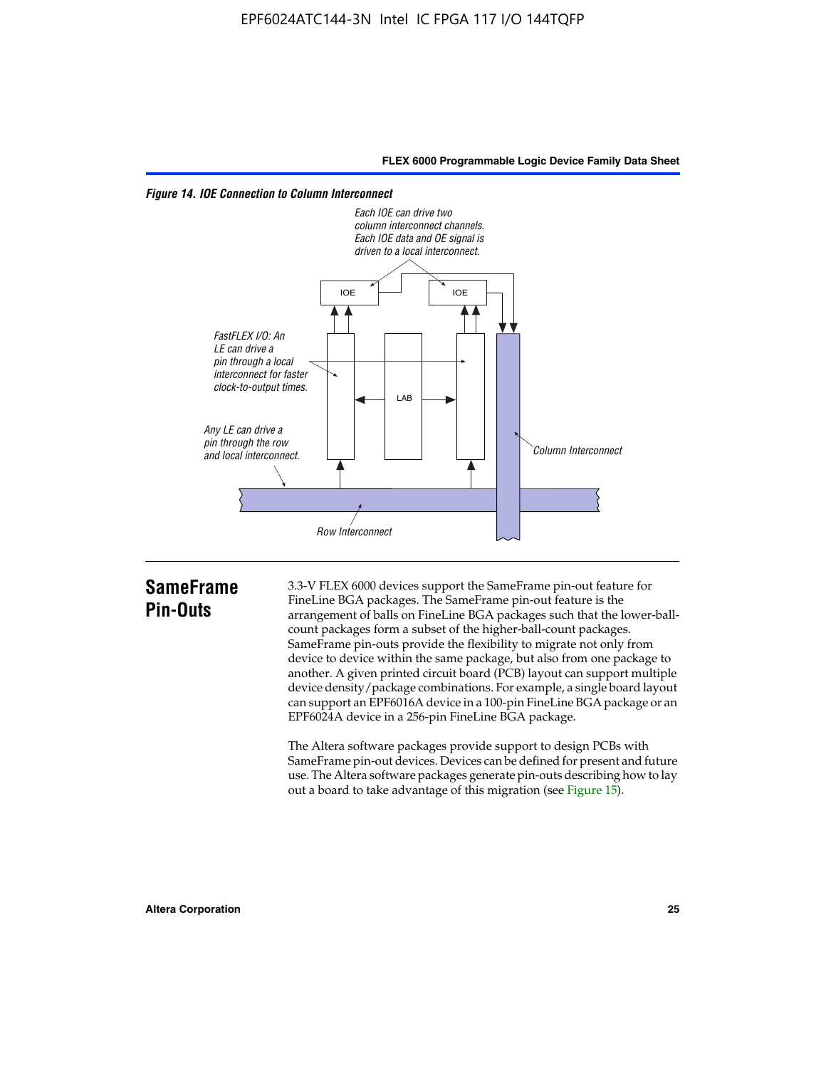*Figure 14. IOE Connection to Column Interconnect*

*Each IOE can drive two column interconnect channels. Each IOE data and OE signal is driven to a local interconnect.*

IOE

IOE

*FastFLEX I/O: An LE can drive a pin through a local interconnect for faster clock-to-output times.*

LAB

*Any LE can drive a pin through the row and local interconnect.*

*Column Interconnect*

*Row Interconnect*

## SameFrame Pin-Outs

3.3-V FLEX 6000 devices support the SameFrame pin-out feature for FineLine BGA packages. The SameFrame pin-out feature is the arrangement of balls on FineLine BGA packages such that the lower-ball-count packages form a subset of the higher-ball-count packages. SameFrame pin-outs provide the flexibility to migrate not only from device to device within the same package, but also from one package to another. A given printed circuit board (PCB) layout can support multiple device density/package combinations. For example, a single board layout can support an EPF6016A device in a 100-pin FineLine BGA package or an EPF6024A device in a 256-pin FineLine BGA package.

The Altera software packages provide support to design PCBs with SameFrame pin-out devices. Devices can be defined for present and future use. The Altera software packages generate pin-outs describing how to lay out a board to take advantage of this migration (see Figure 15).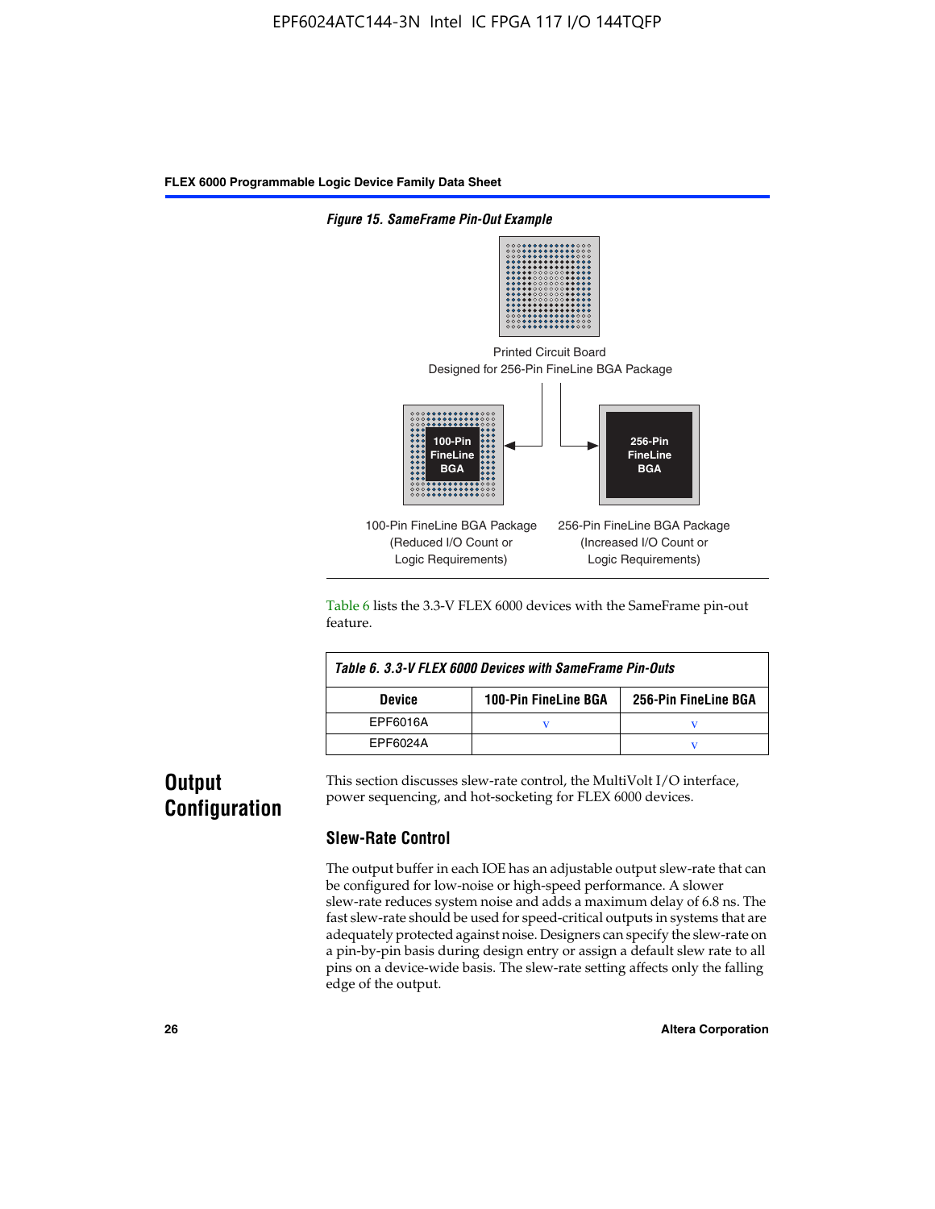*Figure 15. SameFrame Pin-Out Example*

Printed Circuit Board
Designed for 256-Pin FineLine BGA Package

100-Pin FineLine BGA

256-Pin FineLine BGA

100-Pin FineLine BGA Package
(Reduced I/O Count or
Logic Requirements)

256-Pin FineLine BGA Package
(Increased I/O Count or
Logic Requirements)

Table 6 lists the 3.3-V FLEX 6000 devices with the SameFrame pin-out feature.

*Table 6. 3.3-V FLEX 6000 Devices with SameFrame Pin-Outs*

| Device | 100-Pin FineLine BGA | 256-Pin FineLine BGA |
|---|---|---|
| EPF6016A | v | v |
| EPF6024A | | v |

## Output Configuration

This section discusses slew-rate control, the MultiVolt I/O interface, power sequencing, and hot-socketing for FLEX 6000 devices.

### Slew-Rate Control

The output buffer in each IOE has an adjustable output slew-rate that can be configured for low-noise or high-speed performance. A slower slew-rate reduces system noise and adds a maximum delay of 6.8 ns. The fast slew-rate should be used for speed-critical outputs in systems that are adequately protected against noise. Designers can specify the slew-rate on a pin-by-pin basis during design entry or assign a default slew rate to all pins on a device-wide basis. The slew-rate setting affects only the falling edge of the output.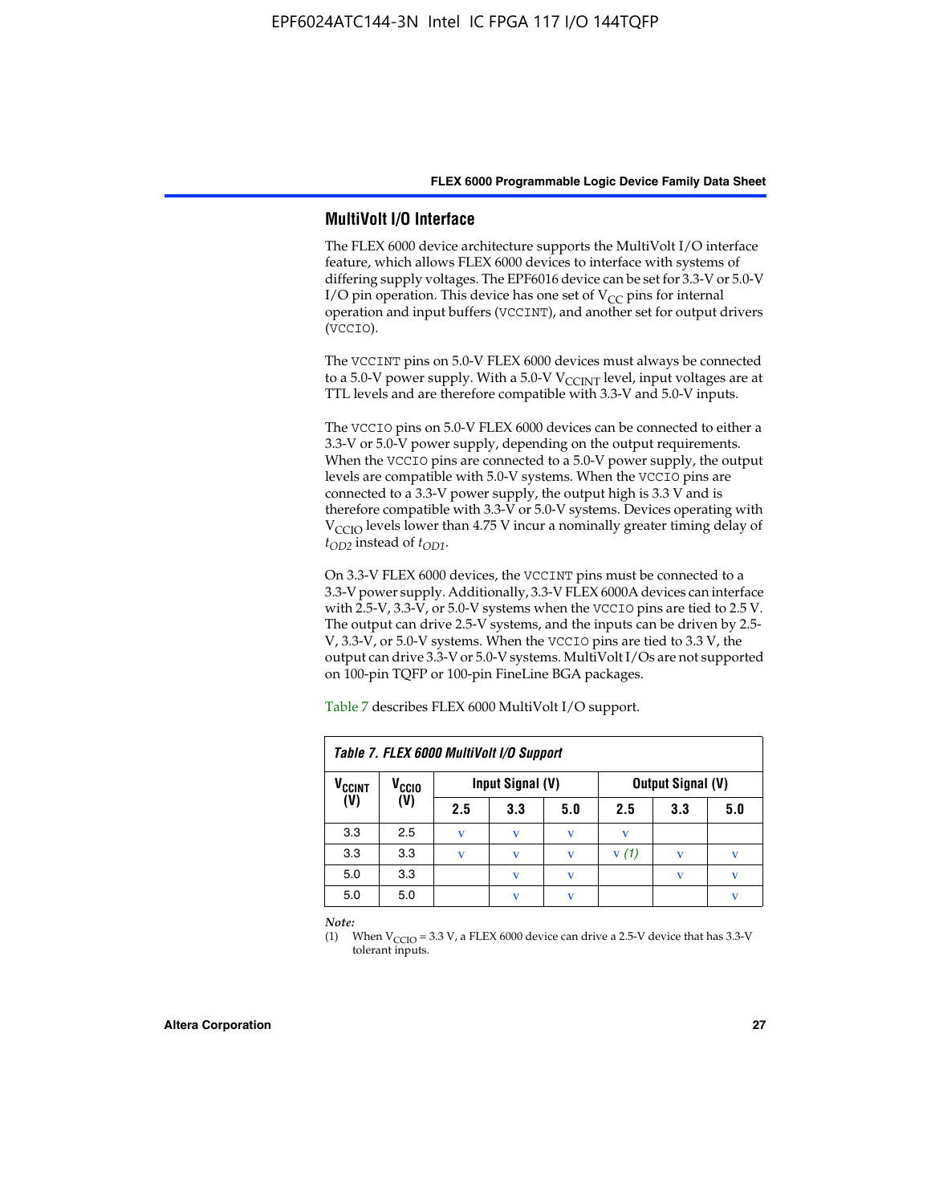## MultiVolt I/O Interface

The FLEX 6000 device architecture supports the MultiVolt I/O interface feature, which allows FLEX 6000 devices to interface with systems of differing supply voltages. The EPF6016 device can be set for 3.3-V or 5.0-V I/O pin operation. This device has one set of $V_{CC}$ pins for internal operation and input buffers (VCCINT), and another set for output drivers (VCCIO).

The VCCINT pins on 5.0-V FLEX 6000 devices must always be connected to a 5.0-V power supply. With a 5.0-V $V_{CCINT}$ level, input voltages are at TTL levels and are therefore compatible with 3.3-V and 5.0-V inputs.

The VCCIO pins on 5.0-V FLEX 6000 devices can be connected to either a 3.3-V or 5.0-V power supply, depending on the output requirements. When the VCCIO pins are connected to a 5.0-V power supply, the output levels are compatible with 5.0-V systems. When the VCCIO pins are connected to a 3.3-V power supply, the output high is 3.3 V and is therefore compatible with 3.3-V or 5.0-V systems. Devices operating with $V_{CCIO}$ levels lower than 4.75 V incur a nominally greater timing delay of $t_{OD2}$ instead of $t_{OD1}$.

On 3.3-V FLEX 6000 devices, the VCCINT pins must be connected to a 3.3-V power supply. Additionally, 3.3-V FLEX 6000A devices can interface with 2.5-V, 3.3-V, or 5.0-V systems when the VCCIO pins are tied to 2.5 V. The output can drive 2.5-V systems, and the inputs can be driven by 2.5-V, 3.3-V, or 5.0-V systems. When the VCCIO pins are tied to 3.3 V, the output can drive 3.3-V or 5.0-V systems. MultiVolt I/Os are not supported on 100-pin TQFP or 100-pin FineLine BGA packages.

Table 7 describes FLEX 6000 MultiVolt I/O support.

**Table 7. FLEX 6000 MultiVolt I/O Support**

| $V_{CCINT}$ (V) | $V_{CCIO}$ (V) | Input Signal (V) | | | Output Signal (V) | | |
|---|---|---|---|---|---|---|---|
| | | 2.5 | 3.3 | 5.0 | 2.5 | 3.3 | 5.0 |
| 3.3 | 2.5 | v | v | v | v | | |
| 3.3 | 3.3 | v | v | v | v *(1)* | v | v |
| 5.0 | 3.3 | | v | v | | v | v |
| 5.0 | 5.0 | | v | v | | | v |

*Note:*

(1) When $V_{CCIO}$ = 3.3 V, a FLEX 6000 device can drive a 2.5-V device that has 3.3-V tolerant inputs.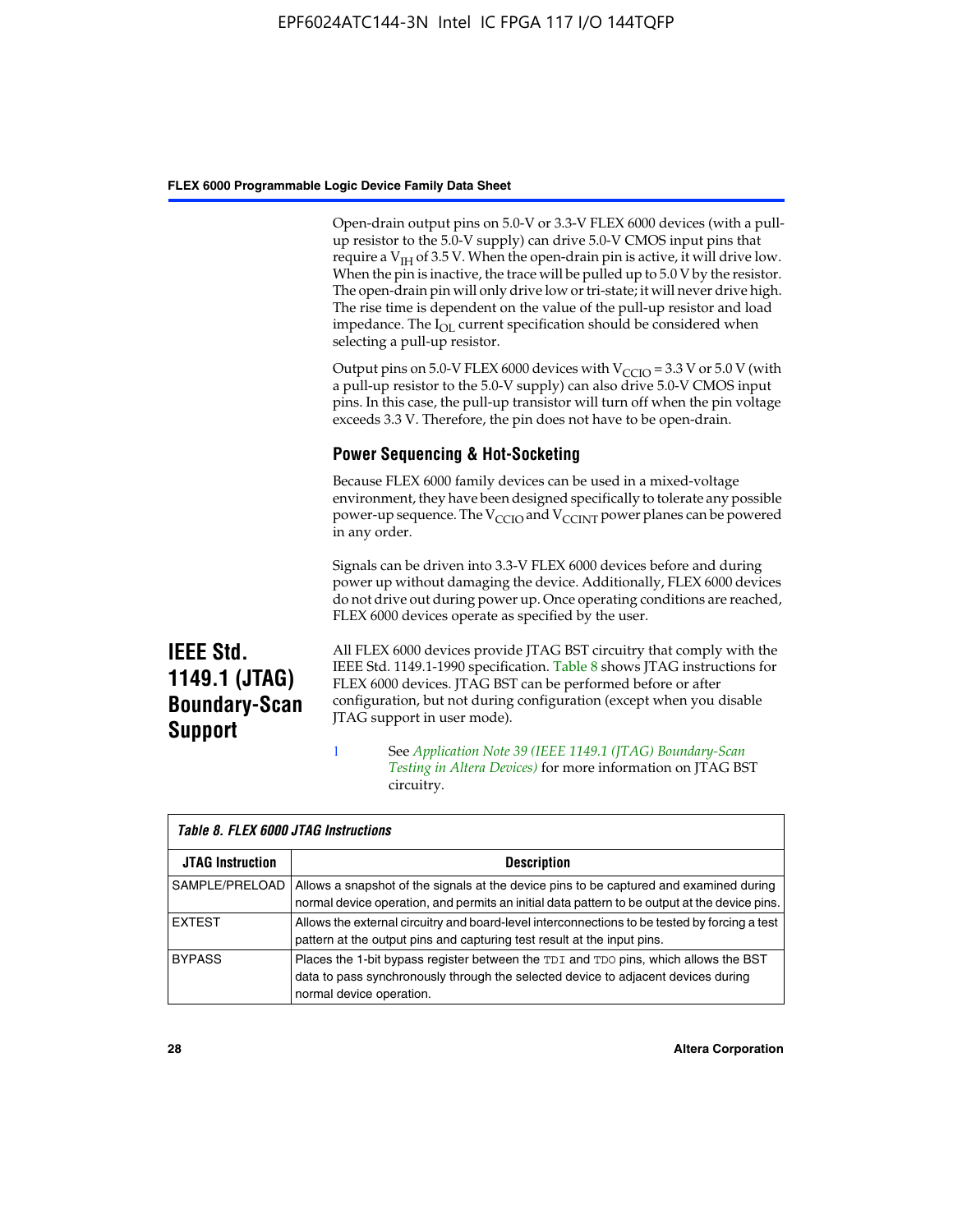Open-drain output pins on 5.0-V or 3.3-V FLEX 6000 devices (with a pull-up resistor to the 5.0-V supply) can drive 5.0-V CMOS input pins that require a $V_{IH}$ of 3.5 V. When the open-drain pin is active, it will drive low. When the pin is inactive, the trace will be pulled up to 5.0 V by the resistor. The open-drain pin will only drive low or tri-state; it will never drive high. The rise time is dependent on the value of the pull-up resistor and load impedance. The $I_{OL}$ current specification should be considered when selecting a pull-up resistor.

Output pins on 5.0-V FLEX 6000 devices with $V_{CCIO}$ = 3.3 V or 5.0 V (with a pull-up resistor to the 5.0-V supply) can also drive 5.0-V CMOS input pins. In this case, the pull-up transistor will turn off when the pin voltage exceeds 3.3 V. Therefore, the pin does not have to be open-drain.

### Power Sequencing & Hot-Socketing

Because FLEX 6000 family devices can be used in a mixed-voltage environment, they have been designed specifically to tolerate any possible power-up sequence. The $V_{CCIO}$ and $V_{CCINT}$ power planes can be powered in any order.

Signals can be driven into 3.3-V FLEX 6000 devices before and during power up without damaging the device. Additionally, FLEX 6000 devices do not drive out during power up. Once operating conditions are reached, FLEX 6000 devices operate as specified by the user.

## IEEE Std. 1149.1 (JTAG) Boundary-Scan Support

All FLEX 6000 devices provide JTAG BST circuitry that comply with the IEEE Std. 1149.1-1990 specification. Table 8 shows JTAG instructions for FLEX 6000 devices. JTAG BST can be performed before or after configuration, but not during configuration (except when you disable JTAG support in user mode).

See *Application Note 39 (IEEE 1149.1 (JTAG) Boundary-Scan Testing in Altera Devices)* for more information on JTAG BST circuitry.

**Table 8. FLEX 6000 JTAG Instructions**

| JTAG Instruction | Description |
|---|---|
| SAMPLE/PRELOAD | Allows a snapshot of the signals at the device pins to be captured and examined during normal device operation, and permits an initial data pattern to be output at the device pins. |
| EXTEST | Allows the external circuitry and board-level interconnections to be tested by forcing a test pattern at the output pins and capturing test result at the input pins. |
| BYPASS | Places the 1-bit bypass register between the `TDI` and `TDO` pins, which allows the BST data to pass synchronously through the selected device to adjacent devices during normal device operation. |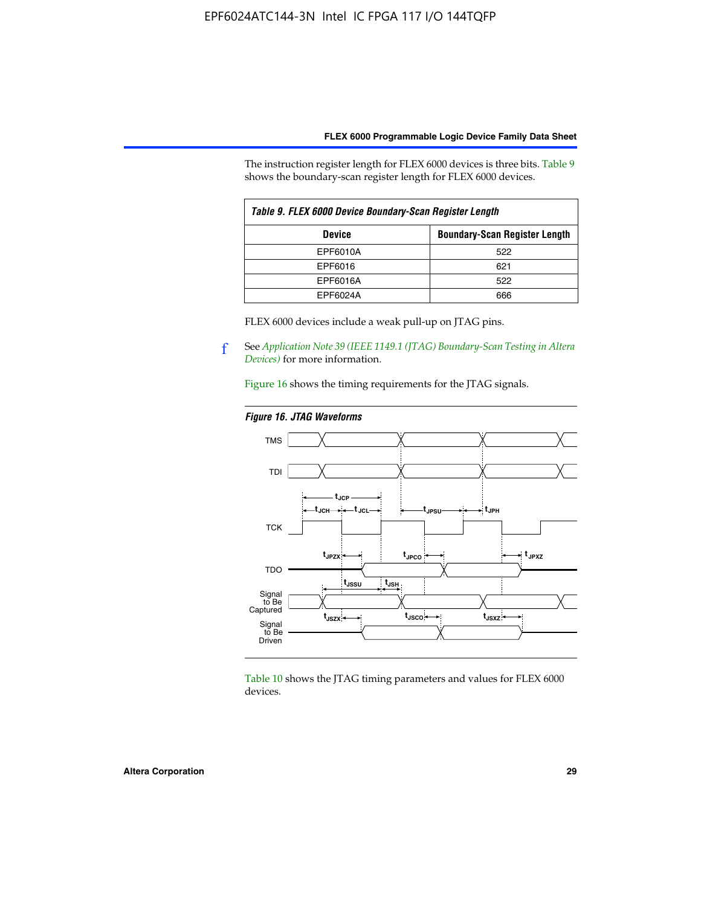The instruction register length for FLEX 6000 devices is three bits. Table 9 shows the boundary-scan register length for FLEX 6000 devices.

| Table 9. FLEX 6000 Device Boundary-Scan Register Length | |
|---|---|
| **Device** | **Boundary-Scan Register Length** |
| EPF6010A | 522 |
| EPF6016 | 621 |
| EPF6016A | 522 |
| EPF6024A | 666 |

FLEX 6000 devices include a weak pull-up on JTAG pins.

f See *Application Note 39 (IEEE 1149.1 (JTAG) Boundary-Scan Testing in Altera Devices)* for more information.

Figure 16 shows the timing requirements for the JTAG signals.

**Figure 16. JTAG Waveforms**

Table 10 shows the JTAG timing parameters and values for FLEX 6000 devices.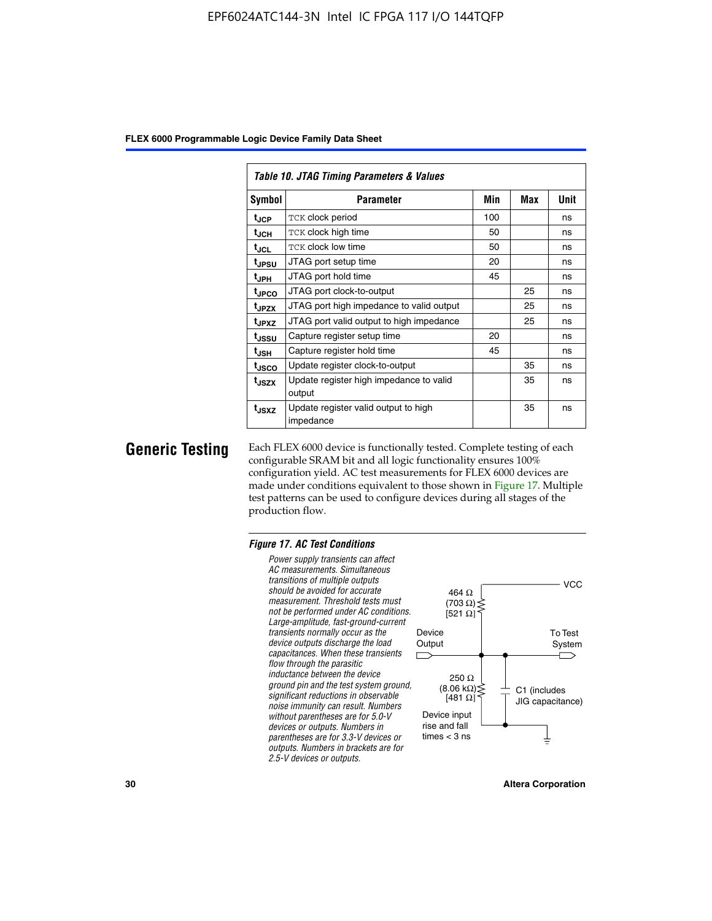| *Table 10. JTAG Timing Parameters & Values* | | | | |
|---|---|---|---|---|
| **Symbol** | **Parameter** | **Min** | **Max** | **Unit** |
| $t_{JCP}$ | TCK clock period | 100 | | ns |
| $t_{JCH}$ | TCK clock high time | 50 | | ns |
| $t_{JCL}$ | TCK clock low time | 50 | | ns |
| $t_{JPSU}$ | JTAG port setup time | 20 | | ns |
| $t_{JPH}$ | JTAG port hold time | 45 | | ns |
| $t_{JPCO}$ | JTAG port clock-to-output | | 25 | ns |
| $t_{JPZX}$ | JTAG port high impedance to valid output | | 25 | ns |
| $t_{JPXZ}$ | JTAG port valid output to high impedance | | 25 | ns |
| $t_{JSSU}$ | Capture register setup time | 20 | | ns |
| $t_{JSH}$ | Capture register hold time | 45 | | ns |
| $t_{JSCO}$ | Update register clock-to-output | | 35 | ns |
| $t_{JSZX}$ | Update register high impedance to valid output | | 35 | ns |
| $t_{JSXZ}$ | Update register valid output to high impedance | | 35 | ns |

## Generic Testing

Each FLEX 6000 device is functionally tested. Complete testing of each configurable SRAM bit and all logic functionality ensures 100% configuration yield. AC test measurements for FLEX 6000 devices are made under conditions equivalent to those shown in Figure 17. Multiple test patterns can be used to configure devices during all stages of the production flow.

***Figure 17. AC Test Conditions***

*Power supply transients can affect AC measurements. Simultaneous transitions of multiple outputs should be avoided for accurate measurement. Threshold tests must not be performed under AC conditions. Large-amplitude, fast-ground-current transients normally occur as the device outputs discharge the load capacitances. When these transients flow through the parasitic inductance between the device ground pin and the test system ground, significant reductions in observable noise immunity can result. Numbers without parentheses are for 5.0-V devices or outputs. Numbers in parentheses are for 3.3-V devices or outputs. Numbers in brackets are for 2.5-V devices or outputs.*

VCC

464 Ω (703 Ω) [521 Ω]

Device Output

To Test System

250 Ω (8.06 kΩ) [481 Ω]

C1 (includes JIG capacitance)

Device input rise and fall times < 3 ns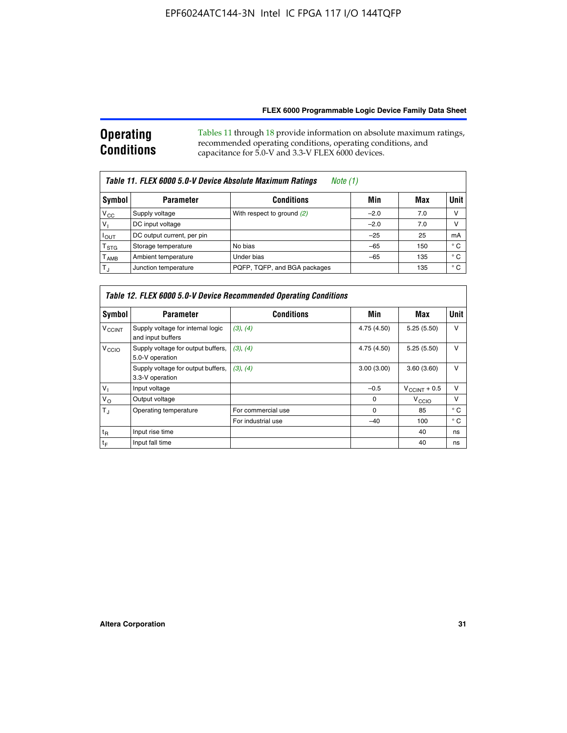## Operating Conditions

Tables 11 through 18 provide information on absolute maximum ratings, recommended operating conditions, operating conditions, and capacitance for 5.0-V and 3.3-V FLEX 6000 devices.

**Table 11. FLEX 6000 5.0-V Device Absolute Maximum Ratings** *Note (1)*

| Symbol | Parameter | Conditions | Min | Max | Unit |
|---|---|---|---|---|---|
| $V_{CC}$ | Supply voltage | With respect to ground *(2)* | –2.0 | 7.0 | V |
| $V_I$ | DC input voltage | | –2.0 | 7.0 | V |
| $I_{OUT}$ | DC output current, per pin | | –25 | 25 | mA |
| $T_{STG}$ | Storage temperature | No bias | –65 | 150 | ° C |
| $T_{AMB}$ | Ambient temperature | Under bias | –65 | 135 | ° C |
| $T_J$ | Junction temperature | PQFP, TQFP, and BGA packages | | 135 | ° C |

**Table 12. FLEX 6000 5.0-V Device Recommended Operating Conditions**

| Symbol | Parameter | Conditions | Min | Max | Unit |
|---|---|---|---|---|---|
| $V_{CCINT}$ | Supply voltage for internal logic and input buffers | *(3), (4)* | 4.75 (4.50) | 5.25 (5.50) | V |
| $V_{CCIO}$ | Supply voltage for output buffers, 5.0-V operation | *(3), (4)* | 4.75 (4.50) | 5.25 (5.50) | V |
| | Supply voltage for output buffers, 3.3-V operation | *(3), (4)* | 3.00 (3.00) | 3.60 (3.60) | V |
| $V_I$ | Input voltage | | –0.5 | $V_{CCINT}$ + 0.5 | V |
| $V_O$ | Output voltage | | 0 | $V_{CCIO}$ | V |
| $T_J$ | Operating temperature | For commercial use | 0 | 85 | ° C |
| | | For industrial use | –40 | 100 | ° C |
| $t_R$ | Input rise time | | | 40 | ns |
| $t_F$ | Input fall time | | | 40 | ns |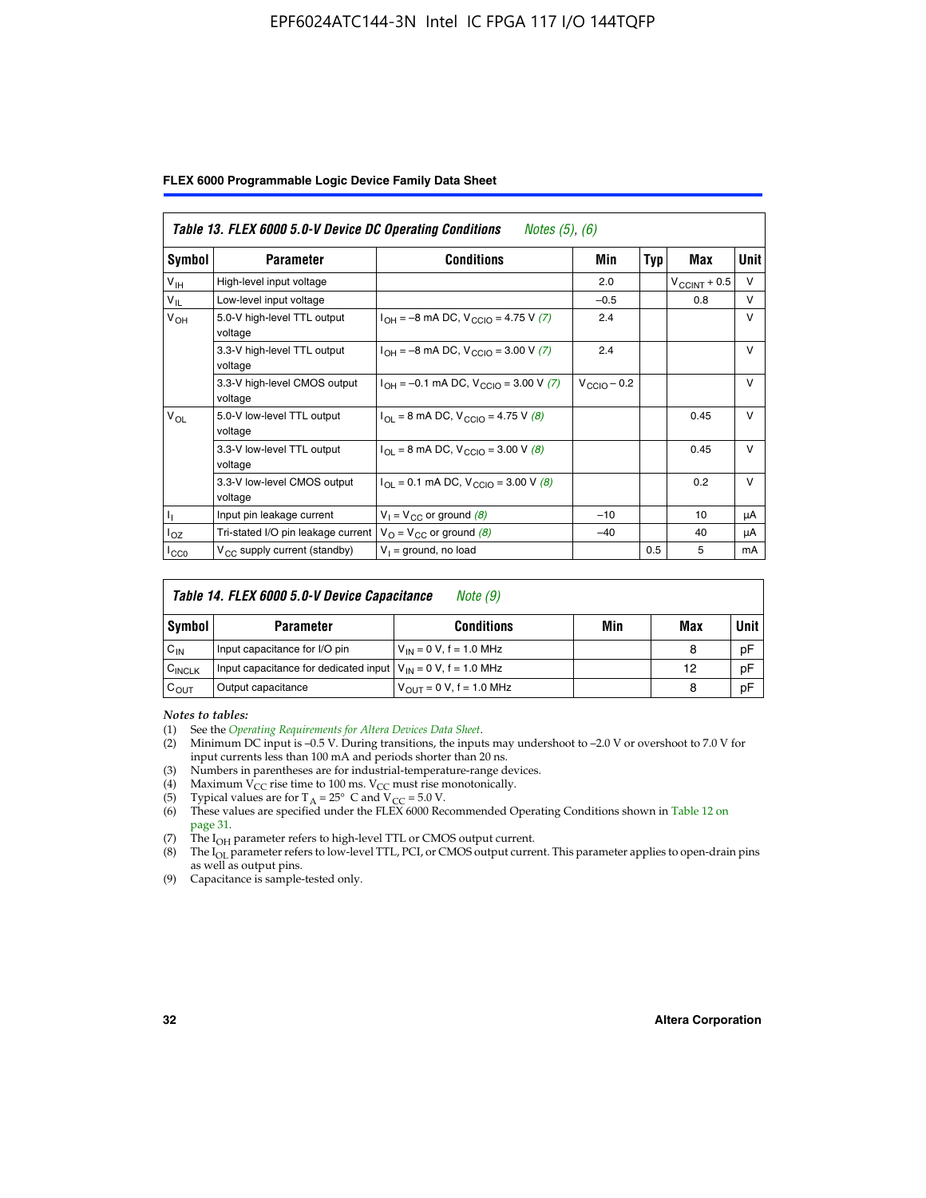Table 13. FLEX 6000 5.0-V Device DC Operating Conditions *Notes (5), (6)*

| Symbol | Parameter | Conditions | Min | Typ | Max | Unit |
|---|---|---|---|---|---|---|
| $V_{IH}$ | High-level input voltage | | 2.0 | | $V_{CCINT}$ + 0.5 | V |
| $V_{IL}$ | Low-level input voltage | | –0.5 | | 0.8 | V |
| $V_{OH}$ | 5.0-V high-level TTL output voltage | $I_{OH}$ = –8 mA DC, $V_{CCIO}$ = 4.75 V *(7)* | 2.4 | | | V |
| | 3.3-V high-level TTL output voltage | $I_{OH}$ = –8 mA DC, $V_{CCIO}$ = 3.00 V *(7)* | 2.4 | | | V |
| | 3.3-V high-level CMOS output voltage | $I_{OH}$ = –0.1 mA DC, $V_{CCIO}$ = 3.00 V *(7)* | $V_{CCIO}$ – 0.2 | | | V |
| $V_{OL}$ | 5.0-V low-level TTL output voltage | $I_{OL}$ = 8 mA DC, $V_{CCIO}$ = 4.75 V *(8)* | | | 0.45 | V |
| | 3.3-V low-level TTL output voltage | $I_{OL}$ = 8 mA DC, $V_{CCIO}$ = 3.00 V *(8)* | | | 0.45 | V |
| | 3.3-V low-level CMOS output voltage | $I_{OL}$ = 0.1 mA DC, $V_{CCIO}$ = 3.00 V *(8)* | | | 0.2 | V |
| $I_I$ | Input pin leakage current | $V_I$ = $V_{CC}$ or ground *(8)* | –10 | | 10 | μA |
| $I_{OZ}$ | Tri-stated I/O pin leakage current | $V_O$ = $V_{CC}$ or ground *(8)* | –40 | | 40 | μA |
| $I_{CC0}$ | $V_{CC}$ supply current (standby) | $V_I$ = ground, no load | | 0.5 | 5 | mA |

Table 14. FLEX 6000 5.0-V Device Capacitance *Note (9)*

| Symbol | Parameter | Conditions | Min | Max | Unit |
|---|---|---|---|---|---|
| $C_{IN}$ | Input capacitance for I/O pin | $V_{IN}$ = 0 V, f = 1.0 MHz | | 8 | pF |
| $C_{INCLK}$ | Input capacitance for dedicated input | $V_{IN}$ = 0 V, f = 1.0 MHz | | 12 | pF |
| $C_{OUT}$ | Output capacitance | $V_{OUT}$ = 0 V, f = 1.0 MHz | | 8 | pF |

*Notes to tables:*

(1) See the *Operating Requirements for Altera Devices Data Sheet*.
(2) Minimum DC input is –0.5 V. During transitions, the inputs may undershoot to –2.0 V or overshoot to 7.0 V for input currents less than 100 mA and periods shorter than 20 ns.
(3) Numbers in parentheses are for industrial-temperature-range devices.
(4) Maximum $V_{CC}$ rise time to 100 ms. $V_{CC}$ must rise monotonically.
(5) Typical values are for $T_A$ = 25° C and $V_{CC}$ = 5.0 V.
(6) These values are specified under the FLEX 6000 Recommended Operating Conditions shown in Table 12 on page 31.
(7) The $I_{OH}$ parameter refers to high-level TTL or CMOS output current.
(8) The $I_{OL}$ parameter refers to low-level TTL, PCI, or CMOS output current. This parameter applies to open-drain pins as well as output pins.
(9) Capacitance is sample-tested only.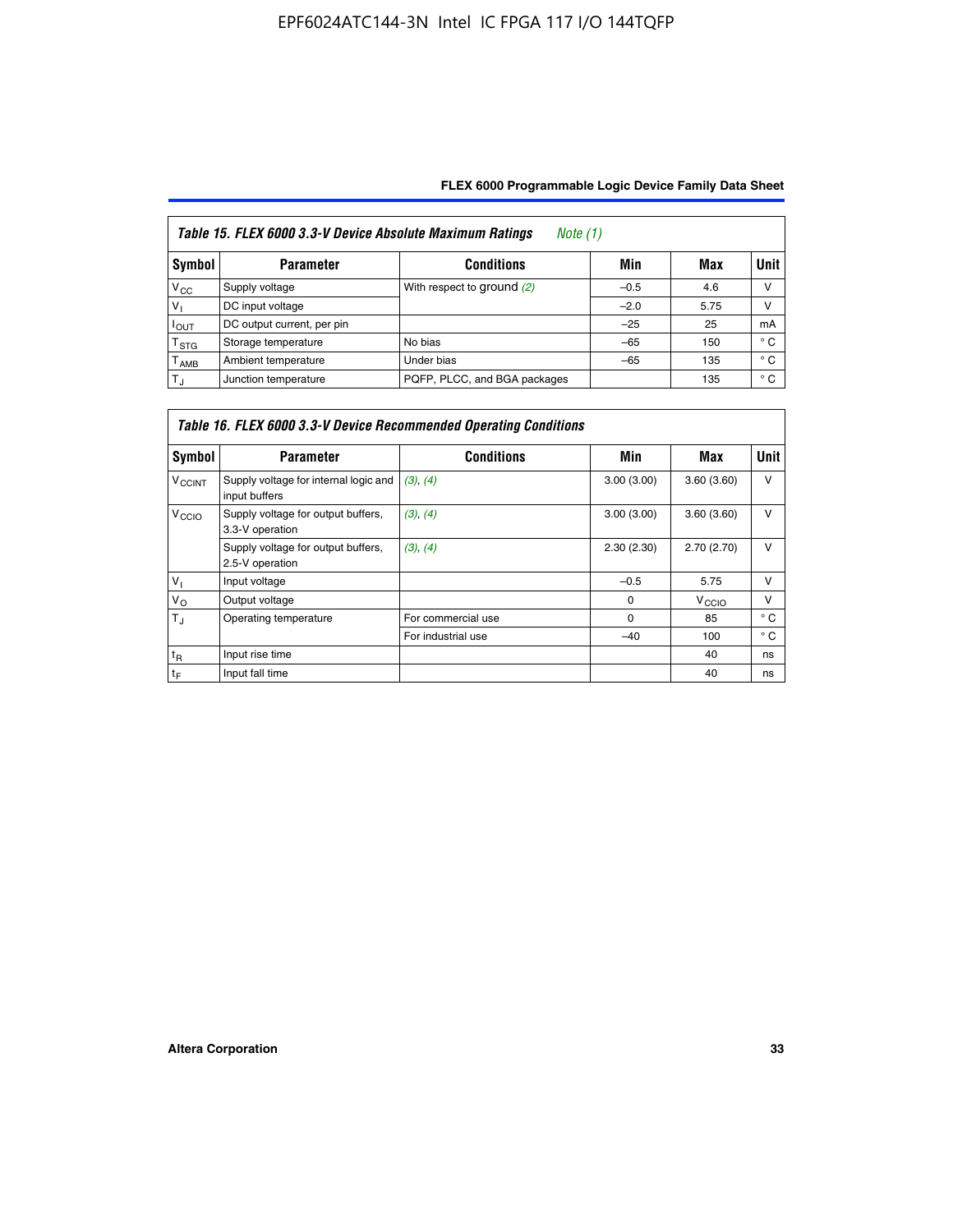**Table 15. FLEX 6000 3.3-V Device Absolute Maximum Ratings** *Note (1)*

| Symbol | Parameter | Conditions | Min | Max | Unit |
|---|---|---|---|---|---|
| $V_{CC}$ | Supply voltage | With respect to ground *(2)* | –0.5 | 4.6 | V |
| $V_I$ | DC input voltage | | –2.0 | 5.75 | V |
| $I_{OUT}$ | DC output current, per pin | | –25 | 25 | mA |
| $T_{STG}$ | Storage temperature | No bias | –65 | 150 | ° C |
| $T_{AMB}$ | Ambient temperature | Under bias | –65 | 135 | ° C |
| $T_J$ | Junction temperature | PQFP, PLCC, and BGA packages | | 135 | ° C |

**Table 16. FLEX 6000 3.3-V Device Recommended Operating Conditions**

| Symbol | Parameter | Conditions | Min | Max | Unit |
|---|---|---|---|---|---|
| $V_{CCINT}$ | Supply voltage for internal logic and input buffers | *(3), (4)* | 3.00 (3.00) | 3.60 (3.60) | V |
| $V_{CCIO}$ | Supply voltage for output buffers, 3.3-V operation | *(3), (4)* | 3.00 (3.00) | 3.60 (3.60) | V |
| | Supply voltage for output buffers, 2.5-V operation | *(3), (4)* | 2.30 (2.30) | 2.70 (2.70) | V |
| $V_I$ | Input voltage | | –0.5 | 5.75 | V |
| $V_O$ | Output voltage | | 0 | $V_{CCIO}$ | V |
| $T_J$ | Operating temperature | For commercial use | 0 | 85 | ° C |
| | | For industrial use | –40 | 100 | ° C |
| $t_R$ | Input rise time | | | 40 | ns |
| $t_F$ | Input fall time | | | 40 | ns |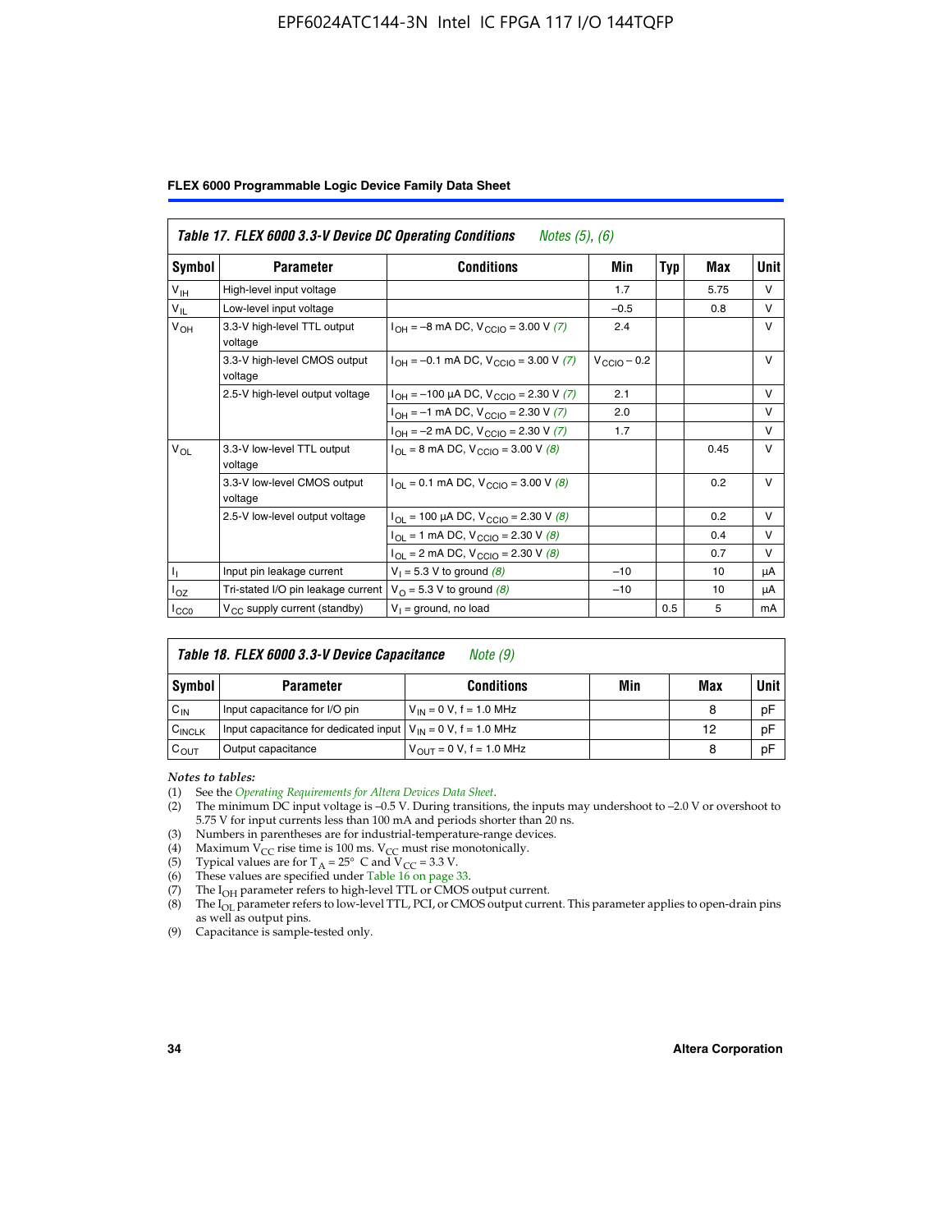**Table 17. FLEX 6000 3.3-V Device DC Operating Conditions** *Notes (5), (6)*

| Symbol | Parameter | Conditions | Min | Typ | Max | Unit |
|---|---|---|---|---|---|---|
| $V_{IH}$ | High-level input voltage | | 1.7 | | 5.75 | V |
| $V_{IL}$ | Low-level input voltage | | –0.5 | | 0.8 | V |
| $V_{OH}$ | 3.3-V high-level TTL output voltage | $I_{OH}$ = –8 mA DC, $V_{CCIO}$ = 3.00 V *(7)* | 2.4 | | | V |
| | 3.3-V high-level CMOS output voltage | $I_{OH}$ = –0.1 mA DC, $V_{CCIO}$ = 3.00 V *(7)* | $V_{CCIO}$ – 0.2 | | | V |
| | 2.5-V high-level output voltage | $I_{OH}$ = –100 µA DC, $V_{CCIO}$ = 2.30 V *(7)* | 2.1 | | | V |
| | | $I_{OH}$ = –1 mA DC, $V_{CCIO}$ = 2.30 V *(7)* | 2.0 | | | V |
| | | $I_{OH}$ = –2 mA DC, $V_{CCIO}$ = 2.30 V *(7)* | 1.7 | | | V |
| $V_{OL}$ | 3.3-V low-level TTL output voltage | $I_{OL}$ = 8 mA DC, $V_{CCIO}$ = 3.00 V *(8)* | | | 0.45 | V |
| | 3.3-V low-level CMOS output voltage | $I_{OL}$ = 0.1 mA DC, $V_{CCIO}$ = 3.00 V *(8)* | | | 0.2 | V |
| | 2.5-V low-level output voltage | $I_{OL}$ = 100 µA DC, $V_{CCIO}$ = 2.30 V *(8)* | | | 0.2 | V |
| | | $I_{OL}$ = 1 mA DC, $V_{CCIO}$ = 2.30 V *(8)* | | | 0.4 | V |
| | | $I_{OL}$ = 2 mA DC, $V_{CCIO}$ = 2.30 V *(8)* | | | 0.7 | V |
| $I_I$ | Input pin leakage current | $V_I$ = 5.3 V to ground *(8)* | –10 | | 10 | µA |
| $I_{OZ}$ | Tri-stated I/O pin leakage current | $V_O$ = 5.3 V to ground *(8)* | –10 | | 10 | µA |
| $I_{CC0}$ | $V_{CC}$ supply current (standby) | $V_I$ = ground, no load | | 0.5 | 5 | mA |

**Table 18. FLEX 6000 3.3-V Device Capacitance** *Note (9)*

| Symbol | Parameter | Conditions | Min | Max | Unit |
|---|---|---|---|---|---|
| $C_{IN}$ | Input capacitance for I/O pin | $V_{IN}$ = 0 V, f = 1.0 MHz | | 8 | pF |
| $C_{INCLK}$ | Input capacitance for dedicated input | $V_{IN}$ = 0 V, f = 1.0 MHz | | 12 | pF |
| $C_{OUT}$ | Output capacitance | $V_{OUT}$ = 0 V, f = 1.0 MHz | | 8 | pF |

*Notes to tables:*

(1) See the *Operating Requirements for Altera Devices Data Sheet*.

(2) The minimum DC input voltage is –0.5 V. During transitions, the inputs may undershoot to –2.0 V or overshoot to 5.75 V for input currents less than 100 mA and periods shorter than 20 ns.

(3) Numbers in parentheses are for industrial-temperature-range devices.

(4) Maximum $V_{CC}$ rise time is 100 ms. $V_{CC}$ must rise monotonically.

(5) Typical values are for $T_A$ = 25° C and $V_{CC}$ = 3.3 V.

(6) These values are specified under Table 16 on page 33.

(7) The $I_{OH}$ parameter refers to high-level TTL or CMOS output current.

(8) The $I_{OL}$ parameter refers to low-level TTL, PCI, or CMOS output current. This parameter applies to open-drain pins as well as output pins.

(9) Capacitance is sample-tested only.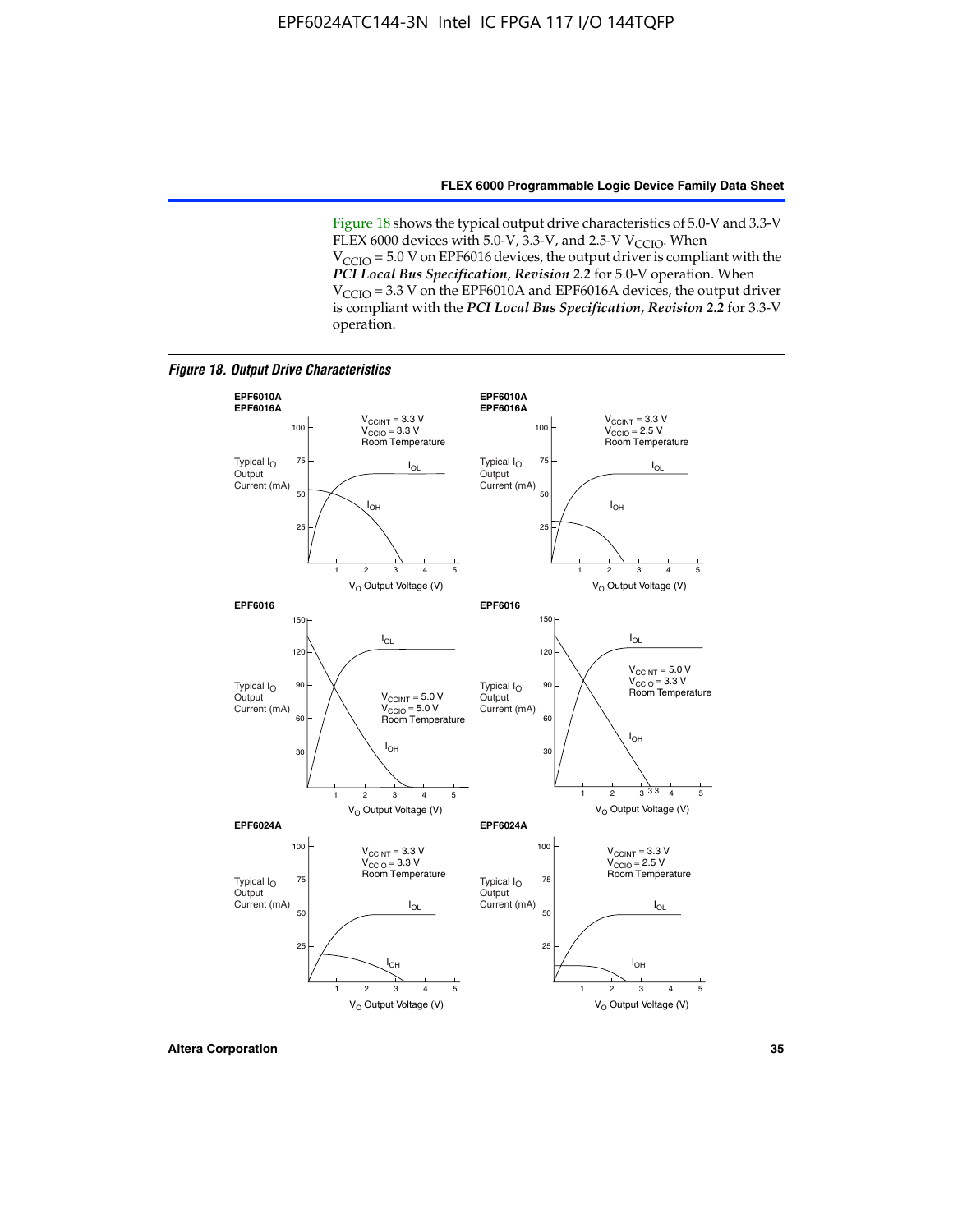Figure 18 shows the typical output drive characteristics of 5.0-V and 3.3-V FLEX 6000 devices with 5.0-V, 3.3-V, and 2.5-V $V_{CCIO}$. When $V_{CCIO}$ = 5.0 V on EPF6016 devices, the output driver is compliant with the ***PCI Local Bus Specification*, *Revision 2.2*** for 5.0-V operation. When $V_{CCIO}$ = 3.3 V on the EPF6010A and EPF6016A devices, the output driver is compliant with the ***PCI Local Bus Specification*, *Revision 2.2*** for 3.3-V operation.

***Figure 18. Output Drive Characteristics***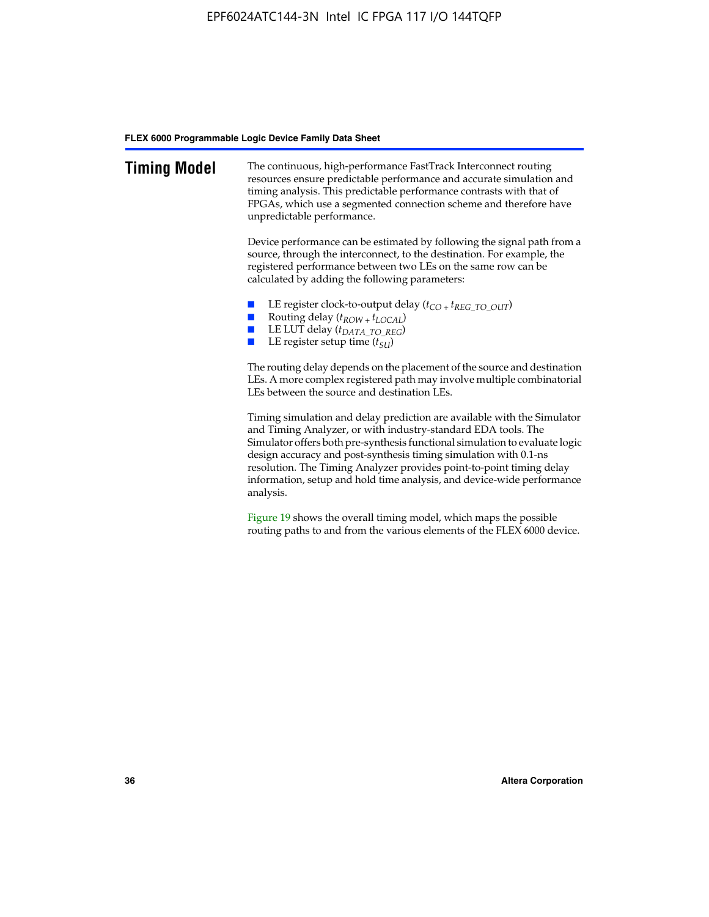## Timing Model

The continuous, high-performance FastTrack Interconnect routing resources ensure predictable performance and accurate simulation and timing analysis. This predictable performance contrasts with that of FPGAs, which use a segmented connection scheme and therefore have unpredictable performance.

Device performance can be estimated by following the signal path from a source, through the interconnect, to the destination. For example, the registered performance between two LEs on the same row can be calculated by adding the following parameters:

- LE register clock-to-output delay ($t_{CO} + t_{REG\_TO\_OUT}$)
- Routing delay ($t_{ROW} + t_{LOCAL}$)
- LE LUT delay ($t_{DATA\_TO\_REG}$)
- LE register setup time ($t_{SU}$)

The routing delay depends on the placement of the source and destination LEs. A more complex registered path may involve multiple combinatorial LEs between the source and destination LEs.

Timing simulation and delay prediction are available with the Simulator and Timing Analyzer, or with industry-standard EDA tools. The Simulator offers both pre-synthesis functional simulation to evaluate logic design accuracy and post-synthesis timing simulation with 0.1-ns resolution. The Timing Analyzer provides point-to-point timing delay information, setup and hold time analysis, and device-wide performance analysis.

Figure 19 shows the overall timing model, which maps the possible routing paths to and from the various elements of the FLEX 6000 device.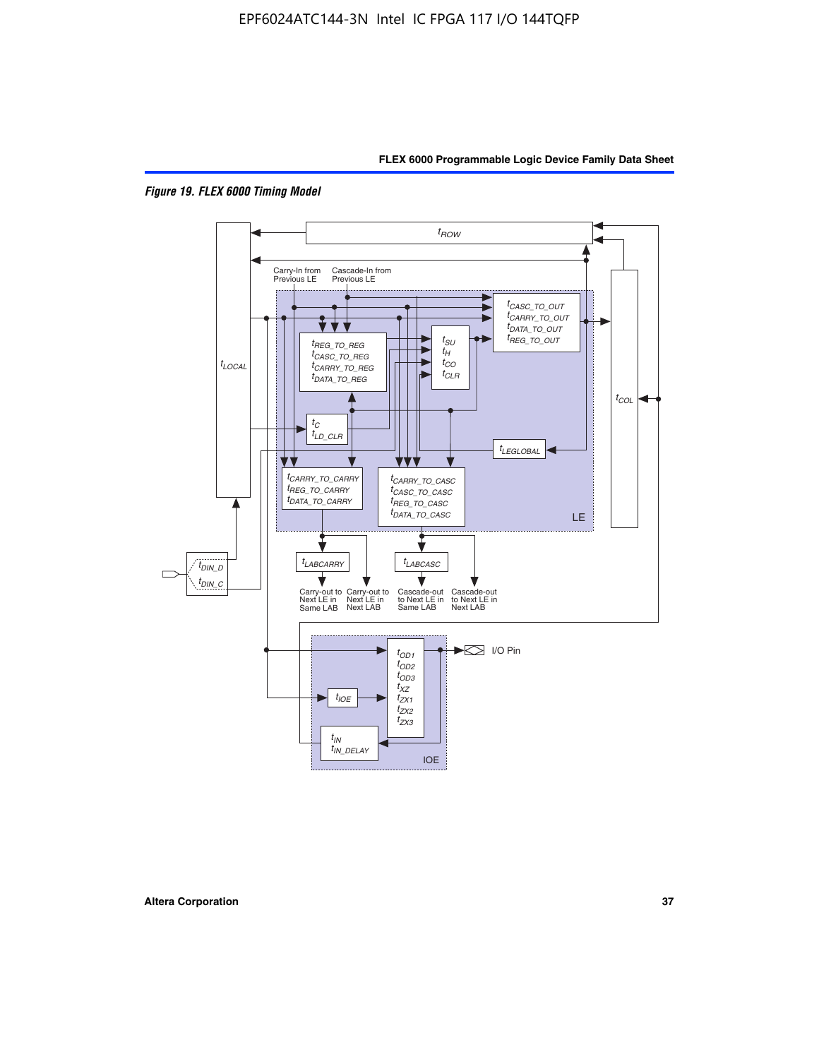*Figure 19. FLEX 6000 Timing Model*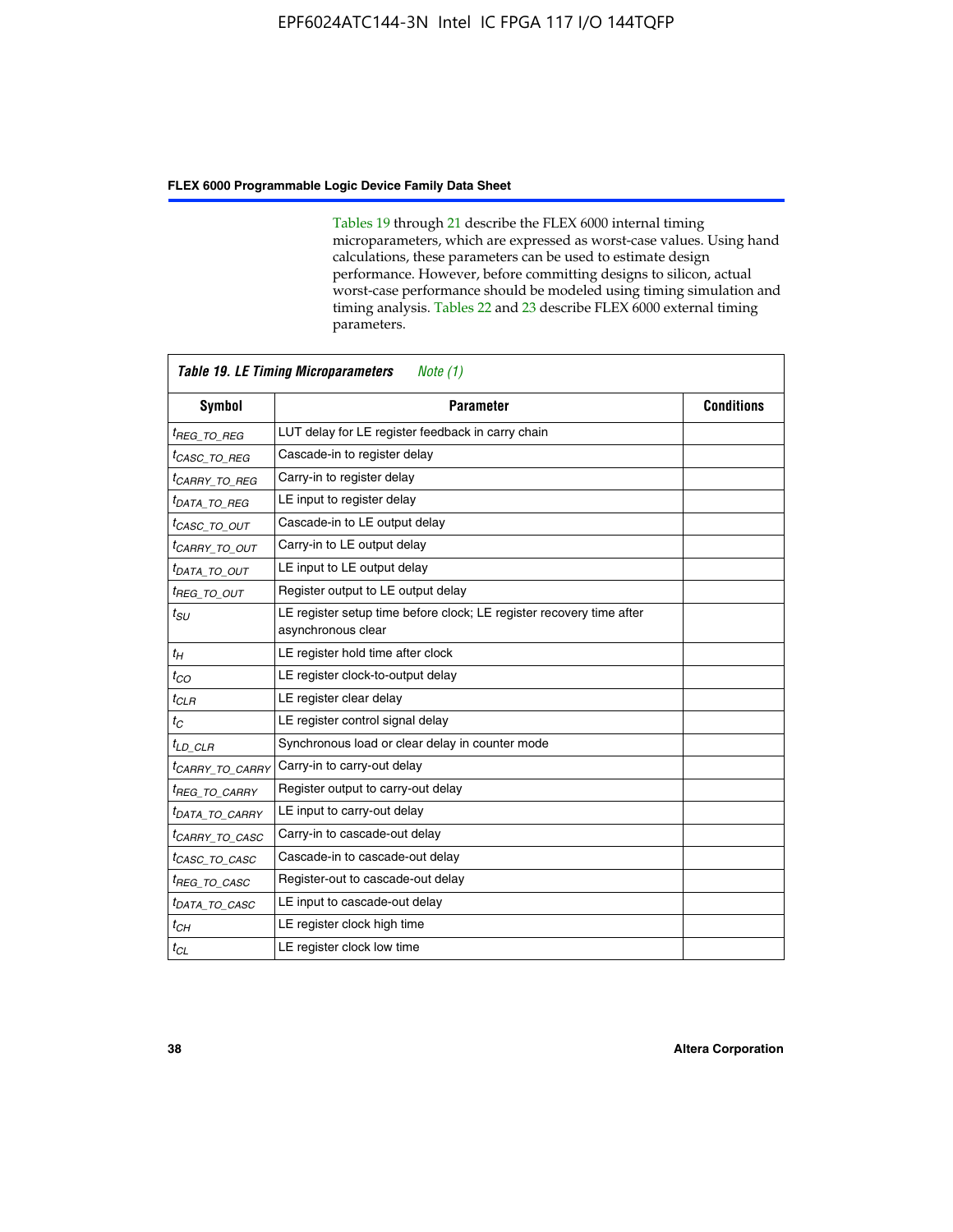Tables 19 through 21 describe the FLEX 6000 internal timing microparameters, which are expressed as worst-case values. Using hand calculations, these parameters can be used to estimate design performance. However, before committing designs to silicon, actual worst-case performance should be modeled using timing simulation and timing analysis. Tables 22 and 23 describe FLEX 6000 external timing parameters.

**Table 19. LE Timing Microparameters** *Note (1)*

| Symbol | Parameter | Conditions |
|---|---|---|
| $t_{REG\_TO\_REG}$ | LUT delay for LE register feedback in carry chain | |
| $t_{CASC\_TO\_REG}$ | Cascade-in to register delay | |
| $t_{CARRY\_TO\_REG}$ | Carry-in to register delay | |
| $t_{DATA\_TO\_REG}$ | LE input to register delay | |
| $t_{CASC\_TO\_OUT}$ | Cascade-in to LE output delay | |
| $t_{CARRY\_TO\_OUT}$ | Carry-in to LE output delay | |
| $t_{DATA\_TO\_OUT}$ | LE input to LE output delay | |
| $t_{REG\_TO\_OUT}$ | Register output to LE output delay | |
| $t_{SU}$ | LE register setup time before clock; LE register recovery time after asynchronous clear | |
| $t_{H}$ | LE register hold time after clock | |
| $t_{CO}$ | LE register clock-to-output delay | |
| $t_{CLR}$ | LE register clear delay | |
| $t_{C}$ | LE register control signal delay | |
| $t_{LD\_CLR}$ | Synchronous load or clear delay in counter mode | |
| $t_{CARRY\_TO\_CARRY}$ | Carry-in to carry-out delay | |
| $t_{REG\_TO\_CARRY}$ | Register output to carry-out delay | |
| $t_{DATA\_TO\_CARRY}$ | LE input to carry-out delay | |
| $t_{CARRY\_TO\_CASC}$ | Carry-in to cascade-out delay | |
| $t_{CASC\_TO\_CASC}$ | Cascade-in to cascade-out delay | |
| $t_{REG\_TO\_CASC}$ | Register-out to cascade-out delay | |
| $t_{DATA\_TO\_CASC}$ | LE input to cascade-out delay | |
| $t_{CH}$ | LE register clock high time | |
| $t_{CL}$ | LE register clock low time | |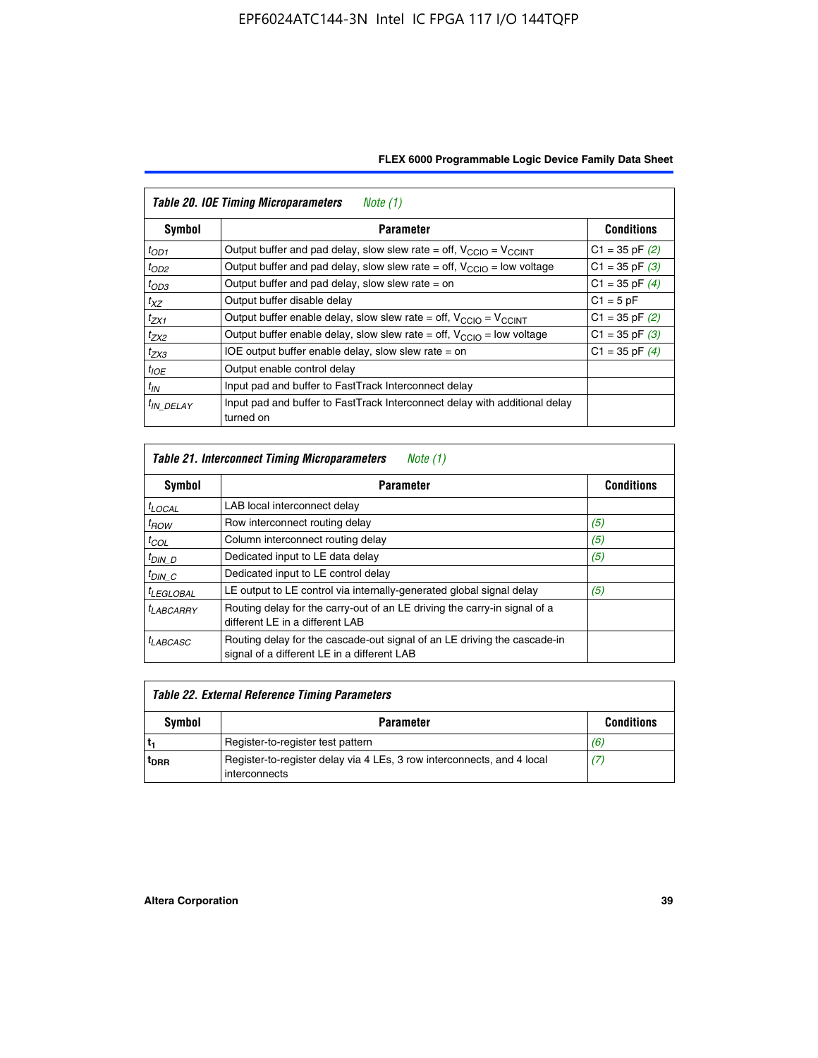**Table 20. IOE Timing Microparameters** *Note (1)*

| Symbol | Parameter | Conditions |
|---|---|---|
| $t_{OD1}$ | Output buffer and pad delay, slow slew rate = off, $V_{CCIO}$ = $V_{CCINT}$ | C1 = 35 pF *(2)* |
| $t_{OD2}$ | Output buffer and pad delay, slow slew rate = off, $V_{CCIO}$ = low voltage | C1 = 35 pF *(3)* |
| $t_{OD3}$ | Output buffer and pad delay, slow slew rate = on | C1 = 35 pF *(4)* |
| $t_{XZ}$ | Output buffer disable delay | C1 = 5 pF |
| $t_{ZX1}$ | Output buffer enable delay, slow slew rate = off, $V_{CCIO}$ = $V_{CCINT}$ | C1 = 35 pF *(2)* |
| $t_{ZX2}$ | Output buffer enable delay, slow slew rate = off, $V_{CCIO}$ = low voltage | C1 = 35 pF *(3)* |
| $t_{ZX3}$ | IOE output buffer enable delay, slow slew rate = on | C1 = 35 pF *(4)* |
| $t_{IOE}$ | Output enable control delay | |
| $t_{IN}$ | Input pad and buffer to FastTrack Interconnect delay | |
| $t_{IN\_DELAY}$ | Input pad and buffer to FastTrack Interconnect delay with additional delay turned on | |

**Table 21. Interconnect Timing Microparameters** *Note (1)*

| Symbol | Parameter | Conditions |
|---|---|---|
| $t_{LOCAL}$ | LAB local interconnect delay | |
| $t_{ROW}$ | Row interconnect routing delay | *(5)* |
| $t_{COL}$ | Column interconnect routing delay | *(5)* |
| $t_{DIN\_D}$ | Dedicated input to LE data delay | *(5)* |
| $t_{DIN\_C}$ | Dedicated input to LE control delay | |
| $t_{LEGLOBAL}$ | LE output to LE control via internally-generated global signal delay | *(5)* |
| $t_{LABCARRY}$ | Routing delay for the carry-out of an LE driving the carry-in signal of a different LE in a different LAB | |
| $t_{LABCASC}$ | Routing delay for the cascade-out signal of an LE driving the cascade-in signal of a different LE in a different LAB | |

**Table 22. External Reference Timing Parameters**

| Symbol | Parameter | Conditions |
|---|---|---|
| $t_1$ | Register-to-register test pattern | *(6)* |
| $t_{DRR}$ | Register-to-register delay via 4 LEs, 3 row interconnects, and 4 local interconnects | *(7)* |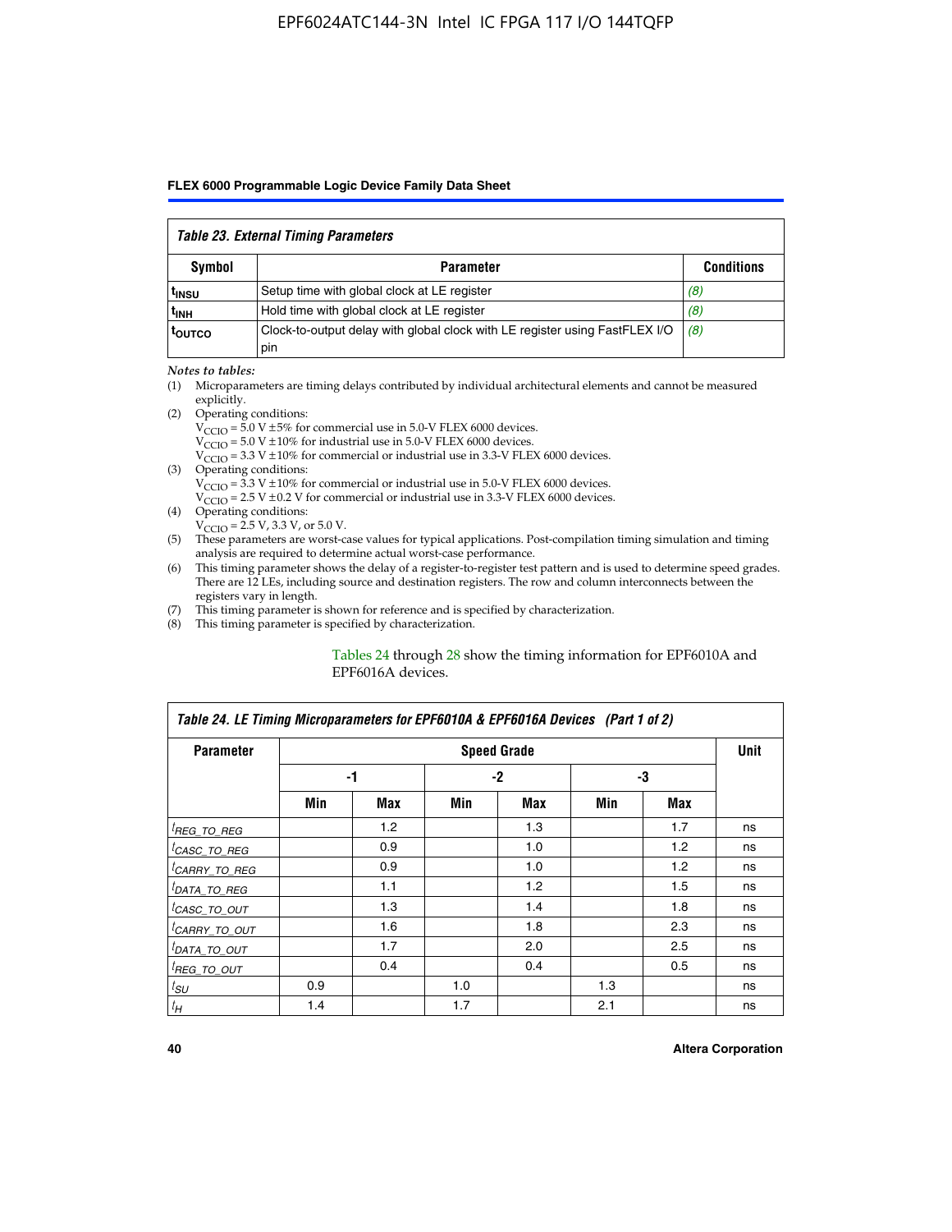| *Table 23. External Timing Parameters* | | |
|---|---|---|
| **Symbol** | **Parameter** | **Conditions** |
| $t_{INSU}$ | Setup time with global clock at LE register | *(8)* |
| $t_{INH}$ | Hold time with global clock at LE register | *(8)* |
| $t_{OUTCO}$ | Clock-to-output delay with global clock with LE register using FastFLEX I/O pin | *(8)* |

*Notes to tables:*

(1) Microparameters are timing delays contributed by individual architectural elements and cannot be measured explicitly.

(2) Operating conditions:
$V_{CCIO}$ = 5.0 V ±5% for commercial use in 5.0-V FLEX 6000 devices.
$V_{CCIO}$ = 5.0 V ±10% for industrial use in 5.0-V FLEX 6000 devices.
$V_{CCIO}$ = 3.3 V ±10% for commercial or industrial use in 3.3-V FLEX 6000 devices.

(3) Operating conditions:
$V_{CCIO}$ = 3.3 V ±10% for commercial or industrial use in 5.0-V FLEX 6000 devices.
$V_{CCIO}$ = 2.5 V ±0.2 V for commercial or industrial use in 3.3-V FLEX 6000 devices.

(4) Operating conditions:
$V_{CCIO}$ = 2.5 V, 3.3 V, or 5.0 V.

(5) These parameters are worst-case values for typical applications. Post-compilation timing simulation and timing analysis are required to determine actual worst-case performance.

(6) This timing parameter shows the delay of a register-to-register test pattern and is used to determine speed grades. There are 12 LEs, including source and destination registers. The row and column interconnects between the registers vary in length.

(7) This timing parameter is shown for reference and is specified by characterization.

(8) This timing parameter is specified by characterization.

Tables 24 through 28 show the timing information for EPF6010A and EPF6016A devices.

| *Table 24. LE Timing Microparameters for EPF6010A & EPF6016A Devices (Part 1 of 2)* | | | | | | | |
|---|---|---|---|---|---|---|---|
| **Parameter** | **Speed Grade** | | | | | | **Unit** |
| | **-1** | | **-2** | | **-3** | | |
| | **Min** | **Max** | **Min** | **Max** | **Min** | **Max** | |
| $t_{REG\_TO\_REG}$ | | 1.2 | | 1.3 | | 1.7 | ns |
| $t_{CASC\_TO\_REG}$ | | 0.9 | | 1.0 | | 1.2 | ns |
| $t_{CARRY\_TO\_REG}$ | | 0.9 | | 1.0 | | 1.2 | ns |
| $t_{DATA\_TO\_REG}$ | | 1.1 | | 1.2 | | 1.5 | ns |
| $t_{CASC\_TO\_OUT}$ | | 1.3 | | 1.4 | | 1.8 | ns |
| $t_{CARRY\_TO\_OUT}$ | | 1.6 | | 1.8 | | 2.3 | ns |
| $t_{DATA\_TO\_OUT}$ | | 1.7 | | 2.0 | | 2.5 | ns |
| $t_{REG\_TO\_OUT}$ | | 0.4 | | 0.4 | | 0.5 | ns |
| $t_{SU}$ | 0.9 | | 1.0 | | 1.3 | | ns |
| $t_H$ | 1.4 | | 1.7 | | 2.1 | | ns |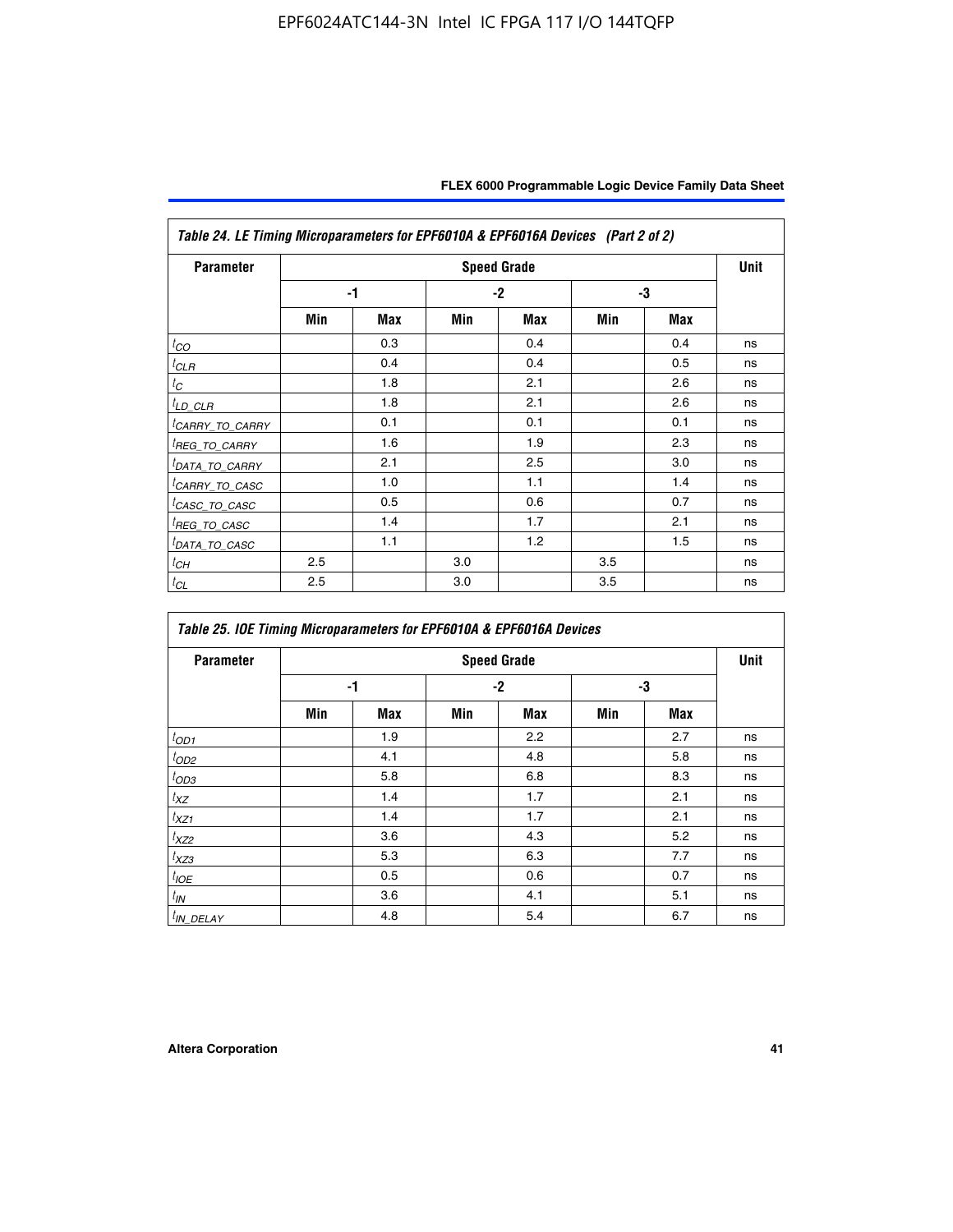| Table 24. LE Timing Microparameters for EPF6010A & EPF6016A Devices (Part 2 of 2) | | | | | | | |
|---|---|---|---|---|---|---|---|
| Parameter | Speed Grade | | | | | | Unit |
| | -1 | | -2 | | -3 | | |
| | Min | Max | Min | Max | Min | Max | |
| $t_{CO}$ | | 0.3 | | 0.4 | | 0.4 | ns |
| $t_{CLR}$ | | 0.4 | | 0.4 | | 0.5 | ns |
| $t_{C}$ | | 1.8 | | 2.1 | | 2.6 | ns |
| $t_{LD\_CLR}$ | | 1.8 | | 2.1 | | 2.6 | ns |
| $t_{CARRY\_TO\_CARRY}$ | | 0.1 | | 0.1 | | 0.1 | ns |
| $t_{REG\_TO\_CARRY}$ | | 1.6 | | 1.9 | | 2.3 | ns |
| $t_{DATA\_TO\_CARRY}$ | | 2.1 | | 2.5 | | 3.0 | ns |
| $t_{CARRY\_TO\_CASC}$ | | 1.0 | | 1.1 | | 1.4 | ns |
| $t_{CASC\_TO\_CASC}$ | | 0.5 | | 0.6 | | 0.7 | ns |
| $t_{REG\_TO\_CASC}$ | | 1.4 | | 1.7 | | 2.1 | ns |
| $t_{DATA\_TO\_CASC}$ | | 1.1 | | 1.2 | | 1.5 | ns |
| $t_{CH}$ | 2.5 | | 3.0 | | 3.5 | | ns |
| $t_{CL}$ | 2.5 | | 3.0 | | 3.5 | | ns |

| Table 25. IOE Timing Microparameters for EPF6010A & EPF6016A Devices | | | | | | | |
|---|---|---|---|---|---|---|---|
| Parameter | Speed Grade | | | | | | Unit |
| | -1 | | -2 | | -3 | | |
| | Min | Max | Min | Max | Min | Max | |
| $t_{OD1}$ | | 1.9 | | 2.2 | | 2.7 | ns |
| $t_{OD2}$ | | 4.1 | | 4.8 | | 5.8 | ns |
| $t_{OD3}$ | | 5.8 | | 6.8 | | 8.3 | ns |
| $t_{XZ}$ | | 1.4 | | 1.7 | | 2.1 | ns |
| $t_{XZ1}$ | | 1.4 | | 1.7 | | 2.1 | ns |
| $t_{XZ2}$ | | 3.6 | | 4.3 | | 5.2 | ns |
| $t_{XZ3}$ | | 5.3 | | 6.3 | | 7.7 | ns |
| $t_{IOE}$ | | 0.5 | | 0.6 | | 0.7 | ns |
| $t_{IN}$ | | 3.6 | | 4.1 | | 5.1 | ns |
| $t_{IN\_DELAY}$ | | 4.8 | | 5.4 | | 6.7 | ns |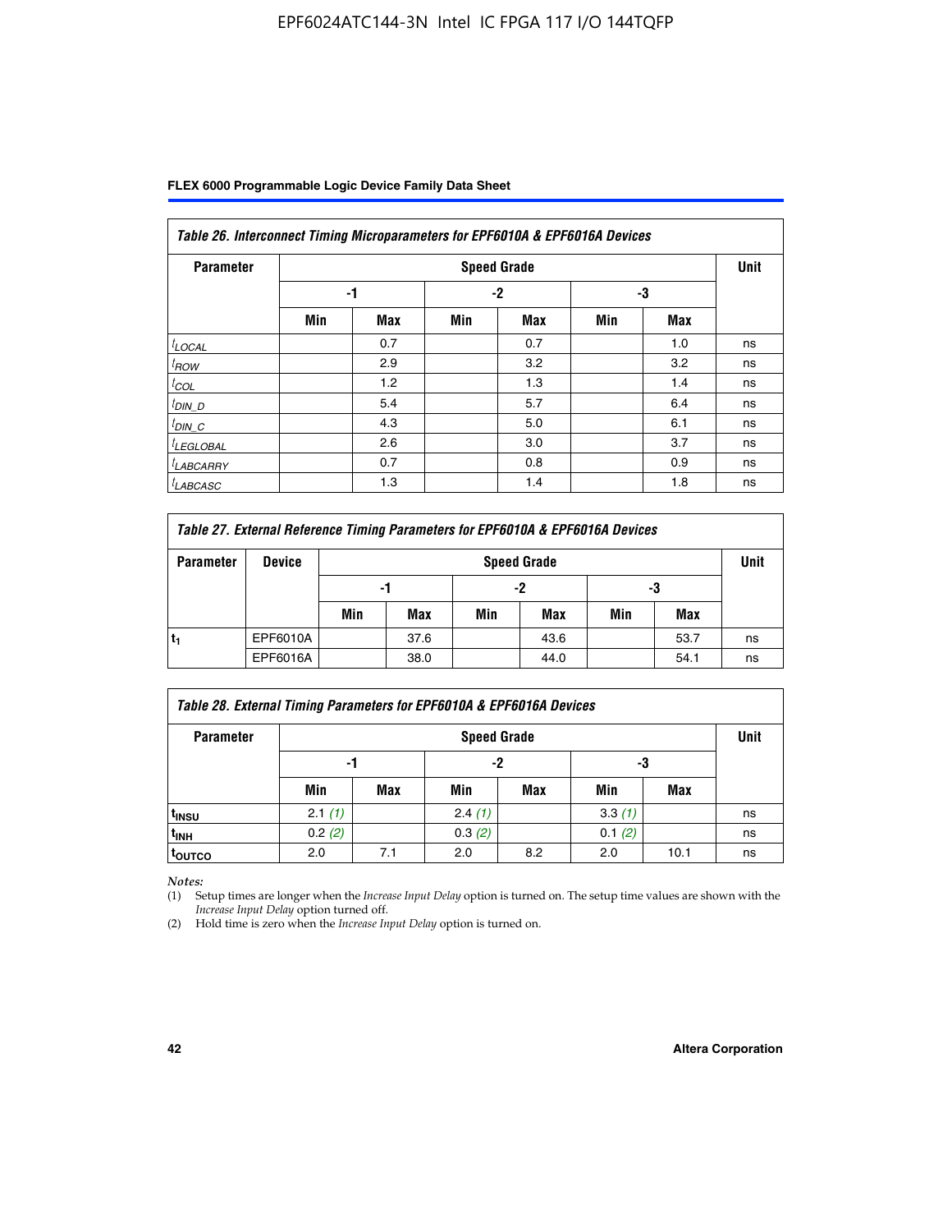| Table 26. Interconnect Timing Microparameters for EPF6010A & EPF6016A Devices | | | | | | | |
|---|---|---|---|---|---|---|---|
| **Parameter** | **Speed Grade** | | | | | | **Unit** |
| | **-1** | | **-2** | | **-3** | | |
| | **Min** | **Max** | **Min** | **Max** | **Min** | **Max** | |
| $t_{LOCAL}$ | | 0.7 | | 0.7 | | 1.0 | ns |
| $t_{ROW}$ | | 2.9 | | 3.2 | | 3.2 | ns |
| $t_{COL}$ | | 1.2 | | 1.3 | | 1.4 | ns |
| $t_{DIN\_D}$ | | 5.4 | | 5.7 | | 6.4 | ns |
| $t_{DIN\_C}$ | | 4.3 | | 5.0 | | 6.1 | ns |
| $t_{LEGLOBAL}$ | | 2.6 | | 3.0 | | 3.7 | ns |
| $t_{LABCARRY}$ | | 0.7 | | 0.8 | | 0.9 | ns |
| $t_{LABCASC}$ | | 1.3 | | 1.4 | | 1.8 | ns |

| Table 27. External Reference Timing Parameters for EPF6010A & EPF6016A Devices | | | | | | | | |
|---|---|---|---|---|---|---|---|---|
| **Parameter** | **Device** | **Speed Grade** | | | | | | **Unit** |
| | | **-1** | | **-2** | | **-3** | | |
| | | **Min** | **Max** | **Min** | **Max** | **Min** | **Max** | |
| $t_1$ | EPF6010A | | 37.6 | | 43.6 | | 53.7 | ns |
| | EPF6016A | | 38.0 | | 44.0 | | 54.1 | ns |

| Table 28. External Timing Parameters for EPF6010A & EPF6016A Devices | | | | | | | |
|---|---|---|---|---|---|---|---|
| **Parameter** | **Speed Grade** | | | | | | **Unit** |
| | **-1** | | **-2** | | **-3** | | |
| | **Min** | **Max** | **Min** | **Max** | **Min** | **Max** | |
| $t_{INSU}$ | 2.1 *(1)* | | 2.4 *(1)* | | 3.3 *(1)* | | ns |
| $t_{INH}$ | 0.2 *(2)* | | 0.3 *(2)* | | 0.1 *(2)* | | ns |
| $t_{OUTCO}$ | 2.0 | 7.1 | 2.0 | 8.2 | 2.0 | 10.1 | ns |

*Notes:*

(1) Setup times are longer when the *Increase Input Delay* option is turned on. The setup time values are shown with the *Increase Input Delay* option turned off.

(2) Hold time is zero when the *Increase Input Delay* option is turned on.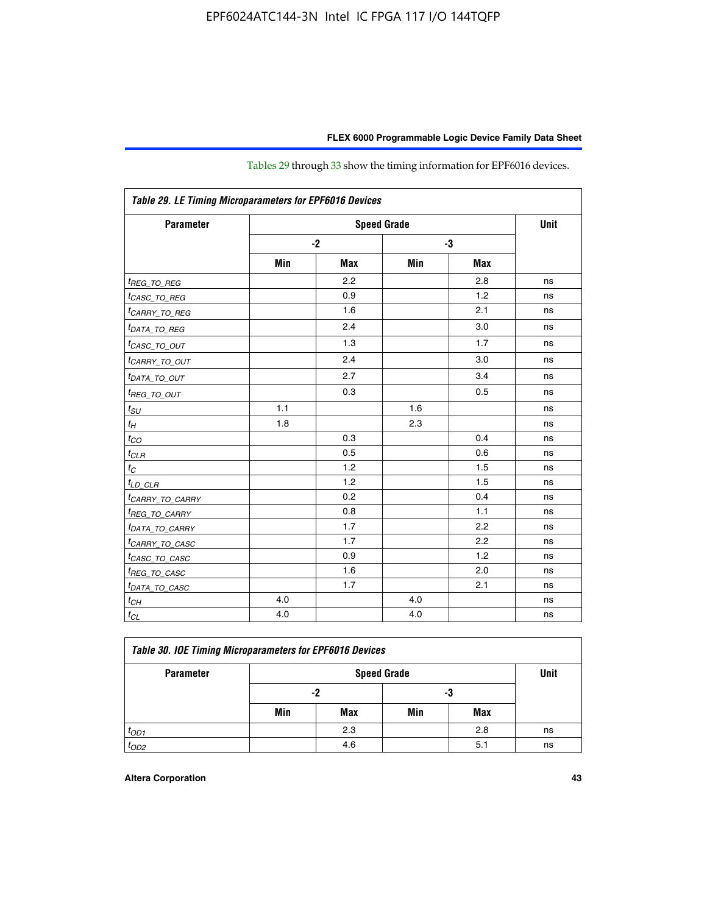Tables 29 through 33 show the timing information for EPF6016 devices.

**Table 29. LE Timing Microparameters for EPF6016 Devices**

| Parameter | Speed Grade | | | | Unit |
|---|---|---|---|---|---|
| | -2 | | -3 | | |
| | Min | Max | Min | Max | |
| $t_{REG\_TO\_REG}$ | | 2.2 | | 2.8 | ns |
| $t_{CASC\_TO\_REG}$ | | 0.9 | | 1.2 | ns |
| $t_{CARRY\_TO\_REG}$ | | 1.6 | | 2.1 | ns |
| $t_{DATA\_TO\_REG}$ | | 2.4 | | 3.0 | ns |
| $t_{CASC\_TO\_OUT}$ | | 1.3 | | 1.7 | ns |
| $t_{CARRY\_TO\_OUT}$ | | 2.4 | | 3.0 | ns |
| $t_{DATA\_TO\_OUT}$ | | 2.7 | | 3.4 | ns |
| $t_{REG\_TO\_OUT}$ | | 0.3 | | 0.5 | ns |
| $t_{SU}$ | 1.1 | | 1.6 | | ns |
| $t_{H}$ | 1.8 | | 2.3 | | ns |
| $t_{CO}$ | | 0.3 | | 0.4 | ns |
| $t_{CLR}$ | | 0.5 | | 0.6 | ns |
| $t_{C}$ | | 1.2 | | 1.5 | ns |
| $t_{LD\_CLR}$ | | 1.2 | | 1.5 | ns |
| $t_{CARRY\_TO\_CARRY}$ | | 0.2 | | 0.4 | ns |
| $t_{REG\_TO\_CARRY}$ | | 0.8 | | 1.1 | ns |
| $t_{DATA\_TO\_CARRY}$ | | 1.7 | | 2.2 | ns |
| $t_{CARRY\_TO\_CASC}$ | | 1.7 | | 2.2 | ns |
| $t_{CASC\_TO\_CASC}$ | | 0.9 | | 1.2 | ns |
| $t_{REG\_TO\_CASC}$ | | 1.6 | | 2.0 | ns |
| $t_{DATA\_TO\_CASC}$ | | 1.7 | | 2.1 | ns |
| $t_{CH}$ | 4.0 | | 4.0 | | ns |
| $t_{CL}$ | 4.0 | | 4.0 | | ns |

**Table 30. IOE Timing Microparameters for EPF6016 Devices**

| Parameter | Speed Grade | | | | Unit |
|---|---|---|---|---|---|
| | -2 | | -3 | | |
| | Min | Max | Min | Max | |
| $t_{OD1}$ | | 2.3 | | 2.8 | ns |
| $t_{OD2}$ | | 4.6 | | 5.1 | ns |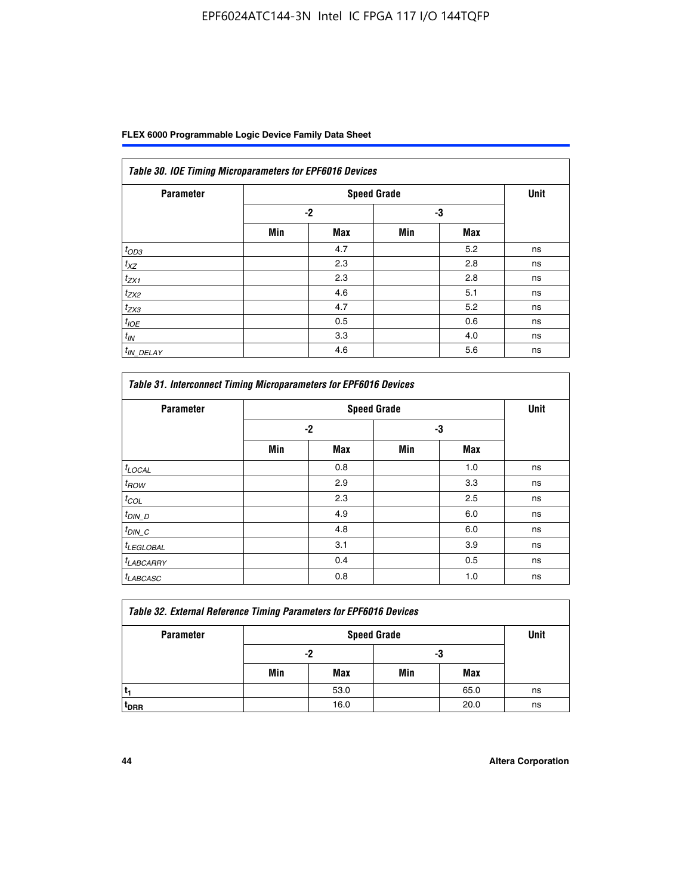| *Table 30. IOE Timing Microparameters for EPF6016 Devices* | | | | | |
|---|---|---|---|---|---|
| **Parameter** | **Speed Grade** | | | | **Unit** |
| | **-2** | | **-3** | | |
| | **Min** | **Max** | **Min** | **Max** | |
| $t_{OD3}$ | | 4.7 | | 5.2 | ns |
| $t_{XZ}$ | | 2.3 | | 2.8 | ns |
| $t_{ZX1}$ | | 2.3 | | 2.8 | ns |
| $t_{ZX2}$ | | 4.6 | | 5.1 | ns |
| $t_{ZX3}$ | | 4.7 | | 5.2 | ns |
| $t_{IOE}$ | | 0.5 | | 0.6 | ns |
| $t_{IN}$ | | 3.3 | | 4.0 | ns |
| $t_{IN\_DELAY}$ | | 4.6 | | 5.6 | ns |

| *Table 31. Interconnect Timing Microparameters for EPF6016 Devices* | | | | | |
|---|---|---|---|---|---|
| **Parameter** | **Speed Grade** | | | | **Unit** |
| | **-2** | | **-3** | | |
| | **Min** | **Max** | **Min** | **Max** | |
| $t_{LOCAL}$ | | 0.8 | | 1.0 | ns |
| $t_{ROW}$ | | 2.9 | | 3.3 | ns |
| $t_{COL}$ | | 2.3 | | 2.5 | ns |
| $t_{DIN\_D}$ | | 4.9 | | 6.0 | ns |
| $t_{DIN\_C}$ | | 4.8 | | 6.0 | ns |
| $t_{LEGLOBAL}$ | | 3.1 | | 3.9 | ns |
| $t_{LABCARRY}$ | | 0.4 | | 0.5 | ns |
| $t_{LABCASC}$ | | 0.8 | | 1.0 | ns |

| *Table 32. External Reference Timing Parameters for EPF6016 Devices* | | | | | |
|---|---|---|---|---|---|
| **Parameter** | **Speed Grade** | | | | **Unit** |
| | **-2** | | **-3** | | |
| | **Min** | **Max** | **Min** | **Max** | |
| $t_1$ | | 53.0 | | 65.0 | ns |
| $t_{DRR}$ | | 16.0 | | 20.0 | ns |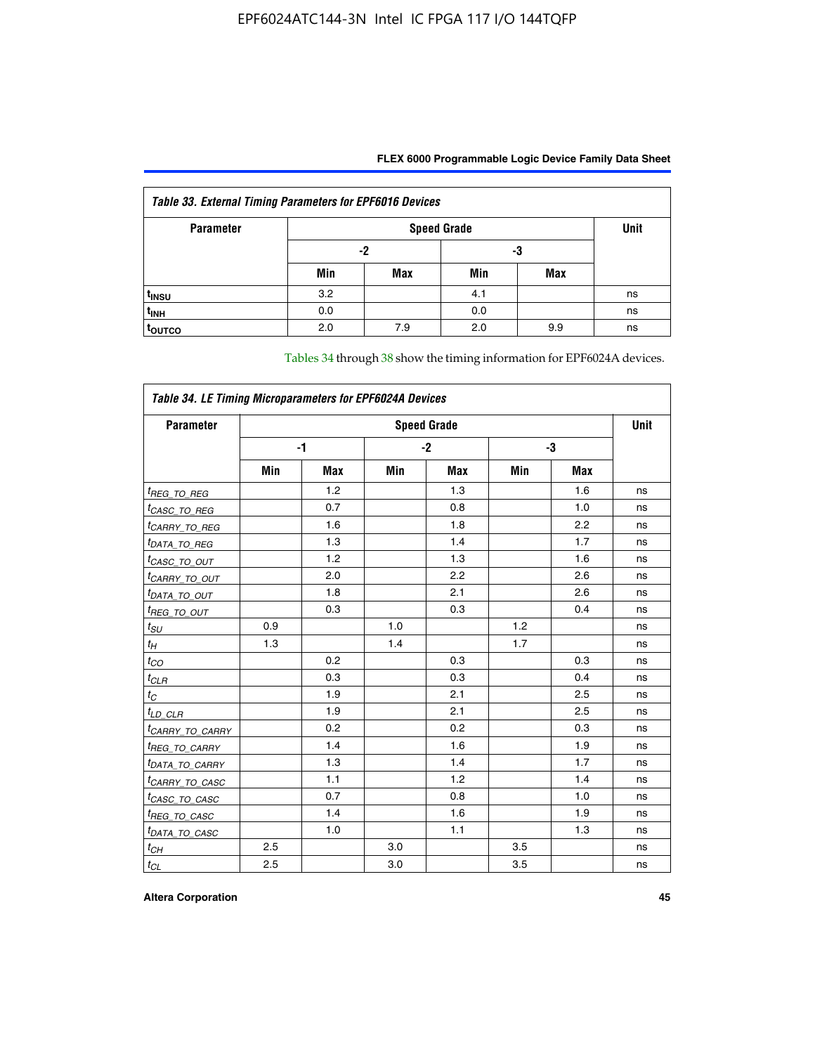*Table 33. External Timing Parameters for EPF6016 Devices*

| Parameter | Speed Grade | | | | Unit |
|---|---|---|---|---|---|
| | -2 | | -3 | | |
| | Min | Max | Min | Max | |
| $t_{INSU}$ | 3.2 | | 4.1 | | ns |
| $t_{INH}$ | 0.0 | | 0.0 | | ns |
| $t_{OUTCO}$ | 2.0 | 7.9 | 2.0 | 9.9 | ns |

Tables 34 through 38 show the timing information for EPF6024A devices.

*Table 34. LE Timing Microparameters for EPF6024A Devices*

| Parameter | Speed Grade | | | | | | Unit |
|---|---|---|---|---|---|---|---|
| | -1 | | -2 | | -3 | | |
| | Min | Max | Min | Max | Min | Max | |
| $t_{REG\_TO\_REG}$ | | 1.2 | | 1.3 | | 1.6 | ns |
| $t_{CASC\_TO\_REG}$ | | 0.7 | | 0.8 | | 1.0 | ns |
| $t_{CARRY\_TO\_REG}$ | | 1.6 | | 1.8 | | 2.2 | ns |
| $t_{DATA\_TO\_REG}$ | | 1.3 | | 1.4 | | 1.7 | ns |
| $t_{CASC\_TO\_OUT}$ | | 1.2 | | 1.3 | | 1.6 | ns |
| $t_{CARRY\_TO\_OUT}$ | | 2.0 | | 2.2 | | 2.6 | ns |
| $t_{DATA\_TO\_OUT}$ | | 1.8 | | 2.1 | | 2.6 | ns |
| $t_{REG\_TO\_OUT}$ | | 0.3 | | 0.3 | | 0.4 | ns |
| $t_{SU}$ | 0.9 | | 1.0 | | 1.2 | | ns |
| $t_H$ | 1.3 | | 1.4 | | 1.7 | | ns |
| $t_{CO}$ | | 0.2 | | 0.3 | | 0.3 | ns |
| $t_{CLR}$ | | 0.3 | | 0.3 | | 0.4 | ns |
| $t_C$ | | 1.9 | | 2.1 | | 2.5 | ns |
| $t_{LD\_CLR}$ | | 1.9 | | 2.1 | | 2.5 | ns |
| $t_{CARRY\_TO\_CARRY}$ | | 0.2 | | 0.2 | | 0.3 | ns |
| $t_{REG\_TO\_CARRY}$ | | 1.4 | | 1.6 | | 1.9 | ns |
| $t_{DATA\_TO\_CARRY}$ | | 1.3 | | 1.4 | | 1.7 | ns |
| $t_{CARRY\_TO\_CASC}$ | | 1.1 | | 1.2 | | 1.4 | ns |
| $t_{CASC\_TO\_CASC}$ | | 0.7 | | 0.8 | | 1.0 | ns |
| $t_{REG\_TO\_CASC}$ | | 1.4 | | 1.6 | | 1.9 | ns |
| $t_{DATA\_TO\_CASC}$ | | 1.0 | | 1.1 | | 1.3 | ns |
| $t_{CH}$ | 2.5 | | 3.0 | | 3.5 | | ns |
| $t_{CL}$ | 2.5 | | 3.0 | | 3.5 | | ns |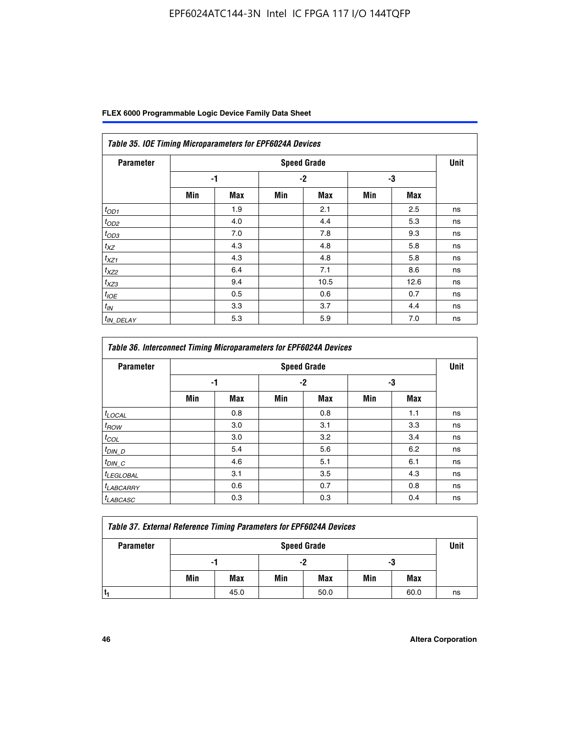| *Table 35. IOE Timing Microparameters for EPF6024A Devices* | | | | | | | |
|---|---|---|---|---|---|---|---|
| **Parameter** | **Speed Grade** | | | | | | **Unit** |
| | **-1** | | **-2** | | **-3** | | |
| | **Min** | **Max** | **Min** | **Max** | **Min** | **Max** | |
| $t_{OD1}$ | | 1.9 | | 2.1 | | 2.5 | ns |
| $t_{OD2}$ | | 4.0 | | 4.4 | | 5.3 | ns |
| $t_{OD3}$ | | 7.0 | | 7.8 | | 9.3 | ns |
| $t_{XZ}$ | | 4.3 | | 4.8 | | 5.8 | ns |
| $t_{XZ1}$ | | 4.3 | | 4.8 | | 5.8 | ns |
| $t_{XZ2}$ | | 6.4 | | 7.1 | | 8.6 | ns |
| $t_{XZ3}$ | | 9.4 | | 10.5 | | 12.6 | ns |
| $t_{IOE}$ | | 0.5 | | 0.6 | | 0.7 | ns |
| $t_{IN}$ | | 3.3 | | 3.7 | | 4.4 | ns |
| $t_{IN\_DELAY}$ | | 5.3 | | 5.9 | | 7.0 | ns |

| *Table 36. Interconnect Timing Microparameters for EPF6024A Devices* | | | | | | | |
|---|---|---|---|---|---|---|---|
| **Parameter** | **Speed Grade** | | | | | | **Unit** |
| | **-1** | | **-2** | | **-3** | | |
| | **Min** | **Max** | **Min** | **Max** | **Min** | **Max** | |
| $t_{LOCAL}$ | | 0.8 | | 0.8 | | 1.1 | ns |
| $t_{ROW}$ | | 3.0 | | 3.1 | | 3.3 | ns |
| $t_{COL}$ | | 3.0 | | 3.2 | | 3.4 | ns |
| $t_{DIN\_D}$ | | 5.4 | | 5.6 | | 6.2 | ns |
| $t_{DIN\_C}$ | | 4.6 | | 5.1 | | 6.1 | ns |
| $t_{LEGLOBAL}$ | | 3.1 | | 3.5 | | 4.3 | ns |
| $t_{LABCARRY}$ | | 0.6 | | 0.7 | | 0.8 | ns |
| $t_{LABCASC}$ | | 0.3 | | 0.3 | | 0.4 | ns |

| *Table 37. External Reference Timing Parameters for EPF6024A Devices* | | | | | | | |
|---|---|---|---|---|---|---|---|
| **Parameter** | **Speed Grade** | | | | | | **Unit** |
| | **-1** | | **-2** | | **-3** | | |
| | **Min** | **Max** | **Min** | **Max** | **Min** | **Max** | |
| $t_1$ | | 45.0 | | 50.0 | | 60.0 | ns |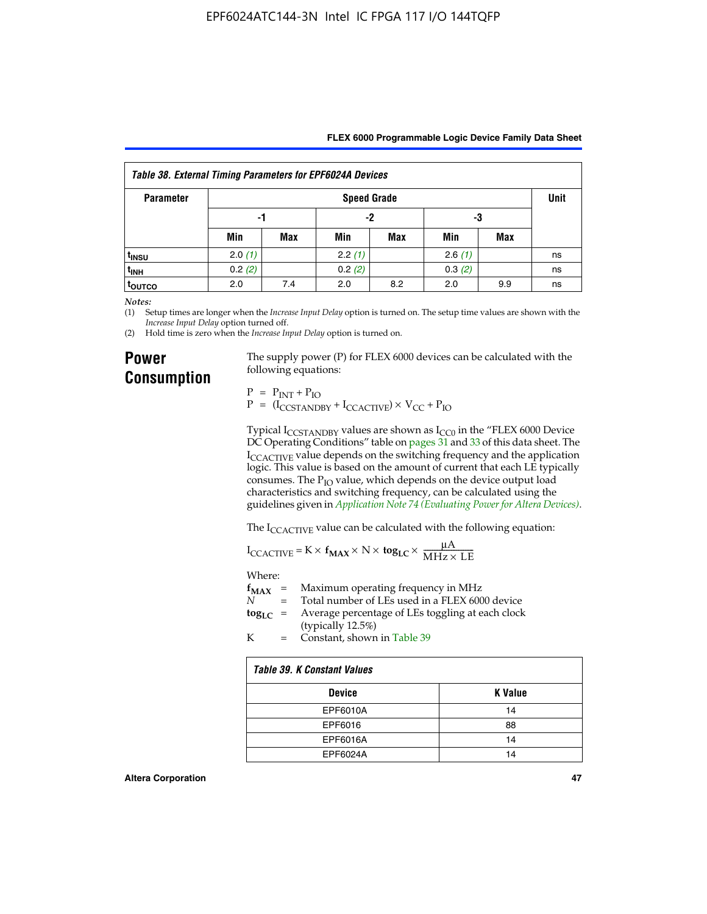Table 38. External Timing Parameters for EPF6024A Devices

| Parameter | Speed Grade | | | | | | Unit |
|---|---|---|---|---|---|---|---|
| | -1 | | -2 | | -3 | | |
| | Min | Max | Min | Max | Min | Max | |
| $t_{INSU}$ | 2.0 (1) | | 2.2 (1) | | 2.6 (1) | | ns |
| $t_{INH}$ | 0.2 (2) | | 0.2 (2) | | 0.3 (2) | | ns |
| $t_{OUTCO}$ | 2.0 | 7.4 | 2.0 | 8.2 | 2.0 | 9.9 | ns |

*Notes:*

(1) Setup times are longer when the *Increase Input Delay* option is turned on. The setup time values are shown with the *Increase Input Delay* option turned off.

(2) Hold time is zero when the *Increase Input Delay* option is turned on.

## Power Consumption

The supply power (P) for FLEX 6000 devices can be calculated with the following equations:

$$P = P_{INT} + P_{IO}$$
$$P = (I_{CCSTANDBY} + I_{CCACTIVE}) \times V_{CC} + P_{IO}$$

Typical $I_{CCSTANDBY}$ values are shown as $I_{CC0}$ in the "FLEX 6000 Device DC Operating Conditions" table on pages 31 and 33 of this data sheet. The $I_{CCACTIVE}$ value depends on the switching frequency and the application logic. This value is based on the amount of current that each LE typically consumes. The $P_{IO}$ value, which depends on the device output load characteristics and switching frequency, can be calculated using the guidelines given in *Application Note 74 (Evaluating Power for Altera Devices)*.

The $I_{CCACTIVE}$ value can be calculated with the following equation:

$$I_{CCACTIVE} = K \times \mathbf{f_{MAX}} \times N \times \mathbf{tog_{LC}} \times \frac{\mu A}{MHz \times LE}$$

Where:

$\mathbf{f_{MAX}}$ = Maximum operating frequency in MHz

$N$ = Total number of LEs used in a FLEX 6000 device

$\mathbf{tog_{LC}}$ = Average percentage of LEs toggling at each clock (typically 12.5%)

K = Constant, shown in Table 39

Table 39. K Constant Values

| Device | K Value |
|---|---|
| EPF6010A | 14 |
| EPF6016 | 88 |
| EPF6016A | 14 |
| EPF6024A | 14 |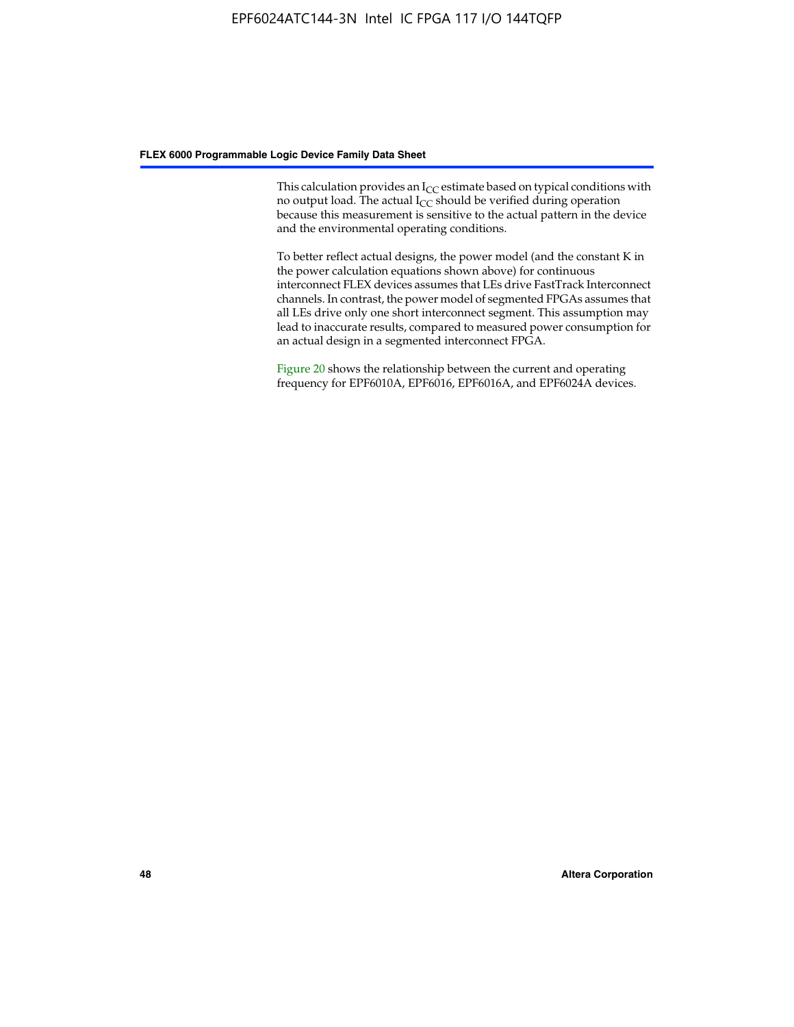This calculation provides an $I_{CC}$ estimate based on typical conditions with no output load. The actual $I_{CC}$ should be verified during operation because this measurement is sensitive to the actual pattern in the device and the environmental operating conditions.

To better reflect actual designs, the power model (and the constant K in the power calculation equations shown above) for continuous interconnect FLEX devices assumes that LEs drive FastTrack Interconnect channels. In contrast, the power model of segmented FPGAs assumes that all LEs drive only one short interconnect segment. This assumption may lead to inaccurate results, compared to measured power consumption for an actual design in a segmented interconnect FPGA.

Figure 20 shows the relationship between the current and operating frequency for EPF6010A, EPF6016, EPF6016A, and EPF6024A devices.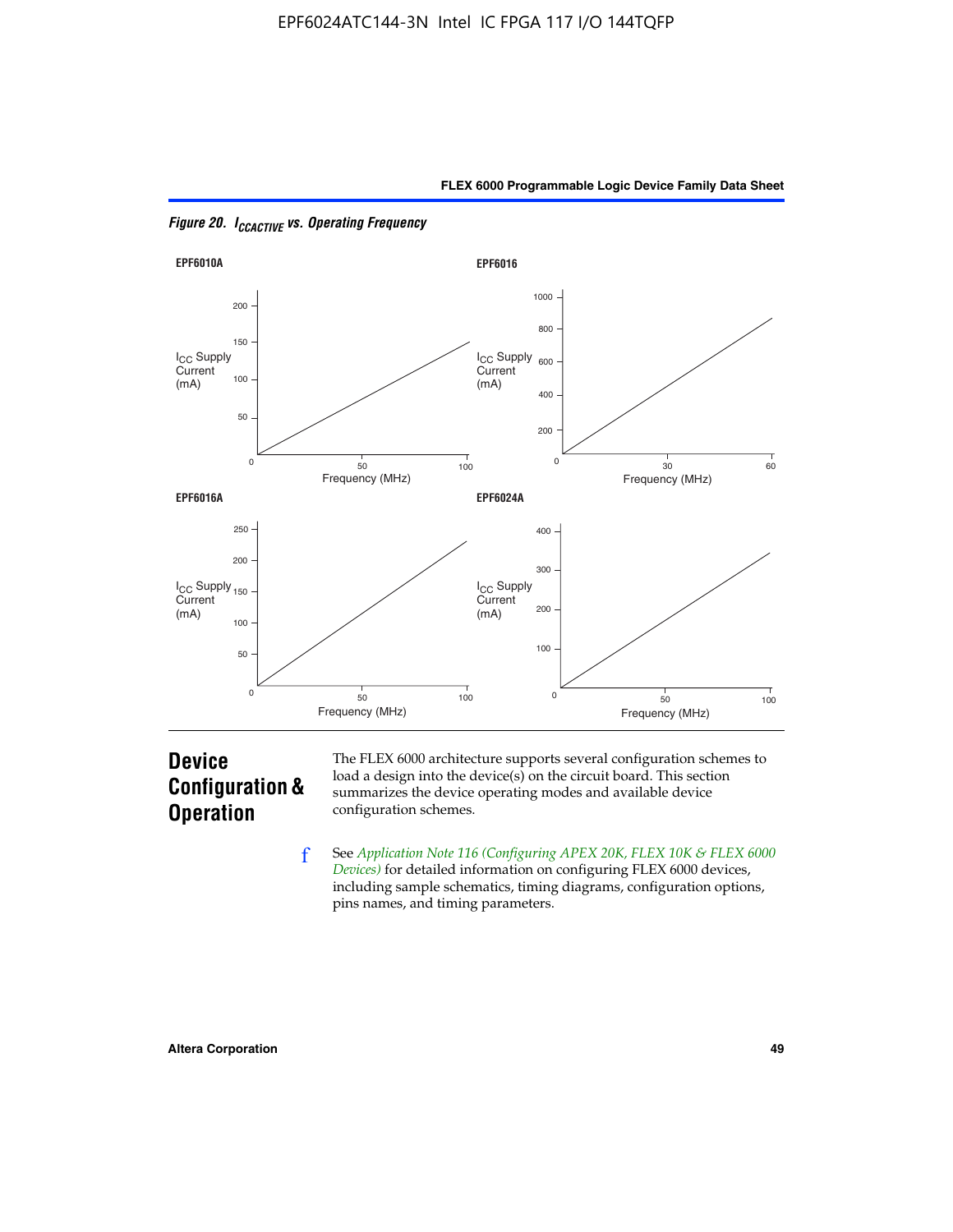*Figure 20. $I_{CCACTIVE}$ vs. Operating Frequency*

EPF6010A

EPF6016

EPF6016A

EPF6024A

# Device Configuration & Operation

The FLEX 6000 architecture supports several configuration schemes to load a design into the device(s) on the circuit board. This section summarizes the device operating modes and available device configuration schemes.

See *Application Note 116 (Configuring APEX 20K, FLEX 10K & FLEX 6000 Devices)* for detailed information on configuring FLEX 6000 devices, including sample schematics, timing diagrams, configuration options, pins names, and timing parameters.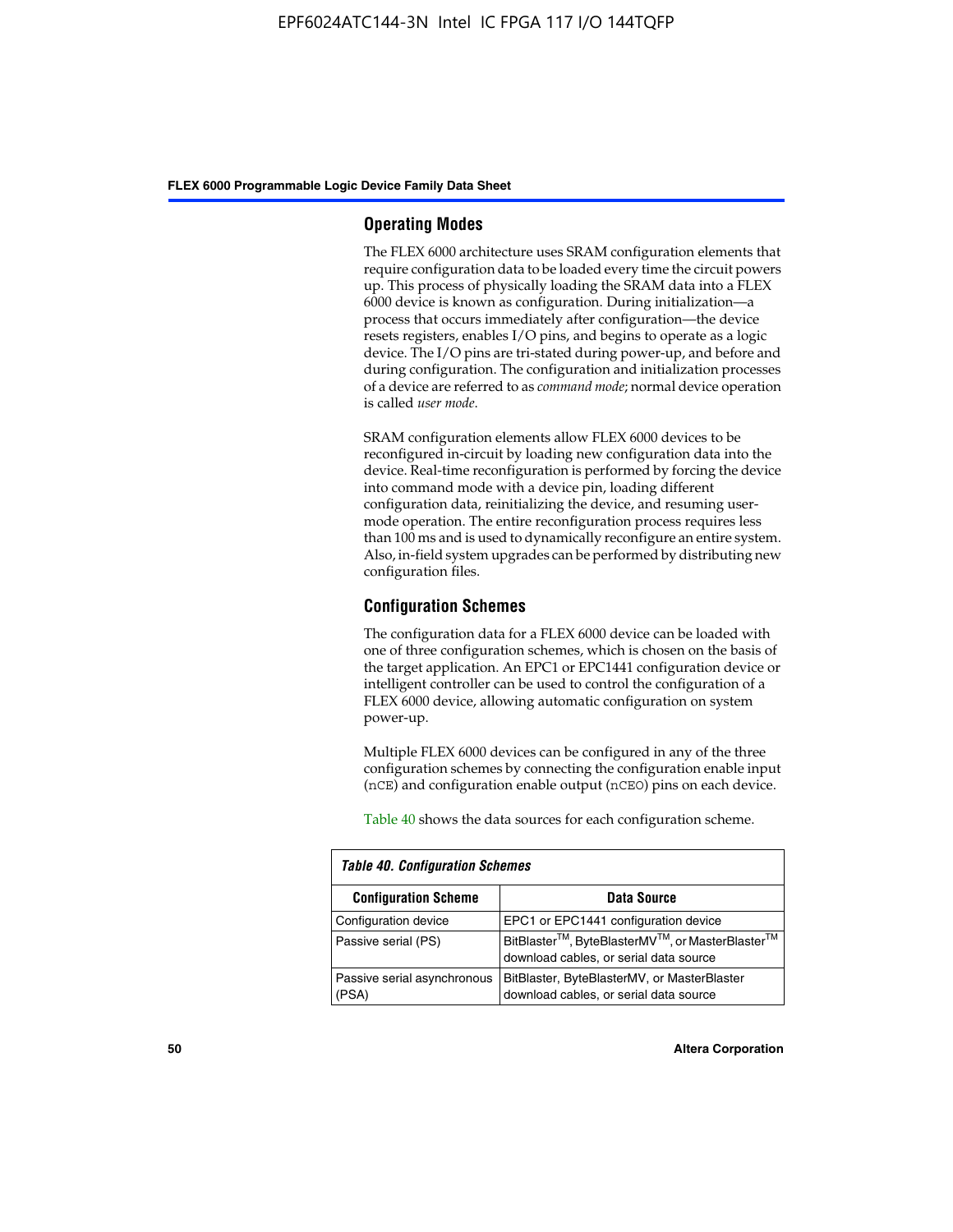## Operating Modes

The FLEX 6000 architecture uses SRAM configuration elements that require configuration data to be loaded every time the circuit powers up. This process of physically loading the SRAM data into a FLEX 6000 device is known as configuration. During initialization—a process that occurs immediately after configuration—the device resets registers, enables I/O pins, and begins to operate as a logic device. The I/O pins are tri-stated during power-up, and before and during configuration. The configuration and initialization processes of a device are referred to as *command mode*; normal device operation is called *user mode*.

SRAM configuration elements allow FLEX 6000 devices to be reconfigured in-circuit by loading new configuration data into the device. Real-time reconfiguration is performed by forcing the device into command mode with a device pin, loading different configuration data, reinitializing the device, and resuming user-mode operation. The entire reconfiguration process requires less than 100 ms and is used to dynamically reconfigure an entire system. Also, in-field system upgrades can be performed by distributing new configuration files.

## Configuration Schemes

The configuration data for a FLEX 6000 device can be loaded with one of three configuration schemes, which is chosen on the basis of the target application. An EPC1 or EPC1441 configuration device or intelligent controller can be used to control the configuration of a FLEX 6000 device, allowing automatic configuration on system power-up.

Multiple FLEX 6000 devices can be configured in any of the three configuration schemes by connecting the configuration enable input (`nCE`) and configuration enable output (`nCEO`) pins on each device.

Table 40 shows the data sources for each configuration scheme.

*Table 40. Configuration Schemes*

| Configuration Scheme | Data Source |
|---|---|
| Configuration device | EPC1 or EPC1441 configuration device |
| Passive serial (PS) | BitBlaster™, ByteBlasterMV™, or MasterBlaster™ download cables, or serial data source |
| Passive serial asynchronous (PSA) | BitBlaster, ByteBlasterMV, or MasterBlaster download cables, or serial data source |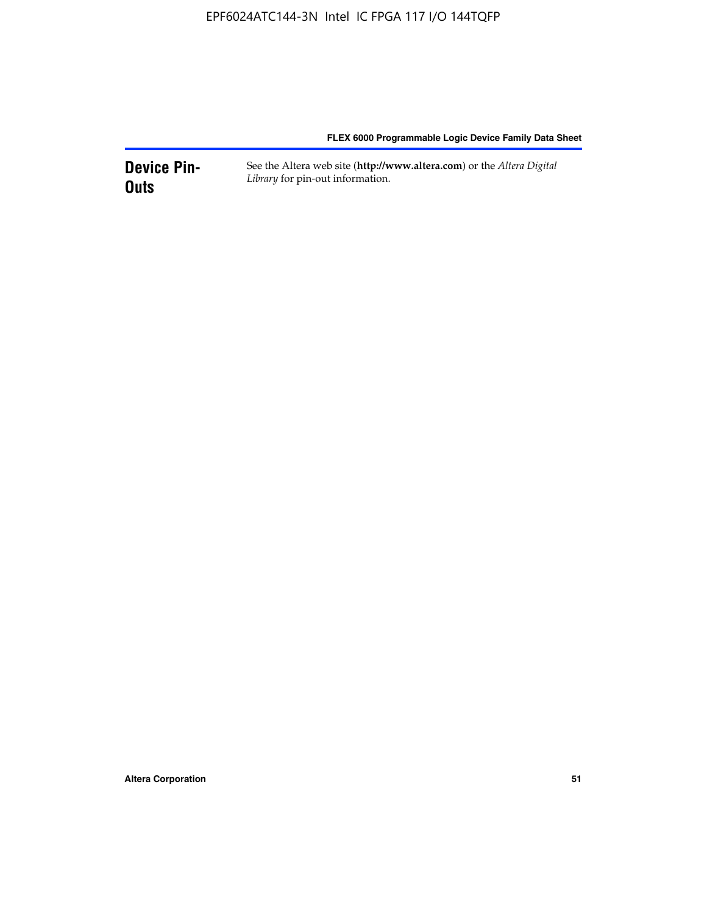## Device Pin-Outs

See the Altera web site (**http://www.altera.com**) or the *Altera Digital Library* for pin-out information.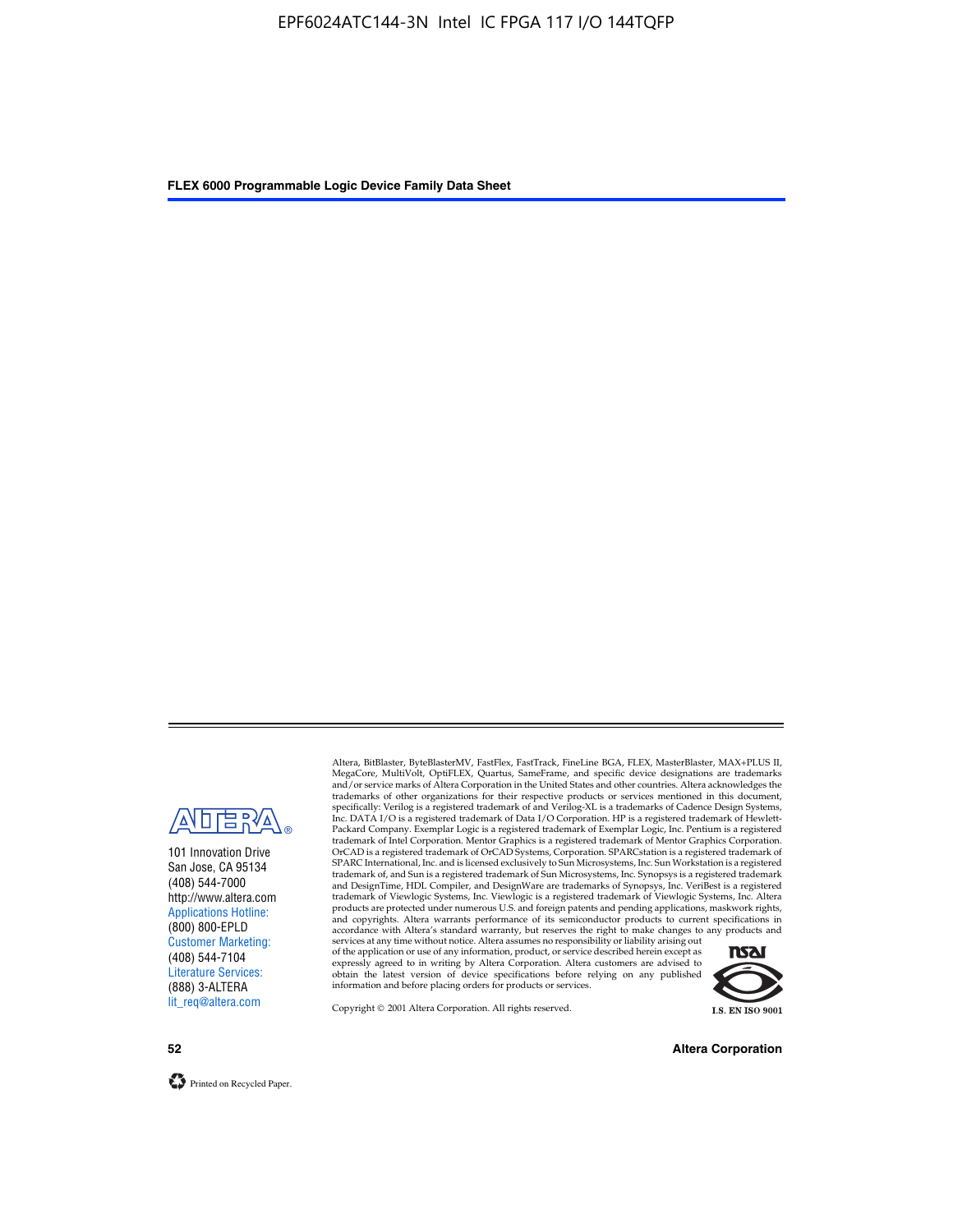101 Innovation Drive
San Jose, CA 95134
(408) 544-7000
http://www.altera.com
Applications Hotline:
(800) 800-EPLD
Customer Marketing:
(408) 544-7104
Literature Services:
(888) 3-ALTERA
lit_req@altera.com

Altera, BitBlaster, ByteBlasterMV, FastFlex, FastTrack, FineLine BGA, FLEX, MasterBlaster, MAX+PLUS II, MegaCore, MultiVolt, OptiFLEX, Quartus, SameFrame, and specific device designations are trademarks and/or service marks of Altera Corporation in the United States and other countries. Altera acknowledges the trademarks of other organizations for their respective products or services mentioned in this document, specifically: Verilog is a registered trademark of and Verilog-XL is a trademarks of Cadence Design Systems, Inc. DATA I/O is a registered trademark of Data I/O Corporation. HP is a registered trademark of Hewlett-Packard Company. Exemplar Logic is a registered trademark of Exemplar Logic, Inc. Pentium is a registered trademark of Intel Corporation. Mentor Graphics is a registered trademark of Mentor Graphics Corporation. OrCAD is a registered trademark of OrCAD Systems, Corporation. SPARCstation is a registered trademark of SPARC International, Inc. and is licensed exclusively to Sun Microsystems, Inc. Sun Workstation is a registered trademark of, and Sun is a registered trademark of Sun Microsystems, Inc. Synopsys is a registered trademark and DesignTime, HDL Compiler, and DesignWare are trademarks of Synopsys, Inc. VeriBest is a registered trademark of Viewlogic Systems, Inc. Viewlogic is a registered trademark of Viewlogic Systems, Inc. Altera products are protected under numerous U.S. and foreign patents and pending applications, maskwork rights, and copyrights. Altera warrants performance of its semiconductor products to current specifications in accordance with Altera's standard warranty, but reserves the right to make changes to any products and services at any time without notice. Altera assumes no responsibility or liability arising out of the application or use of any information, product, or service described herein except as expressly agreed to in writing by Altera Corporation. Altera customers are advised to obtain the latest version of device specifications before relying on any published information and before placing orders for products or services.

Copyright © 2001 Altera Corporation. All rights reserved.

I.S. EN ISO 9001

Printed on Recycled Paper.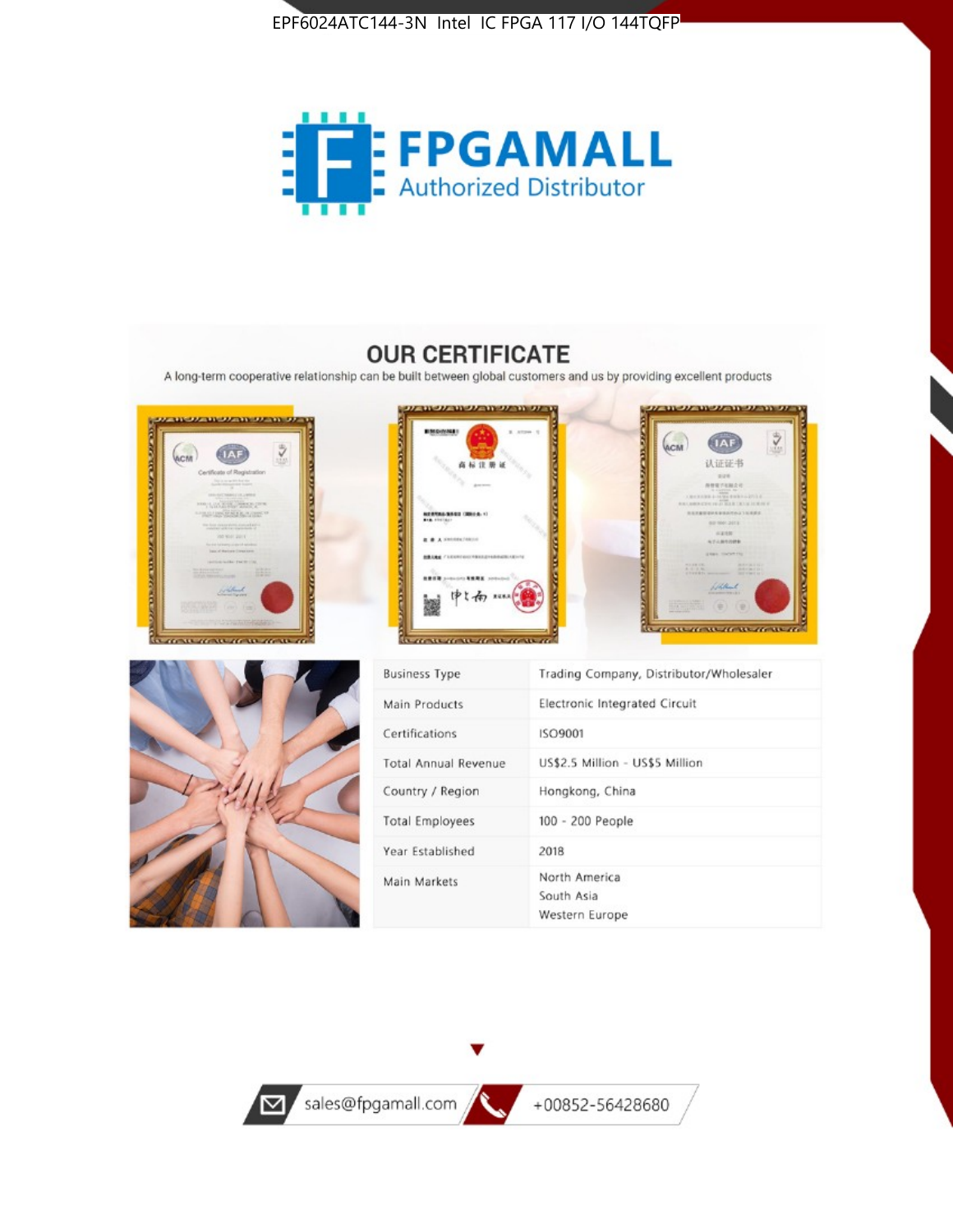FPGAMALL
Authorized Distributor

## OUR CERTIFICATE

A long-term cooperative relationship can be built between global customers and us by providing excellent products

| | |
|---|---|
| Business Type | Trading Company, Distributor/Wholesaler |
| Main Products | Electronic Integrated Circuit |
| Certifications | ISO9001 |
| Total Annual Revenue | US$2.5 Million - US$5 Million |
| Country / Region | Hongkong, China |
| Total Employees | 100 - 200 People |
| Year Established | 2018 |
| Main Markets | North America<br>South Asia<br>Western Europe |

sales@fpgamall.com

+00852-56428680